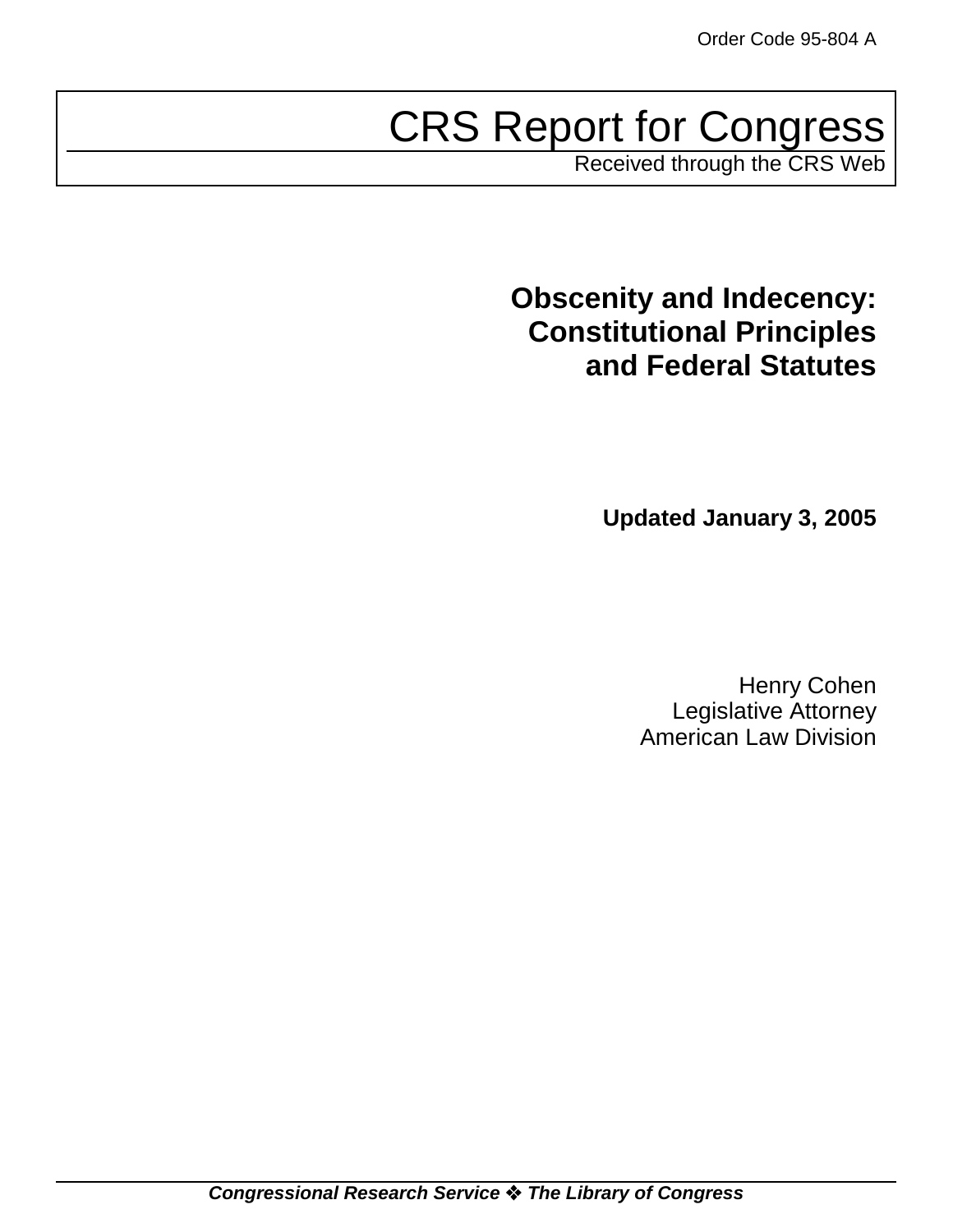Order Code 95-804 A

# CRS Report for Congress

Received through the CRS Web

## Obscenity and Indecency: Constitutional Principles and Federal Statutes

**Updated January 3, 2005**

Henry Cohen
Legislative Attorney
American Law Division

***Congressional Research Service ❖ The Library of Congress***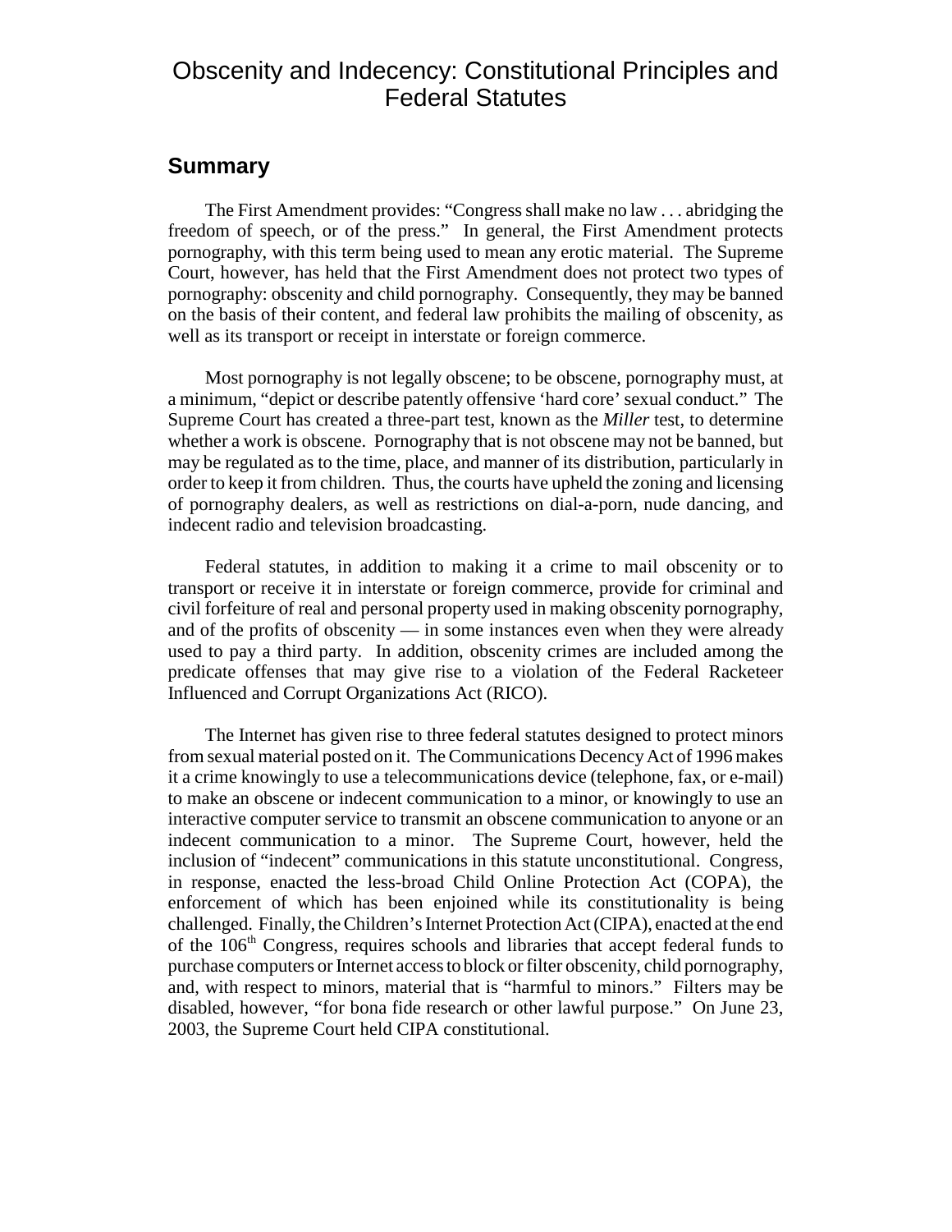# Obscenity and Indecency: Constitutional Principles and Federal Statutes

## Summary

The First Amendment provides: "Congress shall make no law . . . abridging the freedom of speech, or of the press." In general, the First Amendment protects pornography, with this term being used to mean any erotic material. The Supreme Court, however, has held that the First Amendment does not protect two types of pornography: obscenity and child pornography. Consequently, they may be banned on the basis of their content, and federal law prohibits the mailing of obscenity, as well as its transport or receipt in interstate or foreign commerce.

Most pornography is not legally obscene; to be obscene, pornography must, at a minimum, "depict or describe patently offensive 'hard core' sexual conduct." The Supreme Court has created a three-part test, known as the *Miller* test, to determine whether a work is obscene. Pornography that is not obscene may not be banned, but may be regulated as to the time, place, and manner of its distribution, particularly in order to keep it from children. Thus, the courts have upheld the zoning and licensing of pornography dealers, as well as restrictions on dial-a-porn, nude dancing, and indecent radio and television broadcasting.

Federal statutes, in addition to making it a crime to mail obscenity or to transport or receive it in interstate or foreign commerce, provide for criminal and civil forfeiture of real and personal property used in making obscenity pornography, and of the profits of obscenity — in some instances even when they were already used to pay a third party. In addition, obscenity crimes are included among the predicate offenses that may give rise to a violation of the Federal Racketeer Influenced and Corrupt Organizations Act (RICO).

The Internet has given rise to three federal statutes designed to protect minors from sexual material posted on it. The Communications Decency Act of 1996 makes it a crime knowingly to use a telecommunications device (telephone, fax, or e-mail) to make an obscene or indecent communication to a minor, or knowingly to use an interactive computer service to transmit an obscene communication to anyone or an indecent communication to a minor. The Supreme Court, however, held the inclusion of "indecent" communications in this statute unconstitutional. Congress, in response, enacted the less-broad Child Online Protection Act (COPA), the enforcement of which has been enjoined while its constitutionality is being challenged. Finally, the Children's Internet Protection Act (CIPA), enacted at the end of the 106th Congress, requires schools and libraries that accept federal funds to purchase computers or Internet access to block or filter obscenity, child pornography, and, with respect to minors, material that is "harmful to minors." Filters may be disabled, however, "for bona fide research or other lawful purpose." On June 23, 2003, the Supreme Court held CIPA constitutional.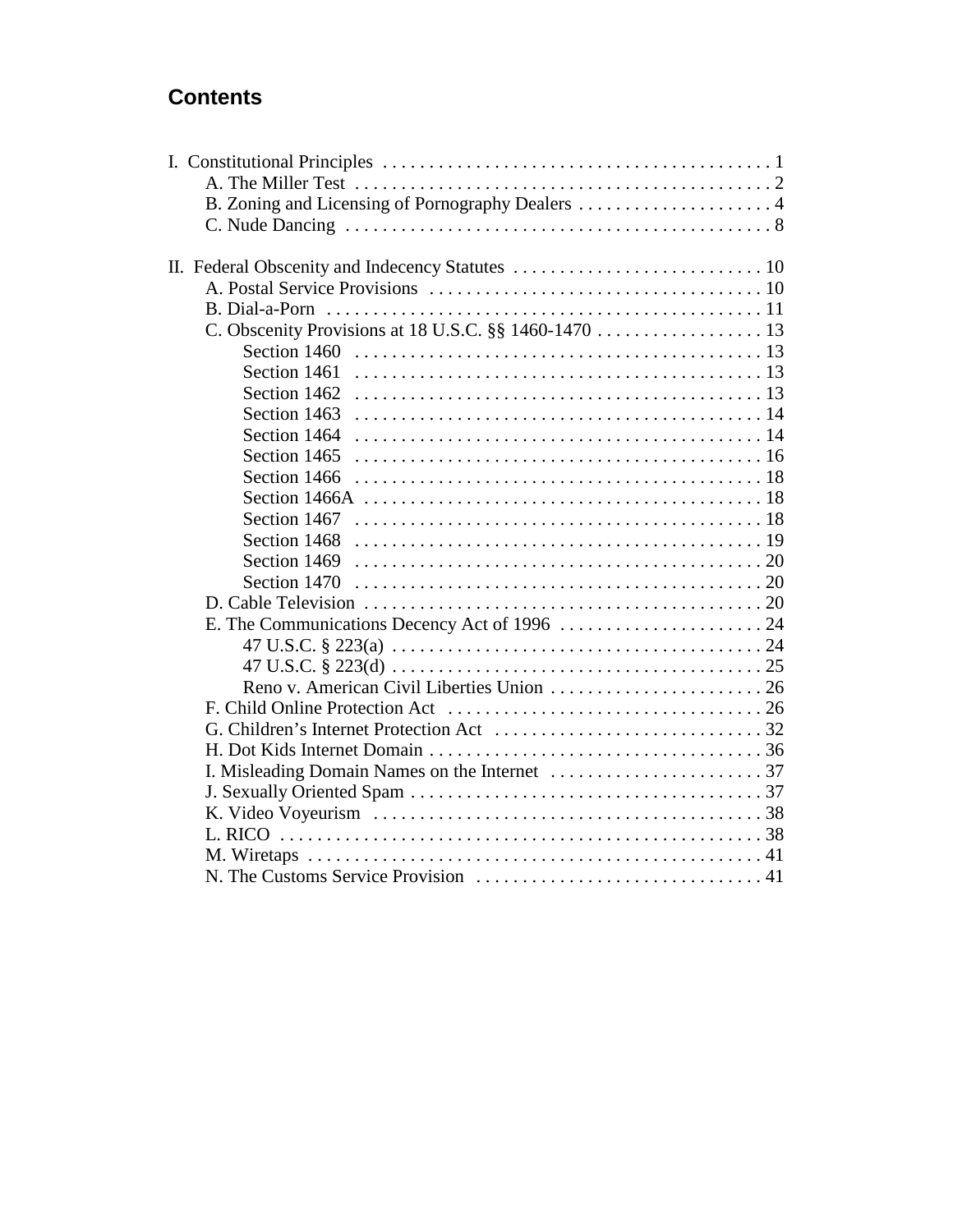## Contents

I. Constitutional Principles . . . . . . . . . . . . . . . . . . . . . . . . . . . . . . . . . . . . . . . . . . 1
  A. The Miller Test . . . . . . . . . . . . . . . . . . . . . . . . . . . . . . . . . . . . . . . . . . . . 2
  B. Zoning and Licensing of Pornography Dealers . . . . . . . . . . . . . . . . . . . . . 4
  C. Nude Dancing . . . . . . . . . . . . . . . . . . . . . . . . . . . . . . . . . . . . . . . . . . . . . 8

II. Federal Obscenity and Indecency Statutes . . . . . . . . . . . . . . . . . . . . . . . . . . 10
  A. Postal Service Provisions . . . . . . . . . . . . . . . . . . . . . . . . . . . . . . . . . . . . 10
  B. Dial-a-Porn . . . . . . . . . . . . . . . . . . . . . . . . . . . . . . . . . . . . . . . . . . . . . . 11
  C. Obscenity Provisions at 18 U.S.C. §§ 1460-1470 . . . . . . . . . . . . . . . . . . 13
    Section 1460 . . . . . . . . . . . . . . . . . . . . . . . . . . . . . . . . . . . . . . . . . . . . 13
    Section 1461 . . . . . . . . . . . . . . . . . . . . . . . . . . . . . . . . . . . . . . . . . . . . 13
    Section 1462 . . . . . . . . . . . . . . . . . . . . . . . . . . . . . . . . . . . . . . . . . . . . 13
    Section 1463 . . . . . . . . . . . . . . . . . . . . . . . . . . . . . . . . . . . . . . . . . . . . 14
    Section 1464 . . . . . . . . . . . . . . . . . . . . . . . . . . . . . . . . . . . . . . . . . . . . 14
    Section 1465 . . . . . . . . . . . . . . . . . . . . . . . . . . . . . . . . . . . . . . . . . . . . 16
    Section 1466 . . . . . . . . . . . . . . . . . . . . . . . . . . . . . . . . . . . . . . . . . . . . 18
    Section 1466A . . . . . . . . . . . . . . . . . . . . . . . . . . . . . . . . . . . . . . . . . . . 18
    Section 1467 . . . . . . . . . . . . . . . . . . . . . . . . . . . . . . . . . . . . . . . . . . . . 18
    Section 1468 . . . . . . . . . . . . . . . . . . . . . . . . . . . . . . . . . . . . . . . . . . . . 19
    Section 1469 . . . . . . . . . . . . . . . . . . . . . . . . . . . . . . . . . . . . . . . . . . . . 20
    Section 1470 . . . . . . . . . . . . . . . . . . . . . . . . . . . . . . . . . . . . . . . . . . . . 20
  D. Cable Television . . . . . . . . . . . . . . . . . . . . . . . . . . . . . . . . . . . . . . . . . . . 20
  E. The Communications Decency Act of 1996 . . . . . . . . . . . . . . . . . . . . . . 24
    47 U.S.C. § 223(a) . . . . . . . . . . . . . . . . . . . . . . . . . . . . . . . . . . . . . . . . 24
    47 U.S.C. § 223(d) . . . . . . . . . . . . . . . . . . . . . . . . . . . . . . . . . . . . . . . . 25
    Reno v. American Civil Liberties Union . . . . . . . . . . . . . . . . . . . . . . . . 26
  F. Child Online Protection Act . . . . . . . . . . . . . . . . . . . . . . . . . . . . . . . . . . 26
  G. Children's Internet Protection Act . . . . . . . . . . . . . . . . . . . . . . . . . . . . . 32
  H. Dot Kids Internet Domain . . . . . . . . . . . . . . . . . . . . . . . . . . . . . . . . . . . 36
  I. Misleading Domain Names on the Internet . . . . . . . . . . . . . . . . . . . . . . . 37
  J. Sexually Oriented Spam . . . . . . . . . . . . . . . . . . . . . . . . . . . . . . . . . . . . . 37
  K. Video Voyeurism . . . . . . . . . . . . . . . . . . . . . . . . . . . . . . . . . . . . . . . . . . 38
  L. RICO . . . . . . . . . . . . . . . . . . . . . . . . . . . . . . . . . . . . . . . . . . . . . . . . . . . 38
  M. Wiretaps . . . . . . . . . . . . . . . . . . . . . . . . . . . . . . . . . . . . . . . . . . . . . . . . 41
  N. The Customs Service Provision . . . . . . . . . . . . . . . . . . . . . . . . . . . . . . . 41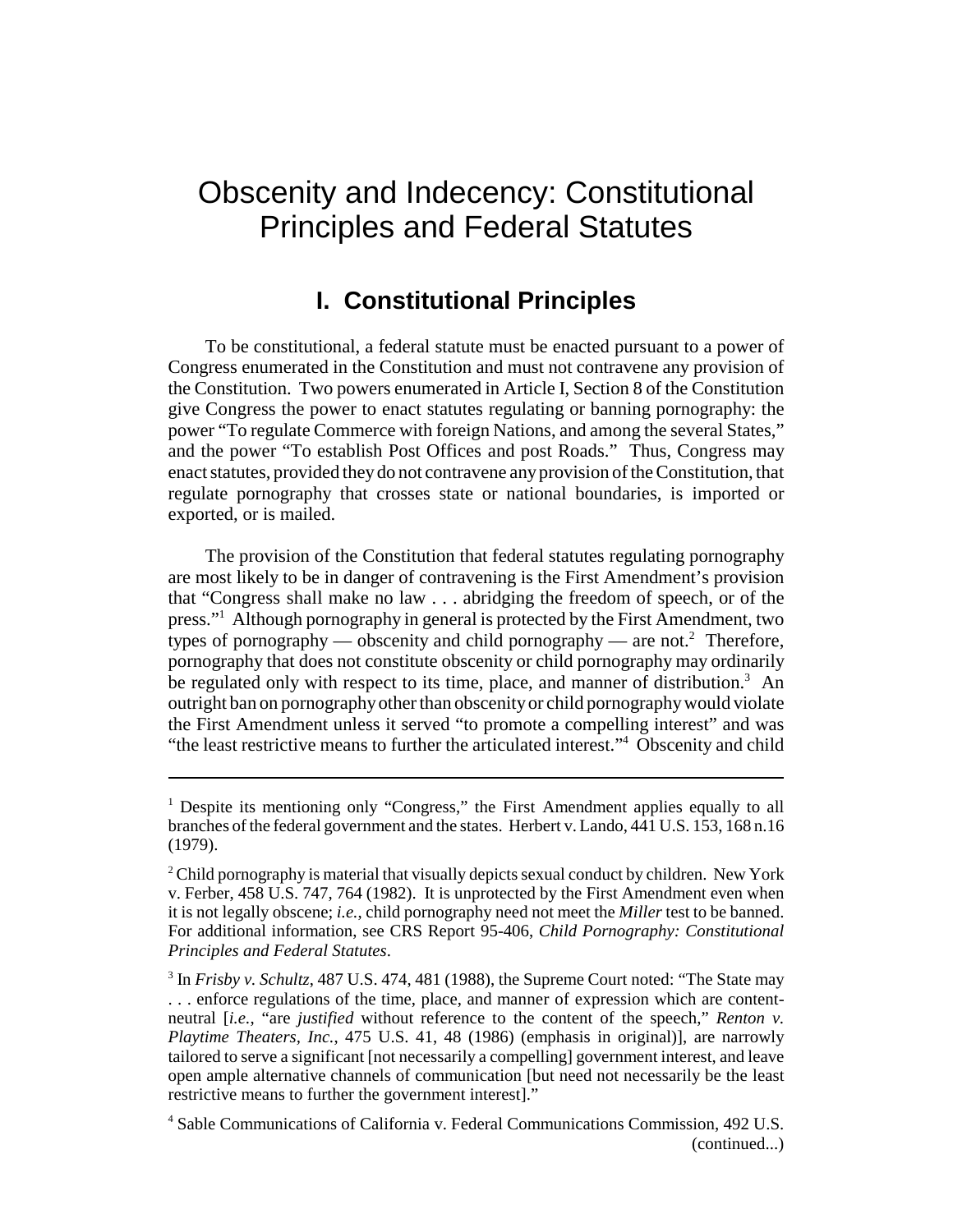# Obscenity and Indecency: Constitutional Principles and Federal Statutes

## I. Constitutional Principles

To be constitutional, a federal statute must be enacted pursuant to a power of Congress enumerated in the Constitution and must not contravene any provision of the Constitution. Two powers enumerated in Article I, Section 8 of the Constitution give Congress the power to enact statutes regulating or banning pornography: the power "To regulate Commerce with foreign Nations, and among the several States," and the power "To establish Post Offices and post Roads." Thus, Congress may enact statutes, provided they do not contravene any provision of the Constitution, that regulate pornography that crosses state or national boundaries, is imported or exported, or is mailed.

The provision of the Constitution that federal statutes regulating pornography are most likely to be in danger of contravening is the First Amendment's provision that "Congress shall make no law . . . abridging the freedom of speech, or of the press."[1] Although pornography in general is protected by the First Amendment, two types of pornography — obscenity and child pornography — are not.[2] Therefore, pornography that does not constitute obscenity or child pornography may ordinarily be regulated only with respect to its time, place, and manner of distribution.[3] An outright ban on pornography other than obscenity or child pornography would violate the First Amendment unless it served "to promote a compelling interest" and was "the least restrictive means to further the articulated interest."[4] Obscenity and child

---

[1] Despite its mentioning only "Congress," the First Amendment applies equally to all branches of the federal government and the states. Herbert v. Lando, 441 U.S. 153, 168 n.16 (1979).

[2] Child pornography is material that visually depicts sexual conduct by children. New York v. Ferber, 458 U.S. 747, 764 (1982). It is unprotected by the First Amendment even when it is not legally obscene; *i.e.*, child pornography need not meet the *Miller* test to be banned. For additional information, see CRS Report 95-406, *Child Pornography: Constitutional Principles and Federal Statutes*.

[3] In *Frisby v. Schultz*, 487 U.S. 474, 481 (1988), the Supreme Court noted: "The State may . . . enforce regulations of the time, place, and manner of expression which are content-neutral [*i.e.*, "are *justified* without reference to the content of the speech," *Renton v. Playtime Theaters, Inc.*, 475 U.S. 41, 48 (1986) (emphasis in original)], are narrowly tailored to serve a significant [not necessarily a compelling] government interest, and leave open ample alternative channels of communication [but need not necessarily be the least restrictive means to further the government interest]."

[4] Sable Communications of California v. Federal Communications Commission, 492 U.S. (continued...)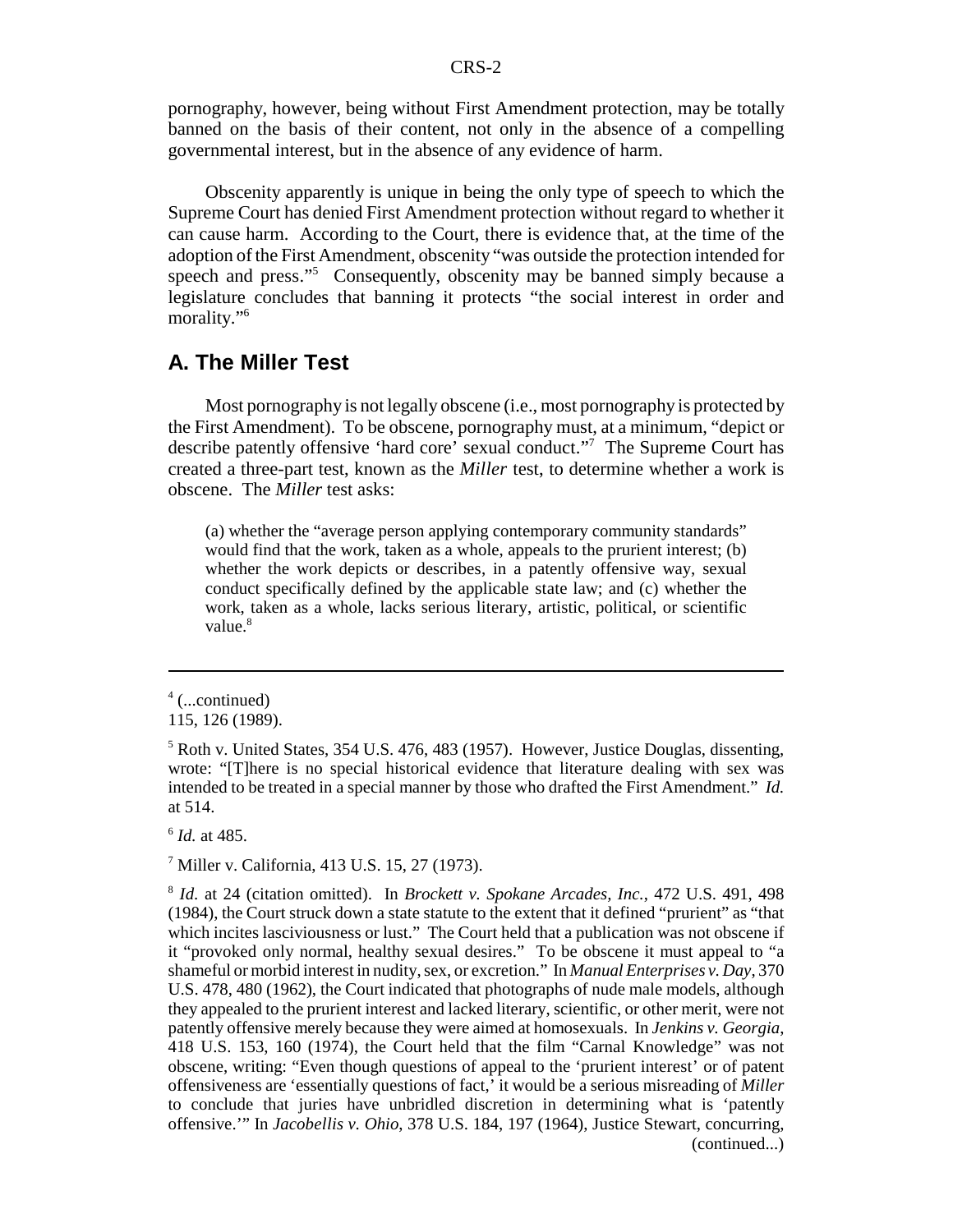pornography, however, being without First Amendment protection, may be totally banned on the basis of their content, not only in the absence of a compelling governmental interest, but in the absence of any evidence of harm.

Obscenity apparently is unique in being the only type of speech to which the Supreme Court has denied First Amendment protection without regard to whether it can cause harm. According to the Court, there is evidence that, at the time of the adoption of the First Amendment, obscenity "was outside the protection intended for speech and press."[5] Consequently, obscenity may be banned simply because a legislature concludes that banning it protects "the social interest in order and morality."[6]

## A. The Miller Test

Most pornography is not legally obscene (i.e., most pornography is protected by the First Amendment). To be obscene, pornography must, at a minimum, "depict or describe patently offensive 'hard core' sexual conduct."[7] The Supreme Court has created a three-part test, known as the *Miller* test, to determine whether a work is obscene. The *Miller* test asks:

> (a) whether the "average person applying contemporary community standards" would find that the work, taken as a whole, appeals to the prurient interest; (b) whether the work depicts or describes, in a patently offensive way, sexual conduct specifically defined by the applicable state law; and (c) whether the work, taken as a whole, lacks serious literary, artistic, political, or scientific value.[8]

---

[4] (...continued)
115, 126 (1989).

[5] Roth v. United States, 354 U.S. 476, 483 (1957). However, Justice Douglas, dissenting, wrote: "[T]here is no special historical evidence that literature dealing with sex was intended to be treated in a special manner by those who drafted the First Amendment." *Id.* at 514.

[6] *Id.* at 485.

[7] Miller v. California, 413 U.S. 15, 27 (1973).

[8] *Id.* at 24 (citation omitted). In *Brockett v. Spokane Arcades, Inc.*, 472 U.S. 491, 498 (1984), the Court struck down a state statute to the extent that it defined "prurient" as "that which incites lasciviousness or lust." The Court held that a publication was not obscene if it "provoked only normal, healthy sexual desires." To be obscene it must appeal to "a shameful or morbid interest in nudity, sex, or excretion." In *Manual Enterprises v. Day*, 370 U.S. 478, 480 (1962), the Court indicated that photographs of nude male models, although they appealed to the prurient interest and lacked literary, scientific, or other merit, were not patently offensive merely because they were aimed at homosexuals. In *Jenkins v. Georgia*, 418 U.S. 153, 160 (1974), the Court held that the film "Carnal Knowledge" was not obscene, writing: "Even though questions of appeal to the 'prurient interest' or of patent offensiveness are 'essentially questions of fact,' it would be a serious misreading of *Miller* to conclude that juries have unbridled discretion in determining what is 'patently offensive.'" In *Jacobellis v. Ohio*, 378 U.S. 184, 197 (1964), Justice Stewart, concurring, (continued...)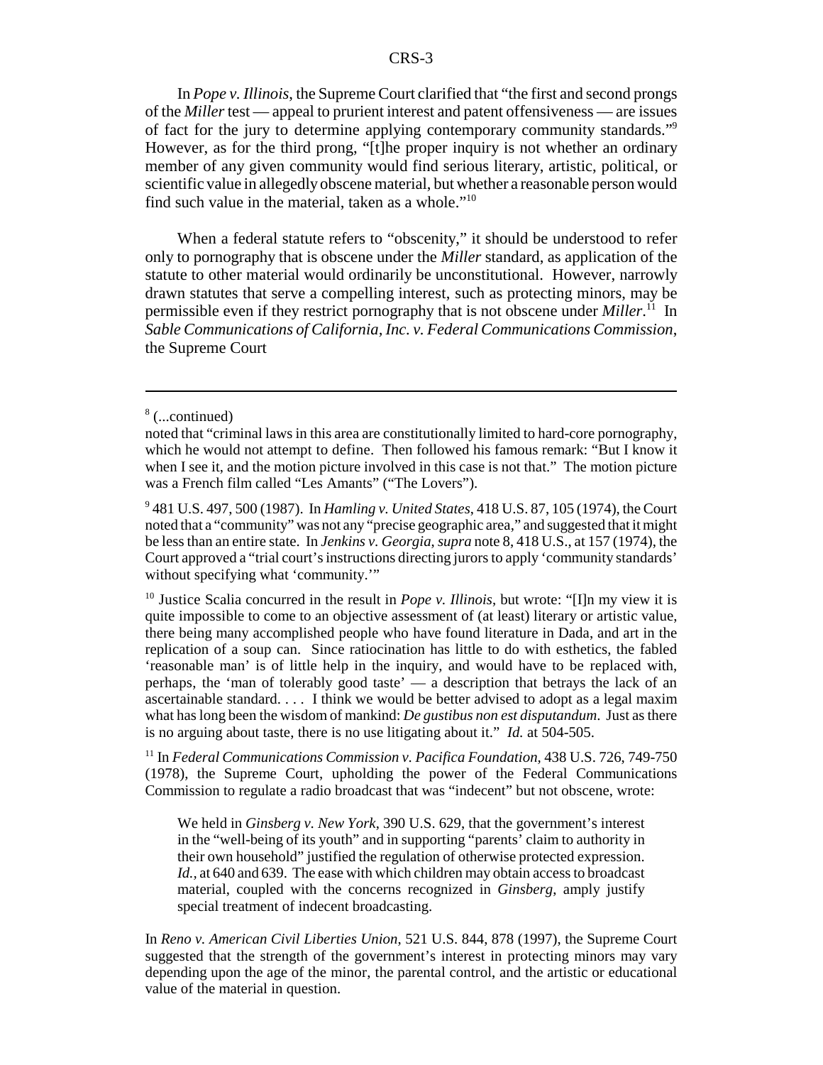In *Pope v. Illinois*, the Supreme Court clarified that "the first and second prongs of the *Miller* test — appeal to prurient interest and patent offensiveness — are issues of fact for the jury to determine applying contemporary community standards."[9] However, as for the third prong, "[t]he proper inquiry is not whether an ordinary member of any given community would find serious literary, artistic, political, or scientific value in allegedly obscene material, but whether a reasonable person would find such value in the material, taken as a whole."[10]

When a federal statute refers to "obscenity," it should be understood to refer only to pornography that is obscene under the *Miller* standard, as application of the statute to other material would ordinarily be unconstitutional. However, narrowly drawn statutes that serve a compelling interest, such as protecting minors, may be permissible even if they restrict pornography that is not obscene under *Miller*.[11] In *Sable Communications of California, Inc. v. Federal Communications Commission*, the Supreme Court

---

[8] (...continued)
noted that "criminal laws in this area are constitutionally limited to hard-core pornography, which he would not attempt to define. Then followed his famous remark: "But I know it when I see it, and the motion picture involved in this case is not that." The motion picture was a French film called "Les Amants" ("The Lovers").

[9] 481 U.S. 497, 500 (1987). In *Hamling v. United States*, 418 U.S. 87, 105 (1974), the Court noted that a "community" was not any "precise geographic area," and suggested that it might be less than an entire state. In *Jenkins v. Georgia, supra* note 8, 418 U.S., at 157 (1974), the Court approved a "trial court's instructions directing jurors to apply 'community standards' without specifying what 'community.'"

[10] Justice Scalia concurred in the result in *Pope v. Illinois*, but wrote: "[I]n my view it is quite impossible to come to an objective assessment of (at least) literary or artistic value, there being many accomplished people who have found literature in Dada, and art in the replication of a soup can. Since ratiocination has little to do with esthetics, the fabled 'reasonable man' is of little help in the inquiry, and would have to be replaced with, perhaps, the 'man of tolerably good taste' — a description that betrays the lack of an ascertainable standard. . . . I think we would be better advised to adopt as a legal maxim what has long been the wisdom of mankind: *De gustibus non est disputandum*. Just as there is no arguing about taste, there is no use litigating about it." *Id.* at 504-505.

[11] In *Federal Communications Commission v. Pacifica Foundation*, 438 U.S. 726, 749-750 (1978), the Supreme Court, upholding the power of the Federal Communications Commission to regulate a radio broadcast that was "indecent" but not obscene, wrote:

> We held in *Ginsberg v. New York*, 390 U.S. 629, that the government's interest in the "well-being of its youth" and in supporting "parents' claim to authority in their own household" justified the regulation of otherwise protected expression. *Id.*, at 640 and 639. The ease with which children may obtain access to broadcast material, coupled with the concerns recognized in *Ginsberg*, amply justify special treatment of indecent broadcasting.

In *Reno v. American Civil Liberties Union*, 521 U.S. 844, 878 (1997), the Supreme Court suggested that the strength of the government's interest in protecting minors may vary depending upon the age of the minor, the parental control, and the artistic or educational value of the material in question.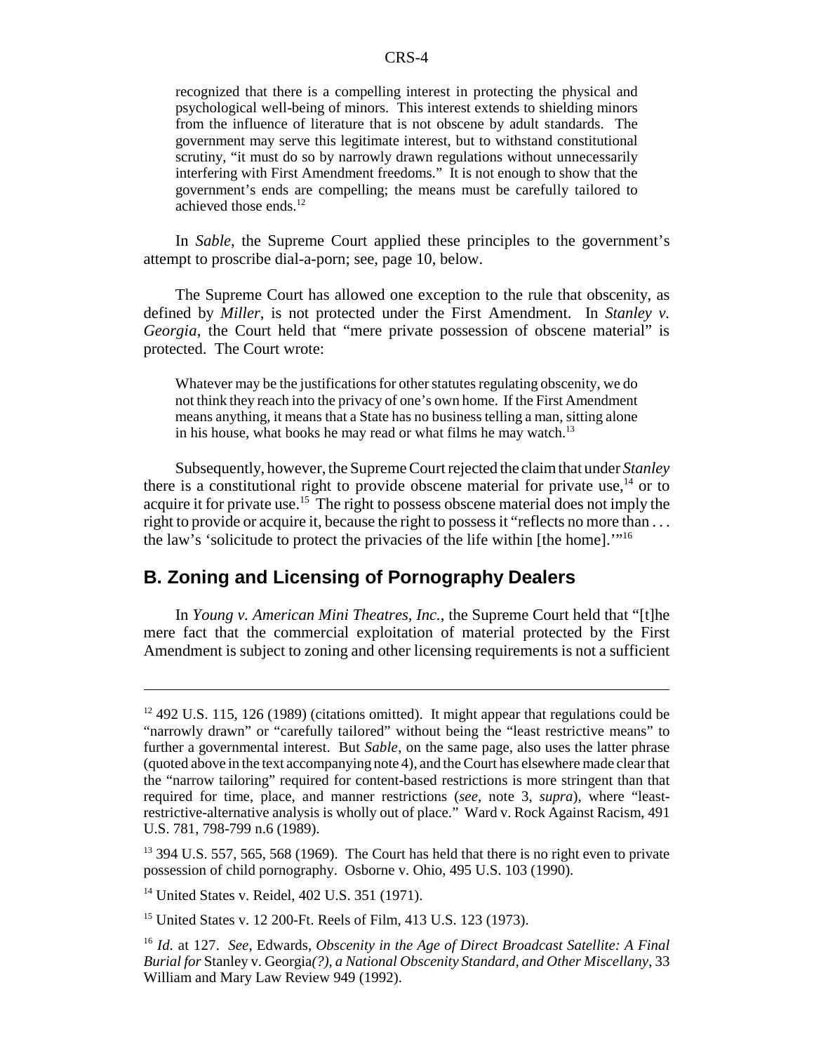> recognized that there is a compelling interest in protecting the physical and psychological well-being of minors. This interest extends to shielding minors from the influence of literature that is not obscene by adult standards. The government may serve this legitimate interest, but to withstand constitutional scrutiny, "it must do so by narrowly drawn regulations without unnecessarily interfering with First Amendment freedoms." It is not enough to show that the government's ends are compelling; the means must be carefully tailored to achieved those ends.[12]

In *Sable*, the Supreme Court applied these principles to the government's attempt to proscribe dial-a-porn; see, page 10, below.

The Supreme Court has allowed one exception to the rule that obscenity, as defined by *Miller*, is not protected under the First Amendment. In *Stanley v. Georgia*, the Court held that "mere private possession of obscene material" is protected. The Court wrote:

> Whatever may be the justifications for other statutes regulating obscenity, we do not think they reach into the privacy of one's own home. If the First Amendment means anything, it means that a State has no business telling a man, sitting alone in his house, what books he may read or what films he may watch.[13]

Subsequently, however, the Supreme Court rejected the claim that under *Stanley* there is a constitutional right to provide obscene material for private use,[14] or to acquire it for private use.[15] The right to possess obscene material does not imply the right to provide or acquire it, because the right to possess it "reflects no more than . . . the law's 'solicitude to protect the privacies of the life within [the home].'"[16]

## B. Zoning and Licensing of Pornography Dealers

In *Young v. American Mini Theatres, Inc.*, the Supreme Court held that "[t]he mere fact that the commercial exploitation of material protected by the First Amendment is subject to zoning and other licensing requirements is not a sufficient

---

[12] 492 U.S. 115, 126 (1989) (citations omitted). It might appear that regulations could be "narrowly drawn" or "carefully tailored" without being the "least restrictive means" to further a governmental interest. But *Sable*, on the same page, also uses the latter phrase (quoted above in the text accompanying note 4), and the Court has elsewhere made clear that the "narrow tailoring" required for content-based restrictions is more stringent than that required for time, place, and manner restrictions (*see*, note 3, *supra*), where "least-restrictive-alternative analysis is wholly out of place." Ward v. Rock Against Racism, 491 U.S. 781, 798-799 n.6 (1989).

[13] 394 U.S. 557, 565, 568 (1969). The Court has held that there is no right even to private possession of child pornography. Osborne v. Ohio, 495 U.S. 103 (1990).

[14] United States v. Reidel, 402 U.S. 351 (1971).

[15] United States v. 12 200-Ft. Reels of Film, 413 U.S. 123 (1973).

[16] *Id.* at 127. *See*, Edwards, *Obscenity in the Age of Direct Broadcast Satellite: A Final Burial for* Stanley v. Georgia*(?), a National Obscenity Standard, and Other Miscellany*, 33 William and Mary Law Review 949 (1992).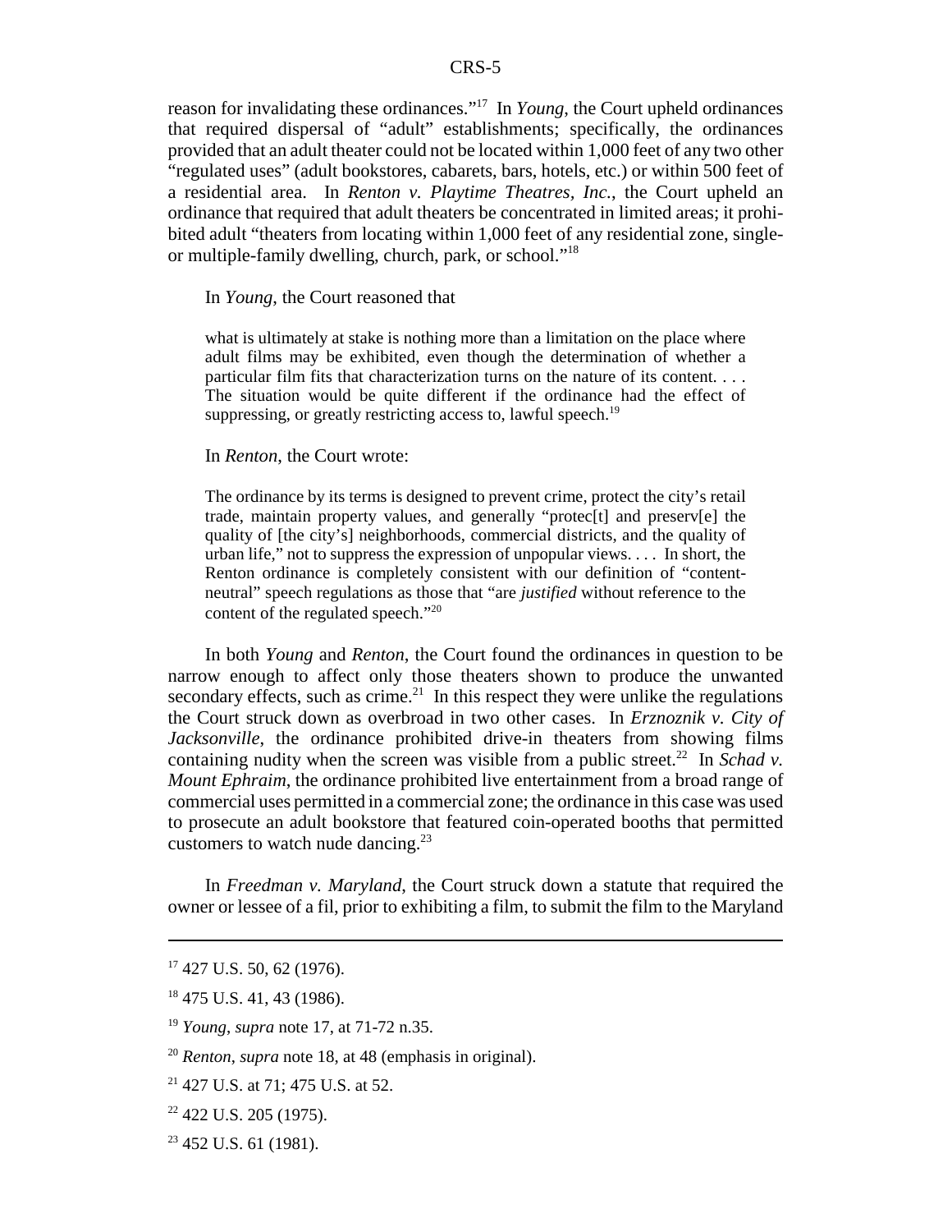reason for invalidating these ordinances."[17] In *Young*, the Court upheld ordinances that required dispersal of "adult" establishments; specifically, the ordinances provided that an adult theater could not be located within 1,000 feet of any two other "regulated uses" (adult bookstores, cabarets, bars, hotels, etc.) or within 500 feet of a residential area. In *Renton v. Playtime Theatres, Inc.*, the Court upheld an ordinance that required that adult theaters be concentrated in limited areas; it prohibited adult "theaters from locating within 1,000 feet of any residential zone, single- or multiple-family dwelling, church, park, or school."[18]

In *Young*, the Court reasoned that

> what is ultimately at stake is nothing more than a limitation on the place where adult films may be exhibited, even though the determination of whether a particular film fits that characterization turns on the nature of its content. . . . The situation would be quite different if the ordinance had the effect of suppressing, or greatly restricting access to, lawful speech.[19]

In *Renton*, the Court wrote:

> The ordinance by its terms is designed to prevent crime, protect the city's retail trade, maintain property values, and generally "protec[t] and preserv[e] the quality of [the city's] neighborhoods, commercial districts, and the quality of urban life," not to suppress the expression of unpopular views. . . . In short, the Renton ordinance is completely consistent with our definition of "content-neutral" speech regulations as those that "are *justified* without reference to the content of the regulated speech."[20]

In both *Young* and *Renton*, the Court found the ordinances in question to be narrow enough to affect only those theaters shown to produce the unwanted secondary effects, such as crime.[21] In this respect they were unlike the regulations the Court struck down as overbroad in two other cases. In *Erznoznik v. City of Jacksonville*, the ordinance prohibited drive-in theaters from showing films containing nudity when the screen was visible from a public street.[22] In *Schad v. Mount Ephraim*, the ordinance prohibited live entertainment from a broad range of commercial uses permitted in a commercial zone; the ordinance in this case was used to prosecute an adult bookstore that featured coin-operated booths that permitted customers to watch nude dancing.[23]

In *Freedman v. Maryland*, the Court struck down a statute that required the owner or lessee of a fil, prior to exhibiting a film, to submit the film to the Maryland

---

[17] 427 U.S. 50, 62 (1976).

[18] 475 U.S. 41, 43 (1986).

[19] *Young*, *supra* note 17, at 71-72 n.35.

[20] *Renton*, *supra* note 18, at 48 (emphasis in original).

[21] 427 U.S. at 71; 475 U.S. at 52.

[22] 422 U.S. 205 (1975).

[23] 452 U.S. 61 (1981).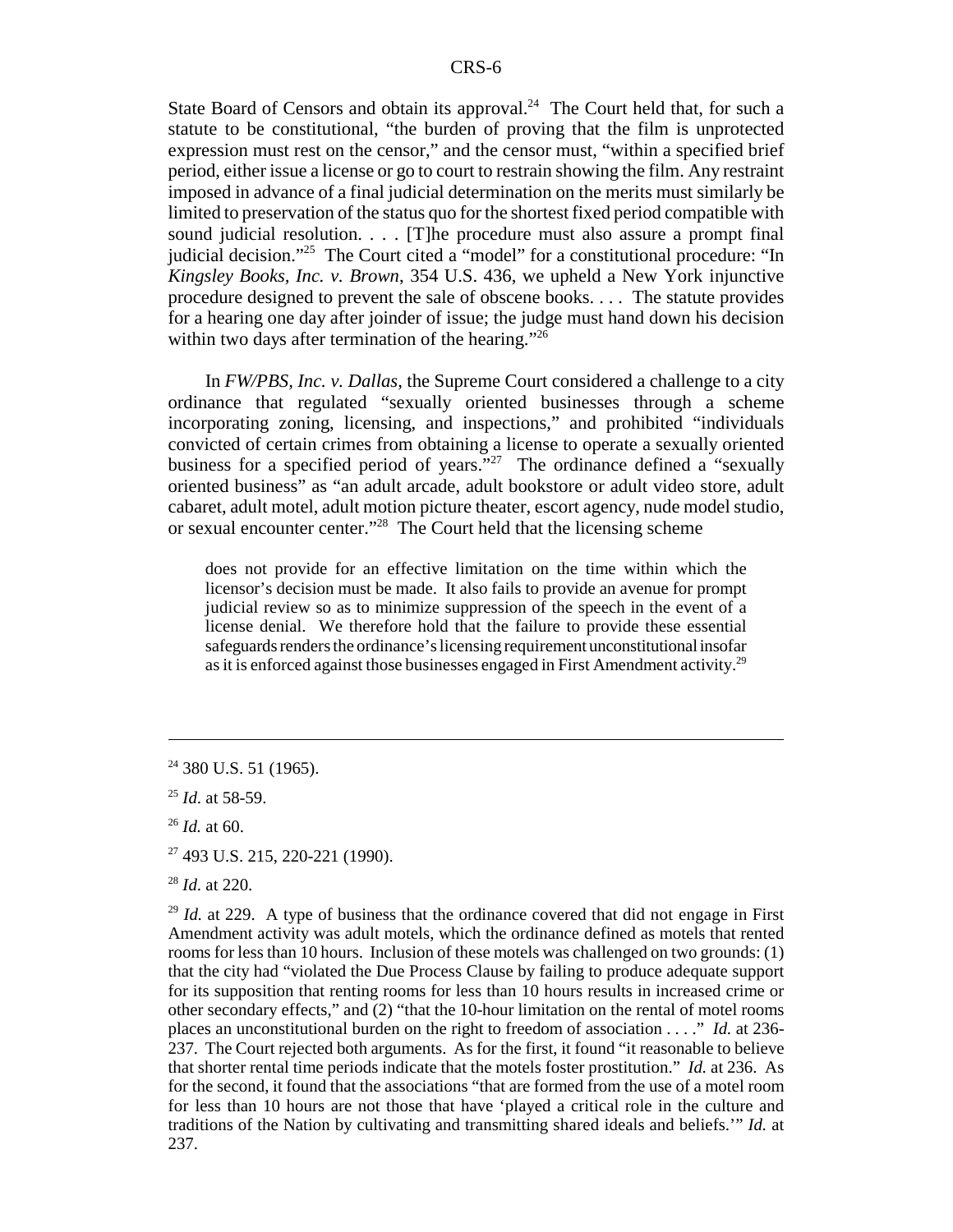State Board of Censors and obtain its approval.[24] The Court held that, for such a statute to be constitutional, "the burden of proving that the film is unprotected expression must rest on the censor," and the censor must, "within a specified brief period, either issue a license or go to court to restrain showing the film. Any restraint imposed in advance of a final judicial determination on the merits must similarly be limited to preservation of the status quo for the shortest fixed period compatible with sound judicial resolution. . . . [T]he procedure must also assure a prompt final judicial decision."[25] The Court cited a "model" for a constitutional procedure: "In *Kingsley Books, Inc. v. Brown*, 354 U.S. 436, we upheld a New York injunctive procedure designed to prevent the sale of obscene books. . . . The statute provides for a hearing one day after joinder of issue; the judge must hand down his decision within two days after termination of the hearing."[26]

In *FW/PBS, Inc. v. Dallas*, the Supreme Court considered a challenge to a city ordinance that regulated "sexually oriented businesses through a scheme incorporating zoning, licensing, and inspections," and prohibited "individuals convicted of certain crimes from obtaining a license to operate a sexually oriented business for a specified period of years."[27] The ordinance defined a "sexually oriented business" as "an adult arcade, adult bookstore or adult video store, adult cabaret, adult motel, adult motion picture theater, escort agency, nude model studio, or sexual encounter center."[28] The Court held that the licensing scheme

> does not provide for an effective limitation on the time within which the licensor's decision must be made. It also fails to provide an avenue for prompt judicial review so as to minimize suppression of the speech in the event of a license denial. We therefore hold that the failure to provide these essential safeguards renders the ordinance's licensing requirement unconstitutional insofar as it is enforced against those businesses engaged in First Amendment activity.[29]

---

[24] 380 U.S. 51 (1965).

[25] *Id.* at 58-59.

[26] *Id.* at 60.

[27] 493 U.S. 215, 220-221 (1990).

[28] *Id.* at 220.

[29] *Id.* at 229. A type of business that the ordinance covered that did not engage in First Amendment activity was adult motels, which the ordinance defined as motels that rented rooms for less than 10 hours. Inclusion of these motels was challenged on two grounds: (1) that the city had "violated the Due Process Clause by failing to produce adequate support for its supposition that renting rooms for less than 10 hours results in increased crime or other secondary effects," and (2) "that the 10-hour limitation on the rental of motel rooms places an unconstitutional burden on the right to freedom of association . . . ." *Id.* at 236-237. The Court rejected both arguments. As for the first, it found "it reasonable to believe that shorter rental time periods indicate that the motels foster prostitution." *Id.* at 236. As for the second, it found that the associations "that are formed from the use of a motel room for less than 10 hours are not those that have 'played a critical role in the culture and traditions of the Nation by cultivating and transmitting shared ideals and beliefs.'" *Id.* at 237.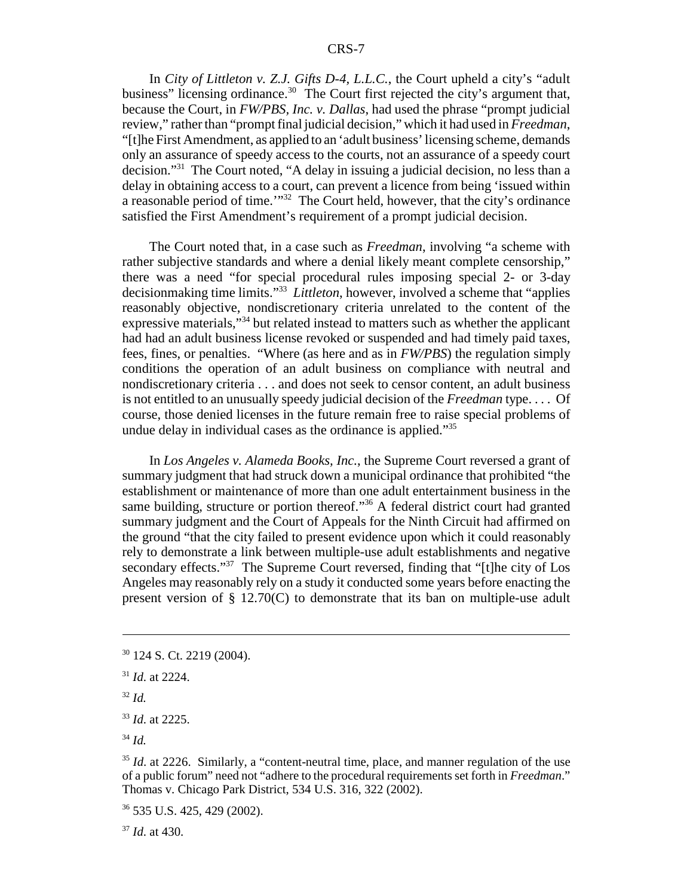In *City of Littleton v. Z.J. Gifts D-4, L.L.C.*, the Court upheld a city's "adult business" licensing ordinance.[30] The Court first rejected the city's argument that, because the Court, in *FW/PBS, Inc. v. Dallas*, had used the phrase "prompt judicial review," rather than "prompt final judicial decision," which it had used in *Freedman*, "[t]he First Amendment, as applied to an 'adult business' licensing scheme, demands only an assurance of speedy access to the courts, not an assurance of a speedy court decision."[31] The Court noted, "A delay in issuing a judicial decision, no less than a delay in obtaining access to a court, can prevent a licence from being 'issued within a reasonable period of time.'"[32] The Court held, however, that the city's ordinance satisfied the First Amendment's requirement of a prompt judicial decision.

The Court noted that, in a case such as *Freedman*, involving "a scheme with rather subjective standards and where a denial likely meant complete censorship," there was a need "for special procedural rules imposing special 2- or 3-day decisionmaking time limits."[33] *Littleton*, however, involved a scheme that "applies reasonably objective, nondiscretionary criteria unrelated to the content of the expressive materials,"[34] but related instead to matters such as whether the applicant had had an adult business license revoked or suspended and had timely paid taxes, fees, fines, or penalties. "Where (as here and as in *FW/PBS*) the regulation simply conditions the operation of an adult business on compliance with neutral and nondiscretionary criteria . . . and does not seek to censor content, an adult business is not entitled to an unusually speedy judicial decision of the *Freedman* type. . . . Of course, those denied licenses in the future remain free to raise special problems of undue delay in individual cases as the ordinance is applied."[35]

In *Los Angeles v. Alameda Books, Inc.*, the Supreme Court reversed a grant of summary judgment that had struck down a municipal ordinance that prohibited "the establishment or maintenance of more than one adult entertainment business in the same building, structure or portion thereof."[36] A federal district court had granted summary judgment and the Court of Appeals for the Ninth Circuit had affirmed on the ground "that the city failed to present evidence upon which it could reasonably rely to demonstrate a link between multiple-use adult establishments and negative secondary effects."[37] The Supreme Court reversed, finding that "[t]he city of Los Angeles may reasonably rely on a study it conducted some years before enacting the present version of § 12.70(C) to demonstrate that its ban on multiple-use adult

---

[30] 124 S. Ct. 2219 (2004).

[31] *Id.* at 2224.

[32] *Id.*

[33] *Id.* at 2225.

[34] *Id.*

[35] *Id.* at 2226. Similarly, a "content-neutral time, place, and manner regulation of the use of a public forum" need not "adhere to the procedural requirements set forth in *Freedman*." Thomas v. Chicago Park District, 534 U.S. 316, 322 (2002).

[36] 535 U.S. 425, 429 (2002).

[37] *Id.* at 430.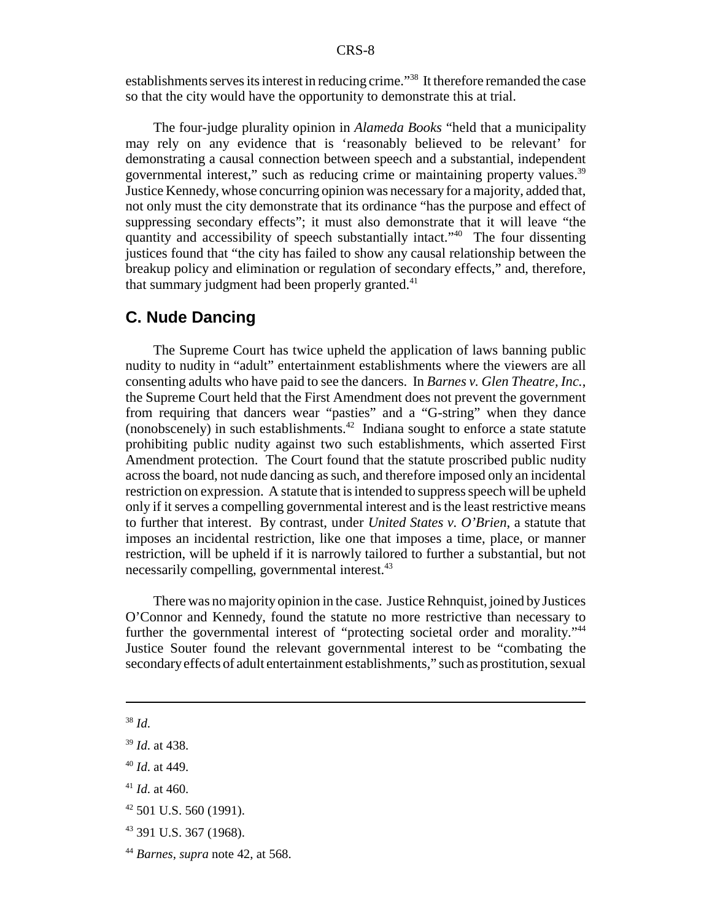establishments serves its interest in reducing crime."[38] It therefore remanded the case so that the city would have the opportunity to demonstrate this at trial.

The four-judge plurality opinion in *Alameda Books* "held that a municipality may rely on any evidence that is 'reasonably believed to be relevant' for demonstrating a causal connection between speech and a substantial, independent governmental interest," such as reducing crime or maintaining property values.[39] Justice Kennedy, whose concurring opinion was necessary for a majority, added that, not only must the city demonstrate that its ordinance "has the purpose and effect of suppressing secondary effects"; it must also demonstrate that it will leave "the quantity and accessibility of speech substantially intact."[40] The four dissenting justices found that "the city has failed to show any causal relationship between the breakup policy and elimination or regulation of secondary effects," and, therefore, that summary judgment had been properly granted.[41]

## C. Nude Dancing

The Supreme Court has twice upheld the application of laws banning public nudity to nudity in "adult" entertainment establishments where the viewers are all consenting adults who have paid to see the dancers. In *Barnes v. Glen Theatre, Inc.*, the Supreme Court held that the First Amendment does not prevent the government from requiring that dancers wear "pasties" and a "G-string" when they dance (nonobscenely) in such establishments.[42] Indiana sought to enforce a state statute prohibiting public nudity against two such establishments, which asserted First Amendment protection. The Court found that the statute proscribed public nudity across the board, not nude dancing as such, and therefore imposed only an incidental restriction on expression. A statute that is intended to suppress speech will be upheld only if it serves a compelling governmental interest and is the least restrictive means to further that interest. By contrast, under *United States v. O'Brien*, a statute that imposes an incidental restriction, like one that imposes a time, place, or manner restriction, will be upheld if it is narrowly tailored to further a substantial, but not necessarily compelling, governmental interest.[43]

There was no majority opinion in the case. Justice Rehnquist, joined by Justices O'Connor and Kennedy, found the statute no more restrictive than necessary to further the governmental interest of "protecting societal order and morality."[44] Justice Souter found the relevant governmental interest to be "combating the secondary effects of adult entertainment establishments," such as prostitution, sexual

---

[38] *Id.*

[39] *Id.* at 438.

[40] *Id.* at 449.

[41] *Id.* at 460.

[42] 501 U.S. 560 (1991).

[43] 391 U.S. 367 (1968).

[44] *Barnes*, *supra* note 42, at 568.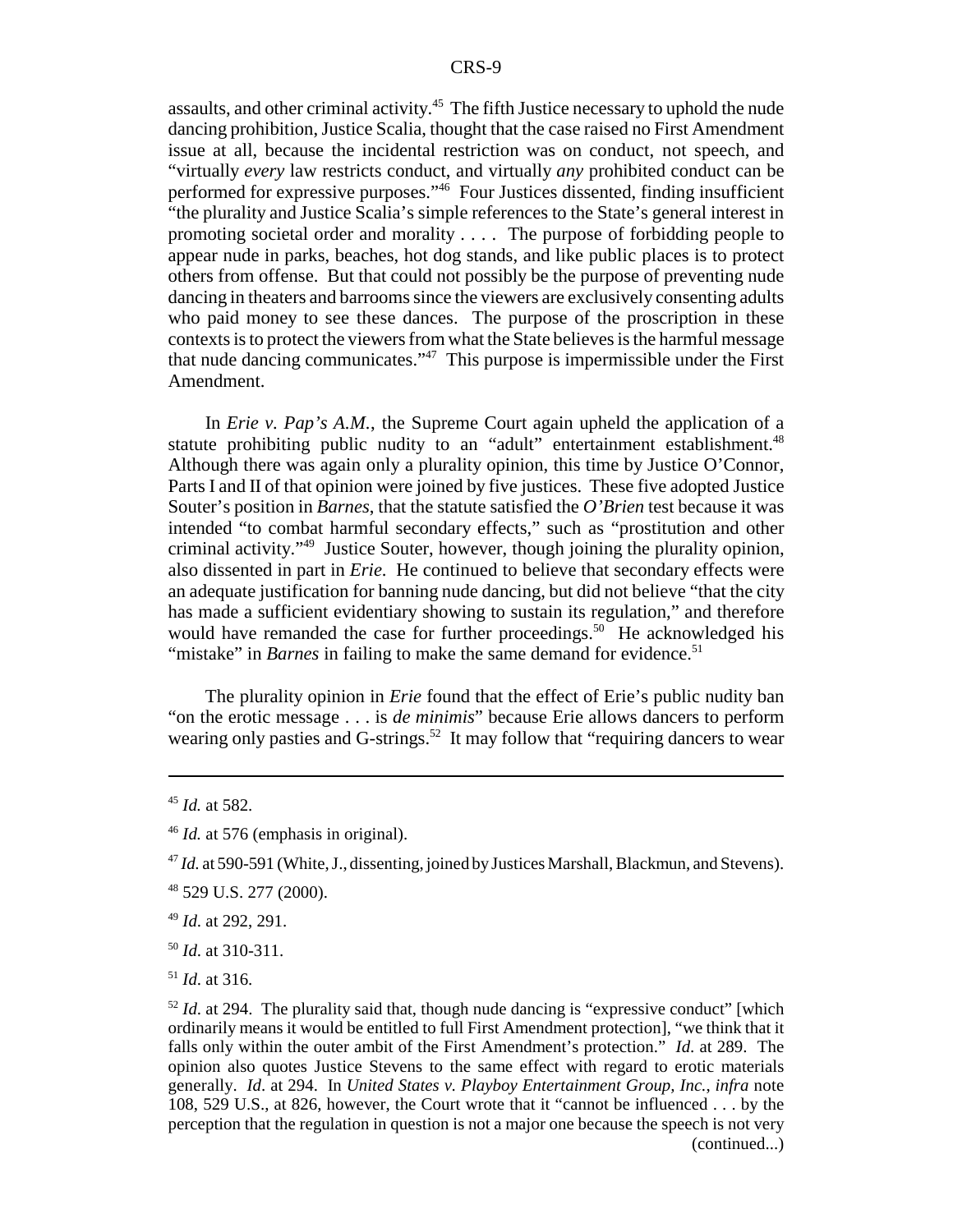assaults, and other criminal activity.[45] The fifth Justice necessary to uphold the nude dancing prohibition, Justice Scalia, thought that the case raised no First Amendment issue at all, because the incidental restriction was on conduct, not speech, and "virtually *every* law restricts conduct, and virtually *any* prohibited conduct can be performed for expressive purposes."[46] Four Justices dissented, finding insufficient "the plurality and Justice Scalia's simple references to the State's general interest in promoting societal order and morality . . . . The purpose of forbidding people to appear nude in parks, beaches, hot dog stands, and like public places is to protect others from offense. But that could not possibly be the purpose of preventing nude dancing in theaters and barrooms since the viewers are exclusively consenting adults who paid money to see these dances. The purpose of the proscription in these contexts is to protect the viewers from what the State believes is the harmful message that nude dancing communicates."[47] This purpose is impermissible under the First Amendment.

In *Erie v. Pap's A.M.*, the Supreme Court again upheld the application of a statute prohibiting public nudity to an "adult" entertainment establishment.[48] Although there was again only a plurality opinion, this time by Justice O'Connor, Parts I and II of that opinion were joined by five justices. These five adopted Justice Souter's position in *Barnes*, that the statute satisfied the *O'Brien* test because it was intended "to combat harmful secondary effects," such as "prostitution and other criminal activity."[49] Justice Souter, however, though joining the plurality opinion, also dissented in part in *Erie*. He continued to believe that secondary effects were an adequate justification for banning nude dancing, but did not believe "that the city has made a sufficient evidentiary showing to sustain its regulation," and therefore would have remanded the case for further proceedings.[50] He acknowledged his "mistake" in *Barnes* in failing to make the same demand for evidence.[51]

The plurality opinion in *Erie* found that the effect of Erie's public nudity ban "on the erotic message . . . is *de minimis*" because Erie allows dancers to perform wearing only pasties and G-strings.[52] It may follow that "requiring dancers to wear

---

[45] *Id.* at 582.

[46] *Id.* at 576 (emphasis in original).

[47] *Id.* at 590-591 (White, J., dissenting, joined by Justices Marshall, Blackmun, and Stevens).

[48] 529 U.S. 277 (2000).

[49] *Id.* at 292, 291.

[50] *Id.* at 310-311.

[51] *Id.* at 316.

[52] *Id.* at 294. The plurality said that, though nude dancing is "expressive conduct" [which ordinarily means it would be entitled to full First Amendment protection], "we think that it falls only within the outer ambit of the First Amendment's protection." *Id.* at 289. The opinion also quotes Justice Stevens to the same effect with regard to erotic materials generally. *Id.* at 294. In *United States v. Playboy Entertainment Group, Inc.*, *infra* note 108, 529 U.S., at 826, however, the Court wrote that it "cannot be influenced . . . by the perception that the regulation in question is not a major one because the speech is not very (continued...)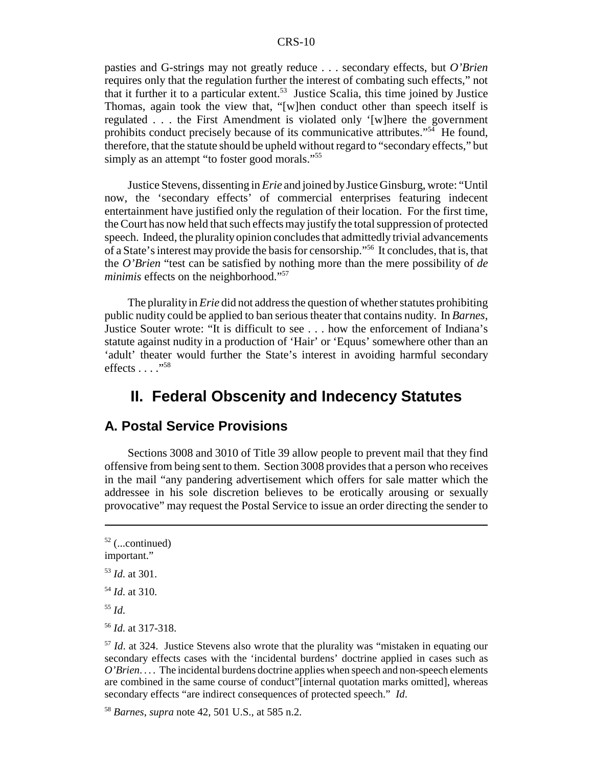pasties and G-strings may not greatly reduce . . . secondary effects, but *O'Brien* requires only that the regulation further the interest of combating such effects," not that it further it to a particular extent.[53] Justice Scalia, this time joined by Justice Thomas, again took the view that, "[w]hen conduct other than speech itself is regulated . . . the First Amendment is violated only '[w]here the government prohibits conduct precisely because of its communicative attributes."[54] He found, therefore, that the statute should be upheld without regard to "secondary effects," but simply as an attempt "to foster good morals."[55]

Justice Stevens, dissenting in *Erie* and joined by Justice Ginsburg, wrote: "Until now, the 'secondary effects' of commercial enterprises featuring indecent entertainment have justified only the regulation of their location. For the first time, the Court has now held that such effects may justify the total suppression of protected speech. Indeed, the plurality opinion concludes that admittedly trivial advancements of a State's interest may provide the basis for censorship."[56] It concludes, that is, that the *O'Brien* "test can be satisfied by nothing more than the mere possibility of *de minimis* effects on the neighborhood."[57]

The plurality in *Erie* did not address the question of whether statutes prohibiting public nudity could be applied to ban serious theater that contains nudity. In *Barnes*, Justice Souter wrote: "It is difficult to see . . . how the enforcement of Indiana's statute against nudity in a production of 'Hair' or 'Equus' somewhere other than an 'adult' theater would further the State's interest in avoiding harmful secondary effects . . . ."[58]

# II. Federal Obscenity and Indecency Statutes

## A. Postal Service Provisions

Sections 3008 and 3010 of Title 39 allow people to prevent mail that they find offensive from being sent to them. Section 3008 provides that a person who receives in the mail "any pandering advertisement which offers for sale matter which the addressee in his sole discretion believes to be erotically arousing or sexually provocative" may request the Postal Service to issue an order directing the sender to

---

[52] (...continued) important."

[53] *Id.* at 301.

[54] *Id.* at 310.

[55] *Id.*

[56] *Id.* at 317-318.

[57] *Id.* at 324. Justice Stevens also wrote that the plurality was "mistaken in equating our secondary effects cases with the 'incidental burdens' doctrine applied in cases such as *O'Brien*. . . . The incidental burdens doctrine applies when speech and non-speech elements are combined in the same course of conduct"[internal quotation marks omitted], whereas secondary effects "are indirect consequences of protected speech." *Id*.

[58] *Barnes*, *supra* note 42, 501 U.S., at 585 n.2.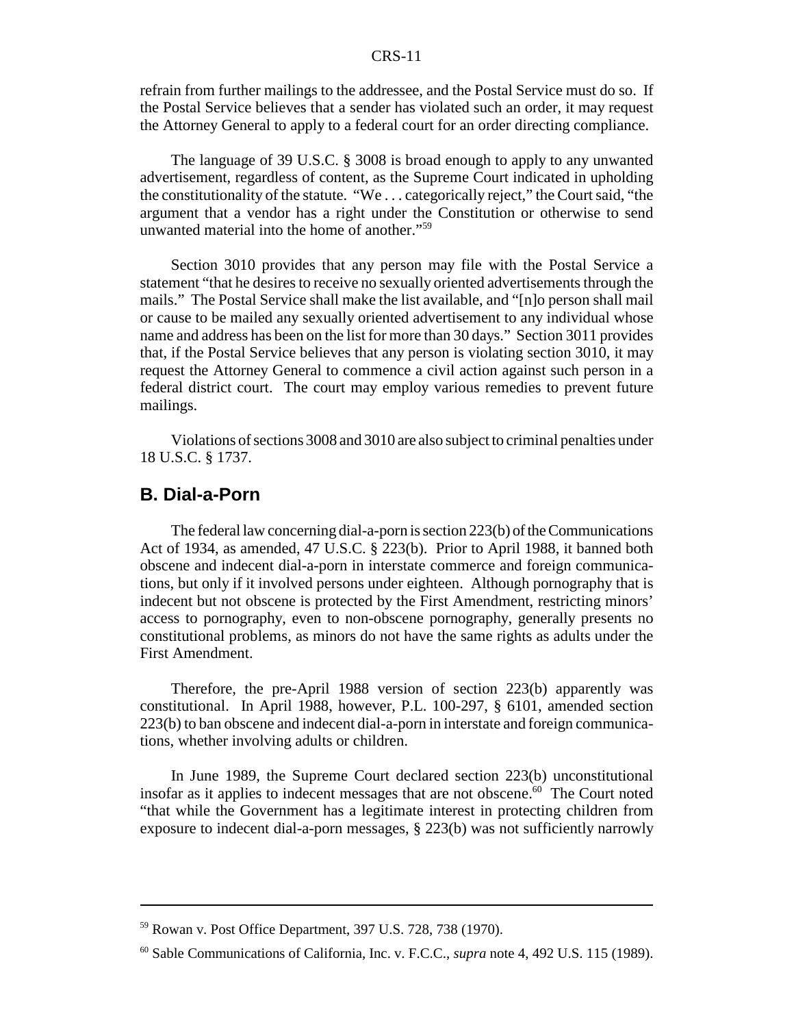refrain from further mailings to the addressee, and the Postal Service must do so. If the Postal Service believes that a sender has violated such an order, it may request the Attorney General to apply to a federal court for an order directing compliance.

The language of 39 U.S.C. § 3008 is broad enough to apply to any unwanted advertisement, regardless of content, as the Supreme Court indicated in upholding the constitutionality of the statute. "We . . . categorically reject," the Court said, "the argument that a vendor has a right under the Constitution or otherwise to send unwanted material into the home of another."[59]

Section 3010 provides that any person may file with the Postal Service a statement "that he desires to receive no sexually oriented advertisements through the mails." The Postal Service shall make the list available, and "[n]o person shall mail or cause to be mailed any sexually oriented advertisement to any individual whose name and address has been on the list for more than 30 days." Section 3011 provides that, if the Postal Service believes that any person is violating section 3010, it may request the Attorney General to commence a civil action against such person in a federal district court. The court may employ various remedies to prevent future mailings.

Violations of sections 3008 and 3010 are also subject to criminal penalties under 18 U.S.C. § 1737.

## B. Dial-a-Porn

The federal law concerning dial-a-porn is section 223(b) of the Communications Act of 1934, as amended, 47 U.S.C. § 223(b). Prior to April 1988, it banned both obscene and indecent dial-a-porn in interstate commerce and foreign communications, but only if it involved persons under eighteen. Although pornography that is indecent but not obscene is protected by the First Amendment, restricting minors' access to pornography, even to non-obscene pornography, generally presents no constitutional problems, as minors do not have the same rights as adults under the First Amendment.

Therefore, the pre-April 1988 version of section 223(b) apparently was constitutional. In April 1988, however, P.L. 100-297, § 6101, amended section 223(b) to ban obscene and indecent dial-a-porn in interstate and foreign communications, whether involving adults or children.

In June 1989, the Supreme Court declared section 223(b) unconstitutional insofar as it applies to indecent messages that are not obscene.[60] The Court noted "that while the Government has a legitimate interest in protecting children from exposure to indecent dial-a-porn messages, § 223(b) was not sufficiently narrowly

---

[59] Rowan v. Post Office Department, 397 U.S. 728, 738 (1970).

[60] Sable Communications of California, Inc. v. F.C.C., *supra* note 4, 492 U.S. 115 (1989).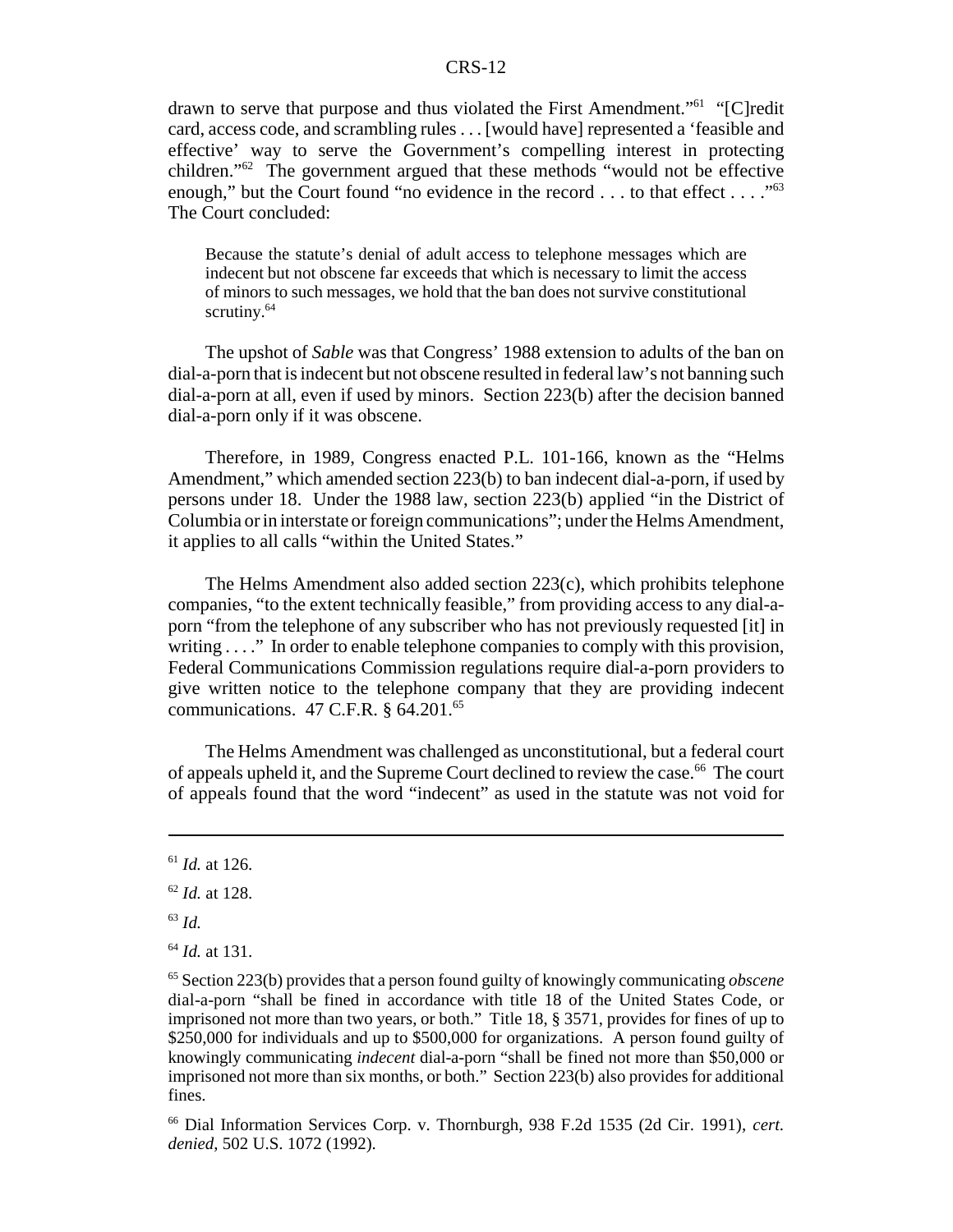drawn to serve that purpose and thus violated the First Amendment."[61] "[C]redit card, access code, and scrambling rules . . . [would have] represented a 'feasible and effective' way to serve the Government's compelling interest in protecting children."[62] The government argued that these methods "would not be effective enough," but the Court found "no evidence in the record . . . to that effect . . . ."[63] The Court concluded:

> Because the statute's denial of adult access to telephone messages which are indecent but not obscene far exceeds that which is necessary to limit the access of minors to such messages, we hold that the ban does not survive constitutional scrutiny.[64]

The upshot of *Sable* was that Congress' 1988 extension to adults of the ban on dial-a-porn that is indecent but not obscene resulted in federal law's not banning such dial-a-porn at all, even if used by minors. Section 223(b) after the decision banned dial-a-porn only if it was obscene.

Therefore, in 1989, Congress enacted P.L. 101-166, known as the "Helms Amendment," which amended section 223(b) to ban indecent dial-a-porn, if used by persons under 18. Under the 1988 law, section 223(b) applied "in the District of Columbia or in interstate or foreign communications"; under the Helms Amendment, it applies to all calls "within the United States."

The Helms Amendment also added section 223(c), which prohibits telephone companies, "to the extent technically feasible," from providing access to any dial-a-porn "from the telephone of any subscriber who has not previously requested [it] in writing . . . ." In order to enable telephone companies to comply with this provision, Federal Communications Commission regulations require dial-a-porn providers to give written notice to the telephone company that they are providing indecent communications. 47 C.F.R. § 64.201.[65]

The Helms Amendment was challenged as unconstitutional, but a federal court of appeals upheld it, and the Supreme Court declined to review the case.[66] The court of appeals found that the word "indecent" as used in the statute was not void for

---

[61] *Id.* at 126.

[62] *Id.* at 128.

[63] *Id.*

[64] *Id.* at 131.

[65] Section 223(b) provides that a person found guilty of knowingly communicating *obscene* dial-a-porn "shall be fined in accordance with title 18 of the United States Code, or imprisoned not more than two years, or both." Title 18, § 3571, provides for fines of up to $250,000 for individuals and up to $500,000 for organizations. A person found guilty of knowingly communicating *indecent* dial-a-porn "shall be fined not more than $50,000 or imprisoned not more than six months, or both." Section 223(b) also provides for additional fines.

[66] Dial Information Services Corp. v. Thornburgh, 938 F.2d 1535 (2d Cir. 1991), *cert. denied*, 502 U.S. 1072 (1992).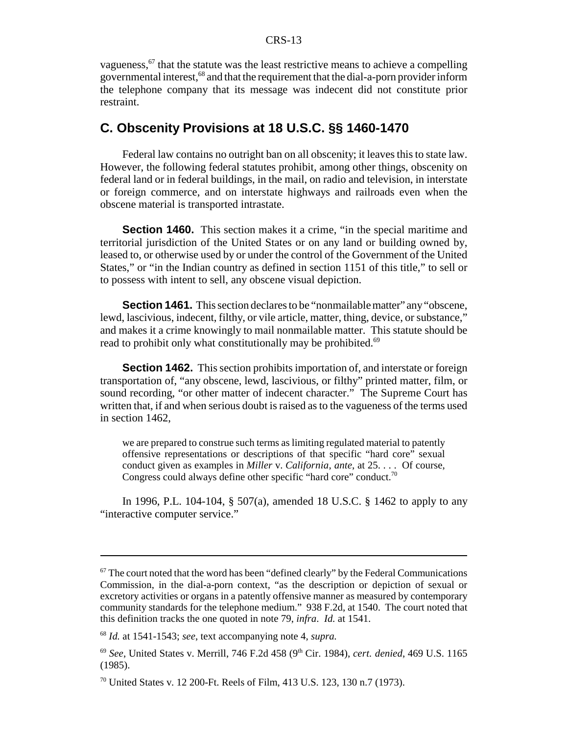vagueness,[67] that the statute was the least restrictive means to achieve a compelling governmental interest,[68] and that the requirement that the dial-a-porn provider inform the telephone company that its message was indecent did not constitute prior restraint.

## C. Obscenity Provisions at 18 U.S.C. §§ 1460-1470

Federal law contains no outright ban on all obscenity; it leaves this to state law. However, the following federal statutes prohibit, among other things, obscenity on federal land or in federal buildings, in the mail, on radio and television, in interstate or foreign commerce, and on interstate highways and railroads even when the obscene material is transported intrastate.

**Section 1460.** This section makes it a crime, "in the special maritime and territorial jurisdiction of the United States or on any land or building owned by, leased to, or otherwise used by or under the control of the Government of the United States," or "in the Indian country as defined in section 1151 of this title," to sell or to possess with intent to sell, any obscene visual depiction.

**Section 1461.** This section declares to be "nonmailable matter" any "obscene, lewd, lascivious, indecent, filthy, or vile article, matter, thing, device, or substance," and makes it a crime knowingly to mail nonmailable matter. This statute should be read to prohibit only what constitutionally may be prohibited.[69]

**Section 1462.** This section prohibits importation of, and interstate or foreign transportation of, "any obscene, lewd, lascivious, or filthy" printed matter, film, or sound recording, "or other matter of indecent character." The Supreme Court has written that, if and when serious doubt is raised as to the vagueness of the terms used in section 1462,

> we are prepared to construe such terms as limiting regulated material to patently offensive representations or descriptions of that specific "hard core" sexual conduct given as examples in *Miller* v. *California*, *ante*, at 25. . . . Of course, Congress could always define other specific "hard core" conduct.[70]

In 1996, P.L. 104-104, § 507(a), amended 18 U.S.C. § 1462 to apply to any "interactive computer service."

---

[67] The court noted that the word has been "defined clearly" by the Federal Communications Commission, in the dial-a-porn context, "as the description or depiction of sexual or excretory activities or organs in a patently offensive manner as measured by contemporary community standards for the telephone medium." 938 F.2d, at 1540. The court noted that this definition tracks the one quoted in note 79, *infra*. *Id.* at 1541.

[68] *Id.* at 1541-1543; *see*, text accompanying note 4, *supra.*

[69] *See*, United States v. Merrill, 746 F.2d 458 (9th Cir. 1984), *cert. denied*, 469 U.S. 1165 (1985).

[70] United States v. 12 200-Ft. Reels of Film, 413 U.S. 123, 130 n.7 (1973).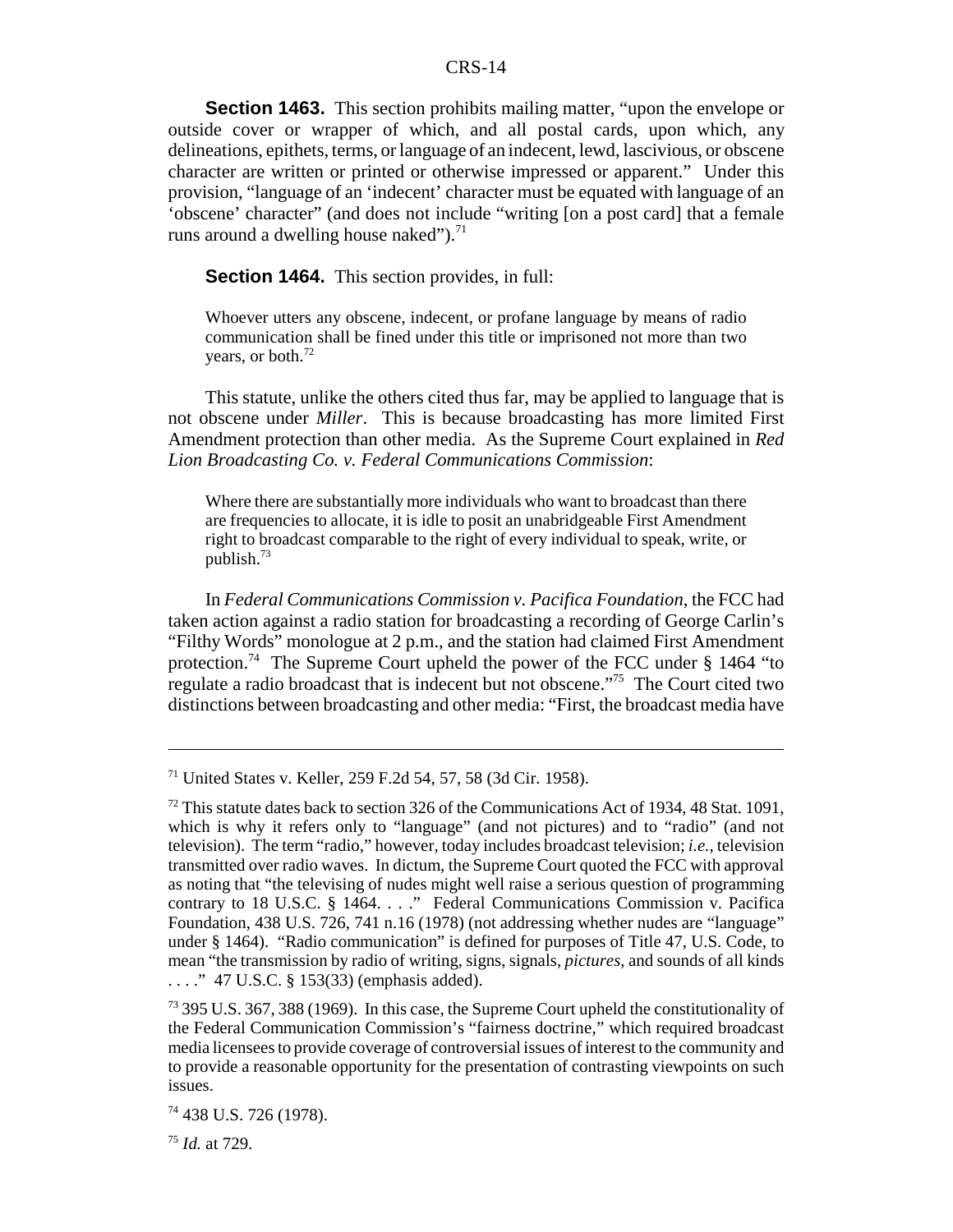**Section 1463.** This section prohibits mailing matter, "upon the envelope or outside cover or wrapper of which, and all postal cards, upon which, any delineations, epithets, terms, or language of an indecent, lewd, lascivious, or obscene character are written or printed or otherwise impressed or apparent." Under this provision, "language of an 'indecent' character must be equated with language of an 'obscene' character" (and does not include "writing [on a post card] that a female runs around a dwelling house naked").[71]

**Section 1464.** This section provides, in full:

> Whoever utters any obscene, indecent, or profane language by means of radio communication shall be fined under this title or imprisoned not more than two years, or both.[72]

This statute, unlike the others cited thus far, may be applied to language that is not obscene under *Miller*. This is because broadcasting has more limited First Amendment protection than other media. As the Supreme Court explained in *Red Lion Broadcasting Co. v. Federal Communications Commission*:

> Where there are substantially more individuals who want to broadcast than there are frequencies to allocate, it is idle to posit an unabridgeable First Amendment right to broadcast comparable to the right of every individual to speak, write, or publish.[73]

In *Federal Communications Commission v. Pacifica Foundation*, the FCC had taken action against a radio station for broadcasting a recording of George Carlin's "Filthy Words" monologue at 2 p.m., and the station had claimed First Amendment protection.[74] The Supreme Court upheld the power of the FCC under § 1464 "to regulate a radio broadcast that is indecent but not obscene."[75] The Court cited two distinctions between broadcasting and other media: "First, the broadcast media have

---

[71] United States v. Keller, 259 F.2d 54, 57, 58 (3d Cir. 1958).

[72] This statute dates back to section 326 of the Communications Act of 1934, 48 Stat. 1091, which is why it refers only to "language" (and not pictures) and to "radio" (and not television). The term "radio," however, today includes broadcast television; *i.e.*, television transmitted over radio waves. In dictum, the Supreme Court quoted the FCC with approval as noting that "the televising of nudes might well raise a serious question of programming contrary to 18 U.S.C. § 1464. . . ." Federal Communications Commission v. Pacifica Foundation, 438 U.S. 726, 741 n.16 (1978) (not addressing whether nudes are "language" under § 1464). "Radio communication" is defined for purposes of Title 47, U.S. Code, to mean "the transmission by radio of writing, signs, signals, *pictures*, and sounds of all kinds . . . ." 47 U.S.C. § 153(33) (emphasis added).

[73] 395 U.S. 367, 388 (1969). In this case, the Supreme Court upheld the constitutionality of the Federal Communication Commission's "fairness doctrine," which required broadcast media licensees to provide coverage of controversial issues of interest to the community and to provide a reasonable opportunity for the presentation of contrasting viewpoints on such issues.

[74] 438 U.S. 726 (1978).

[75] *Id.* at 729.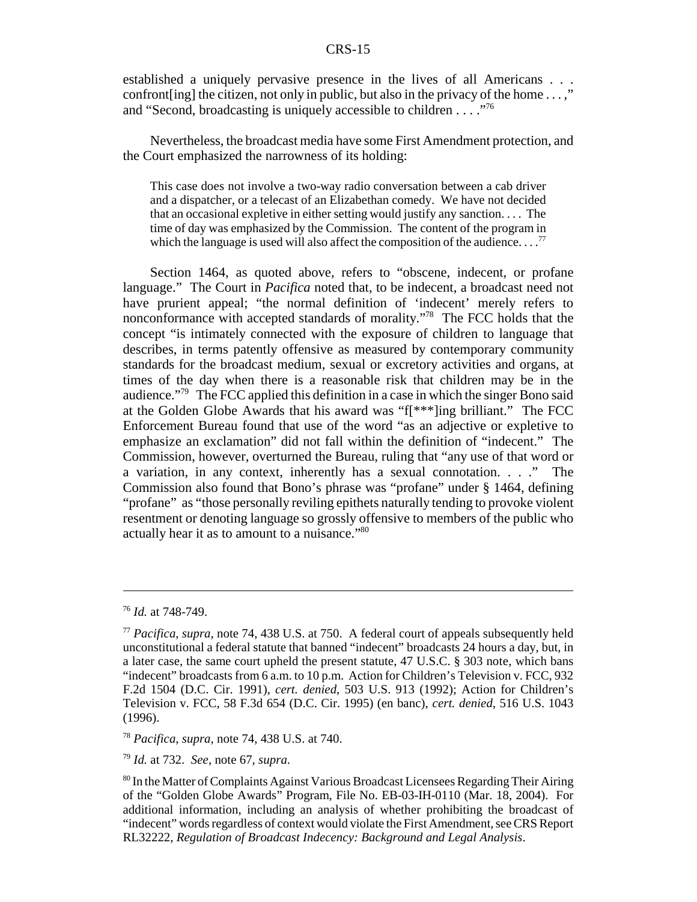established a uniquely pervasive presence in the lives of all Americans . . . confront[ing] the citizen, not only in public, but also in the privacy of the home . . . ," and "Second, broadcasting is uniquely accessible to children . . . ."[76]

Nevertheless, the broadcast media have some First Amendment protection, and the Court emphasized the narrowness of its holding:

> This case does not involve a two-way radio conversation between a cab driver and a dispatcher, or a telecast of an Elizabethan comedy. We have not decided that an occasional expletive in either setting would justify any sanction. . . . The time of day was emphasized by the Commission. The content of the program in which the language is used will also affect the composition of the audience. . . .[77]

Section 1464, as quoted above, refers to "obscene, indecent, or profane language." The Court in *Pacifica* noted that, to be indecent, a broadcast need not have prurient appeal; "the normal definition of 'indecent' merely refers to nonconformance with accepted standards of morality."[78] The FCC holds that the concept "is intimately connected with the exposure of children to language that describes, in terms patently offensive as measured by contemporary community standards for the broadcast medium, sexual or excretory activities and organs, at times of the day when there is a reasonable risk that children may be in the audience."[79] The FCC applied this definition in a case in which the singer Bono said at the Golden Globe Awards that his award was "f[***]ing brilliant." The FCC Enforcement Bureau found that use of the word "as an adjective or expletive to emphasize an exclamation" did not fall within the definition of "indecent." The Commission, however, overturned the Bureau, ruling that "any use of that word or a variation, in any context, inherently has a sexual connotation. . . ." The Commission also found that Bono's phrase was "profane" under § 1464, defining "profane" as "those personally reviling epithets naturally tending to provoke violent resentment or denoting language so grossly offensive to members of the public who actually hear it as to amount to a nuisance."[80]

---

[76] *Id.* at 748-749.

[77] *Pacifica*, *supra*, note 74, 438 U.S. at 750. A federal court of appeals subsequently held unconstitutional a federal statute that banned "indecent" broadcasts 24 hours a day, but, in a later case, the same court upheld the present statute, 47 U.S.C. § 303 note, which bans "indecent" broadcasts from 6 a.m. to 10 p.m. Action for Children's Television v. FCC, 932 F.2d 1504 (D.C. Cir. 1991), *cert. denied*, 503 U.S. 913 (1992); Action for Children's Television v. FCC, 58 F.3d 654 (D.C. Cir. 1995) (en banc), *cert. denied*, 516 U.S. 1043 (1996).

[78] *Pacifica*, *supra*, note 74, 438 U.S. at 740.

[79] *Id.* at 732. *See*, note 67, *supra*.

[80] In the Matter of Complaints Against Various Broadcast Licensees Regarding Their Airing of the "Golden Globe Awards" Program, File No. EB-03-IH-0110 (Mar. 18, 2004). For additional information, including an analysis of whether prohibiting the broadcast of "indecent" words regardless of context would violate the First Amendment, see CRS Report RL32222, *Regulation of Broadcast Indecency: Background and Legal Analysis*.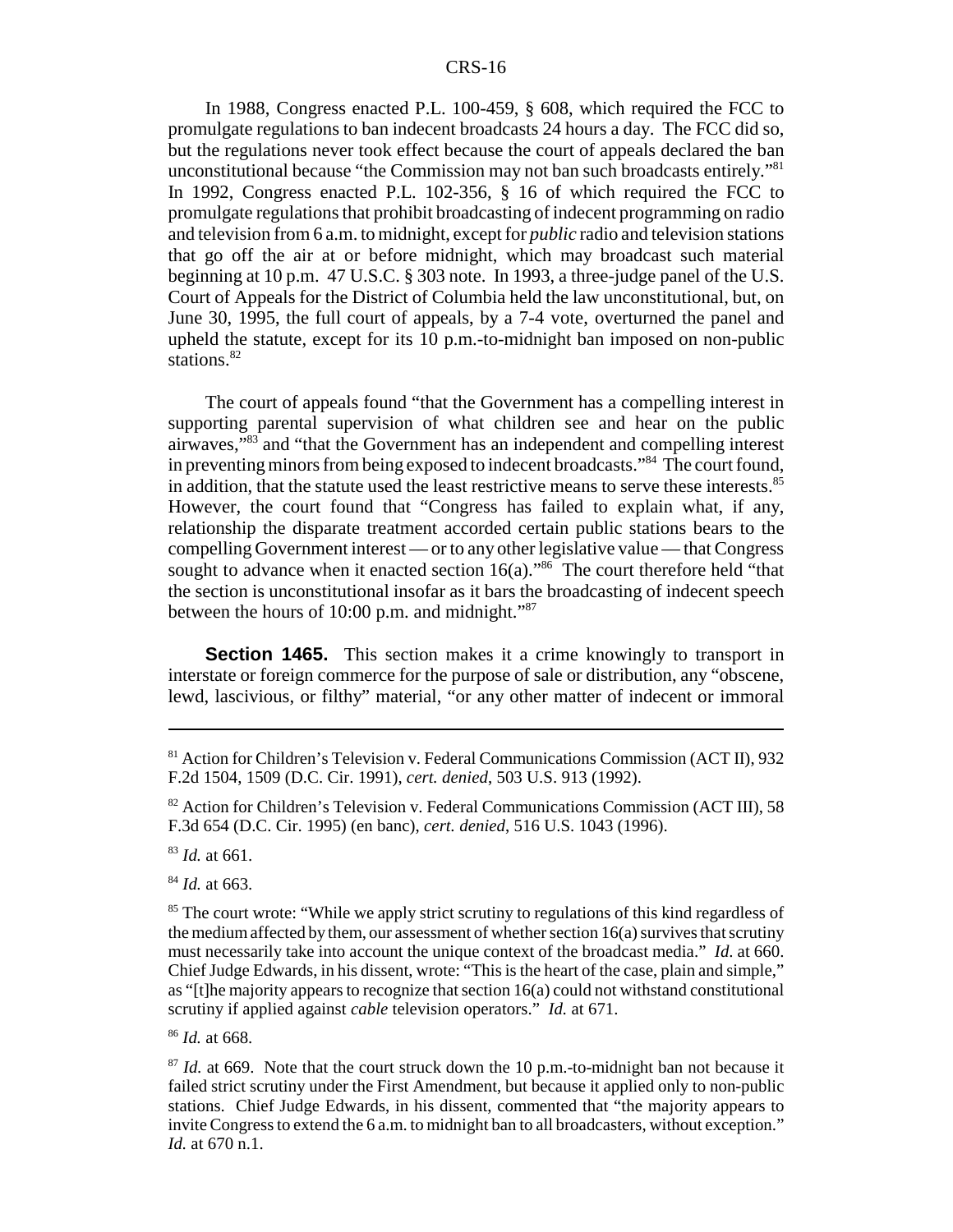In 1988, Congress enacted P.L. 100-459, § 608, which required the FCC to promulgate regulations to ban indecent broadcasts 24 hours a day. The FCC did so, but the regulations never took effect because the court of appeals declared the ban unconstitutional because "the Commission may not ban such broadcasts entirely."[81] In 1992, Congress enacted P.L. 102-356, § 16 of which required the FCC to promulgate regulations that prohibit broadcasting of indecent programming on radio and television from 6 a.m. to midnight, except for *public* radio and television stations that go off the air at or before midnight, which may broadcast such material beginning at 10 p.m. 47 U.S.C. § 303 note. In 1993, a three-judge panel of the U.S. Court of Appeals for the District of Columbia held the law unconstitutional, but, on June 30, 1995, the full court of appeals, by a 7-4 vote, overturned the panel and upheld the statute, except for its 10 p.m.-to-midnight ban imposed on non-public stations.[82]

The court of appeals found "that the Government has a compelling interest in supporting parental supervision of what children see and hear on the public airwaves,"[83] and "that the Government has an independent and compelling interest in preventing minors from being exposed to indecent broadcasts."[84] The court found, in addition, that the statute used the least restrictive means to serve these interests.[85] However, the court found that "Congress has failed to explain what, if any, relationship the disparate treatment accorded certain public stations bears to the compelling Government interest — or to any other legislative value — that Congress sought to advance when it enacted section 16(a)."[86] The court therefore held "that the section is unconstitutional insofar as it bars the broadcasting of indecent speech between the hours of 10:00 p.m. and midnight."[87]

**Section 1465.** This section makes it a crime knowingly to transport in interstate or foreign commerce for the purpose of sale or distribution, any "obscene, lewd, lascivious, or filthy" material, "or any other matter of indecent or immoral

---

[81] Action for Children's Television v. Federal Communications Commission (ACT II), 932 F.2d 1504, 1509 (D.C. Cir. 1991), *cert. denied*, 503 U.S. 913 (1992).

[82] Action for Children's Television v. Federal Communications Commission (ACT III), 58 F.3d 654 (D.C. Cir. 1995) (en banc), *cert. denied*, 516 U.S. 1043 (1996).

[83] *Id.* at 661.

[84] *Id.* at 663.

[85] The court wrote: "While we apply strict scrutiny to regulations of this kind regardless of the medium affected by them, our assessment of whether section 16(a) survives that scrutiny must necessarily take into account the unique context of the broadcast media." *Id.* at 660. Chief Judge Edwards, in his dissent, wrote: "This is the heart of the case, plain and simple," as "[t]he majority appears to recognize that section 16(a) could not withstand constitutional scrutiny if applied against *cable* television operators." *Id.* at 671.

[86] *Id.* at 668.

[87] *Id.* at 669. Note that the court struck down the 10 p.m.-to-midnight ban not because it failed strict scrutiny under the First Amendment, but because it applied only to non-public stations. Chief Judge Edwards, in his dissent, commented that "the majority appears to invite Congress to extend the 6 a.m. to midnight ban to all broadcasters, without exception." *Id.* at 670 n.1.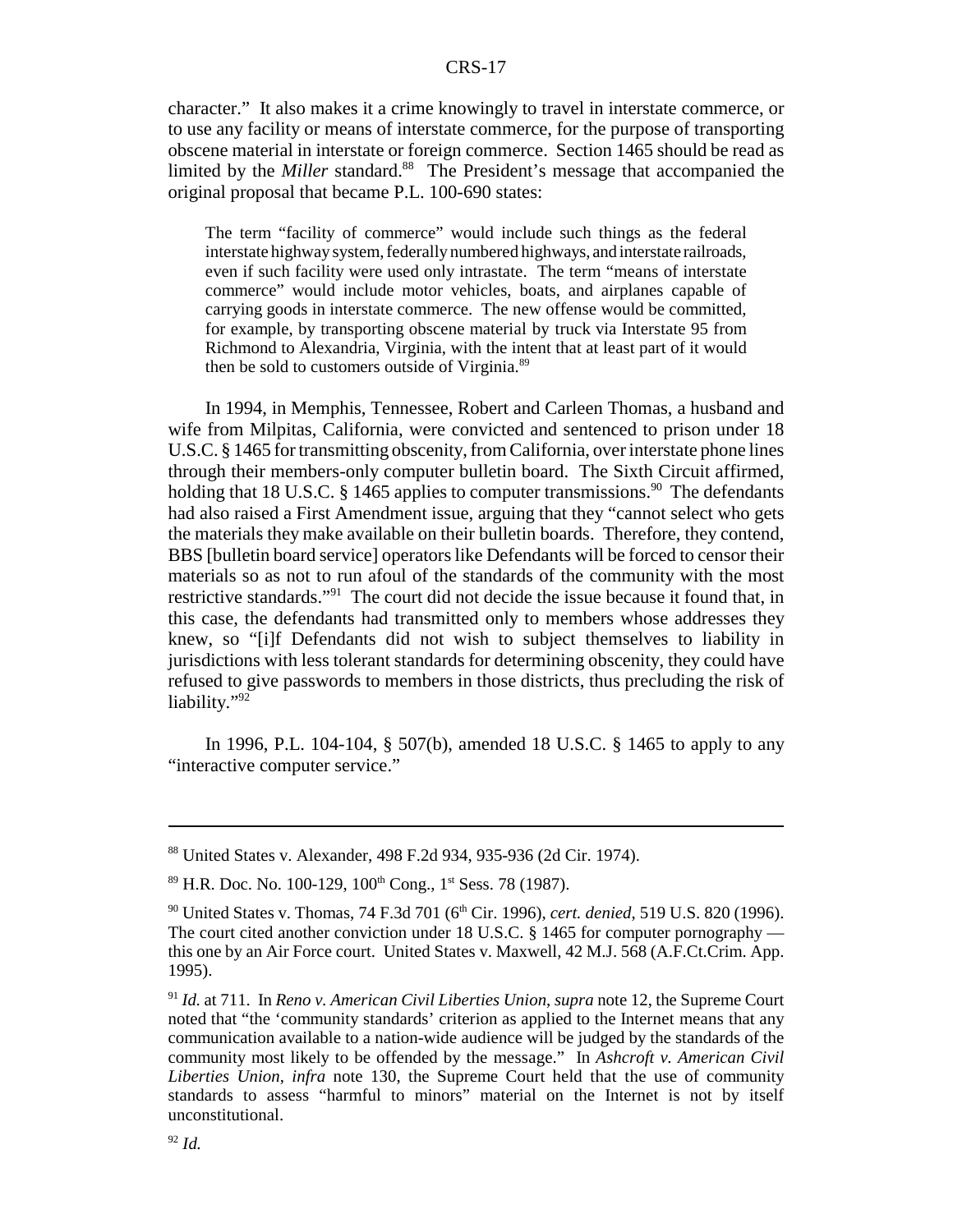character." It also makes it a crime knowingly to travel in interstate commerce, or to use any facility or means of interstate commerce, for the purpose of transporting obscene material in interstate or foreign commerce. Section 1465 should be read as limited by the *Miller* standard.[88] The President's message that accompanied the original proposal that became P.L. 100-690 states:

> The term "facility of commerce" would include such things as the federal interstate highway system, federally numbered highways, and interstate railroads, even if such facility were used only intrastate. The term "means of interstate commerce" would include motor vehicles, boats, and airplanes capable of carrying goods in interstate commerce. The new offense would be committed, for example, by transporting obscene material by truck via Interstate 95 from Richmond to Alexandria, Virginia, with the intent that at least part of it would then be sold to customers outside of Virginia.[89]

In 1994, in Memphis, Tennessee, Robert and Carleen Thomas, a husband and wife from Milpitas, California, were convicted and sentenced to prison under 18 U.S.C. § 1465 for transmitting obscenity, from California, over interstate phone lines through their members-only computer bulletin board. The Sixth Circuit affirmed, holding that 18 U.S.C. § 1465 applies to computer transmissions.[90] The defendants had also raised a First Amendment issue, arguing that they "cannot select who gets the materials they make available on their bulletin boards. Therefore, they contend, BBS [bulletin board service] operators like Defendants will be forced to censor their materials so as not to run afoul of the standards of the community with the most restrictive standards."[91] The court did not decide the issue because it found that, in this case, the defendants had transmitted only to members whose addresses they knew, so "[i]f Defendants did not wish to subject themselves to liability in jurisdictions with less tolerant standards for determining obscenity, they could have refused to give passwords to members in those districts, thus precluding the risk of liability."[92]

In 1996, P.L. 104-104, § 507(b), amended 18 U.S.C. § 1465 to apply to any "interactive computer service."

---

[88] United States v. Alexander, 498 F.2d 934, 935-936 (2d Cir. 1974).

[89] H.R. Doc. No. 100-129, 100th Cong., 1st Sess. 78 (1987).

[90] United States v. Thomas, 74 F.3d 701 (6th Cir. 1996), *cert. denied*, 519 U.S. 820 (1996). The court cited another conviction under 18 U.S.C. § 1465 for computer pornography — this one by an Air Force court. United States v. Maxwell, 42 M.J. 568 (A.F.Ct.Crim. App. 1995).

[91] *Id.* at 711. In *Reno v. American Civil Liberties Union*, *supra* note 12, the Supreme Court noted that "the 'community standards' criterion as applied to the Internet means that any communication available to a nation-wide audience will be judged by the standards of the community most likely to be offended by the message." In *Ashcroft v. American Civil Liberties Union*, *infra* note 130, the Supreme Court held that the use of community standards to assess "harmful to minors" material on the Internet is not by itself unconstitutional.

[92] *Id.*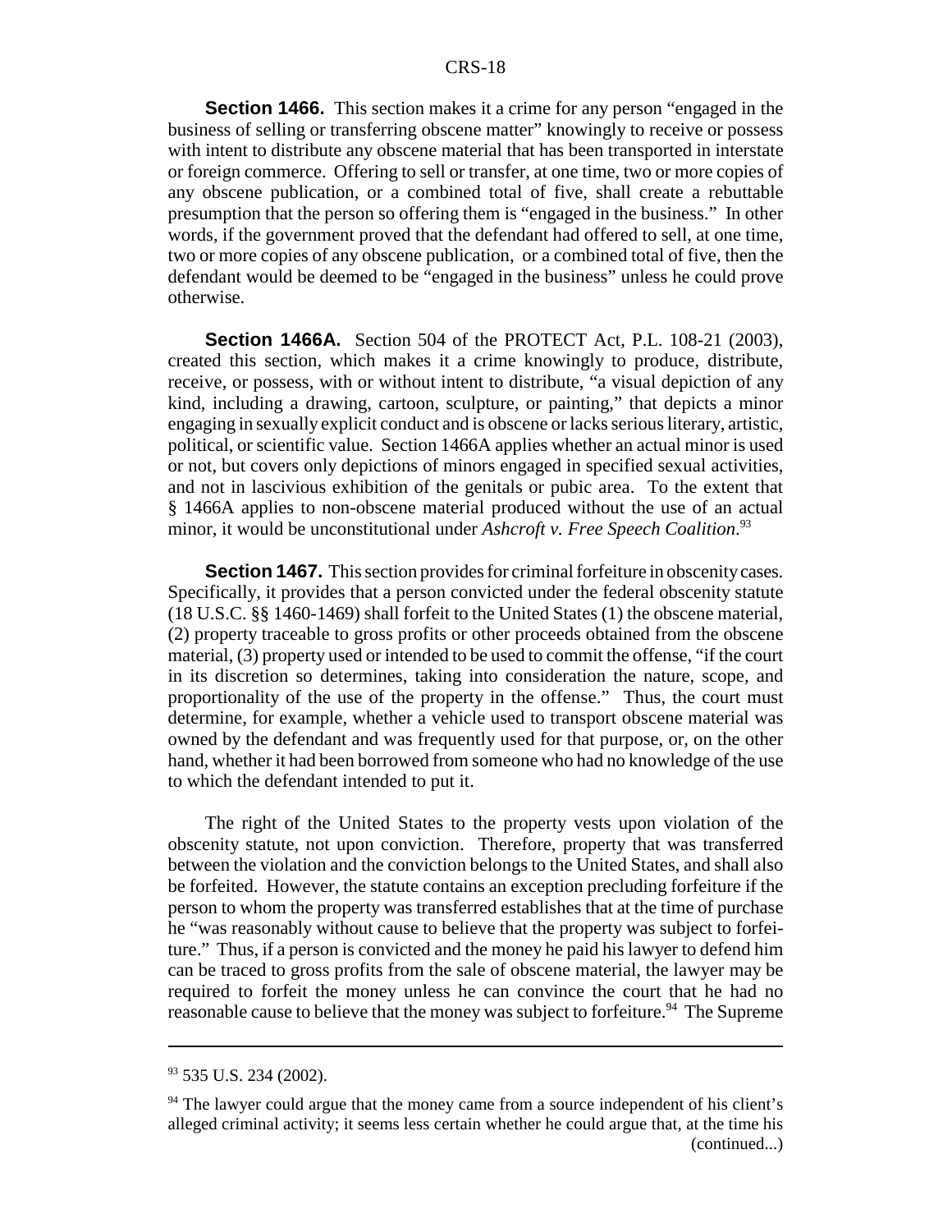**Section 1466.** This section makes it a crime for any person "engaged in the business of selling or transferring obscene matter" knowingly to receive or possess with intent to distribute any obscene material that has been transported in interstate or foreign commerce. Offering to sell or transfer, at one time, two or more copies of any obscene publication, or a combined total of five, shall create a rebuttable presumption that the person so offering them is "engaged in the business." In other words, if the government proved that the defendant had offered to sell, at one time, two or more copies of any obscene publication, or a combined total of five, then the defendant would be deemed to be "engaged in the business" unless he could prove otherwise.

**Section 1466A.** Section 504 of the PROTECT Act, P.L. 108-21 (2003), created this section, which makes it a crime knowingly to produce, distribute, receive, or possess, with or without intent to distribute, "a visual depiction of any kind, including a drawing, cartoon, sculpture, or painting," that depicts a minor engaging in sexually explicit conduct and is obscene or lacks serious literary, artistic, political, or scientific value. Section 1466A applies whether an actual minor is used or not, but covers only depictions of minors engaged in specified sexual activities, and not in lascivious exhibition of the genitals or pubic area. To the extent that § 1466A applies to non-obscene material produced without the use of an actual minor, it would be unconstitutional under *Ashcroft v. Free Speech Coalition*.[93]

**Section 1467.** This section provides for criminal forfeiture in obscenity cases. Specifically, it provides that a person convicted under the federal obscenity statute (18 U.S.C. §§ 1460-1469) shall forfeit to the United States (1) the obscene material, (2) property traceable to gross profits or other proceeds obtained from the obscene material, (3) property used or intended to be used to commit the offense, "if the court in its discretion so determines, taking into consideration the nature, scope, and proportionality of the use of the property in the offense." Thus, the court must determine, for example, whether a vehicle used to transport obscene material was owned by the defendant and was frequently used for that purpose, or, on the other hand, whether it had been borrowed from someone who had no knowledge of the use to which the defendant intended to put it.

The right of the United States to the property vests upon violation of the obscenity statute, not upon conviction. Therefore, property that was transferred between the violation and the conviction belongs to the United States, and shall also be forfeited. However, the statute contains an exception precluding forfeiture if the person to whom the property was transferred establishes that at the time of purchase he "was reasonably without cause to believe that the property was subject to forfeiture." Thus, if a person is convicted and the money he paid his lawyer to defend him can be traced to gross profits from the sale of obscene material, the lawyer may be required to forfeit the money unless he can convince the court that he had no reasonable cause to believe that the money was subject to forfeiture.[94] The Supreme

---

[93] 535 U.S. 234 (2002).

[94] The lawyer could argue that the money came from a source independent of his client's alleged criminal activity; it seems less certain whether he could argue that, at the time his (continued...)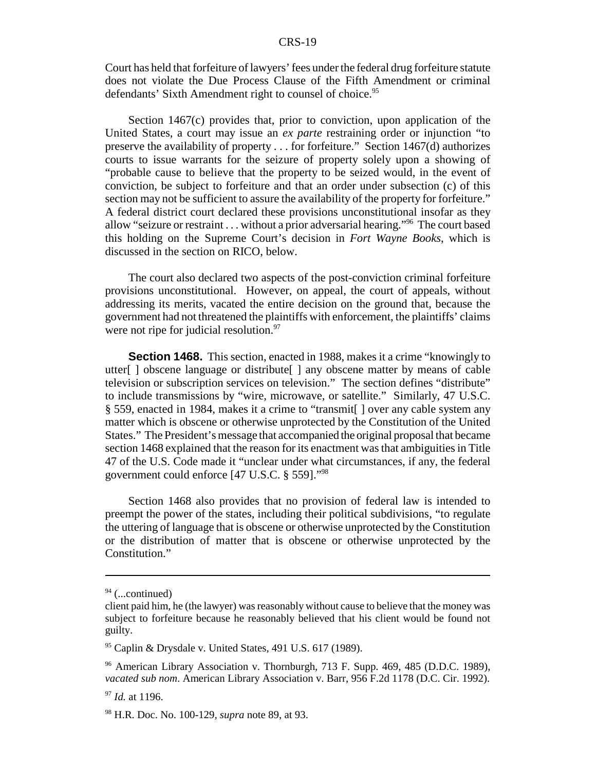Court has held that forfeiture of lawyers' fees under the federal drug forfeiture statute does not violate the Due Process Clause of the Fifth Amendment or criminal defendants' Sixth Amendment right to counsel of choice.[95]

Section 1467(c) provides that, prior to conviction, upon application of the United States, a court may issue an *ex parte* restraining order or injunction "to preserve the availability of property . . . for forfeiture." Section 1467(d) authorizes courts to issue warrants for the seizure of property solely upon a showing of "probable cause to believe that the property to be seized would, in the event of conviction, be subject to forfeiture and that an order under subsection (c) of this section may not be sufficient to assure the availability of the property for forfeiture." A federal district court declared these provisions unconstitutional insofar as they allow "seizure or restraint . . . without a prior adversarial hearing."[96] The court based this holding on the Supreme Court's decision in *Fort Wayne Books*, which is discussed in the section on RICO, below.

The court also declared two aspects of the post-conviction criminal forfeiture provisions unconstitutional. However, on appeal, the court of appeals, without addressing its merits, vacated the entire decision on the ground that, because the government had not threatened the plaintiffs with enforcement, the plaintiffs' claims were not ripe for judicial resolution.[97]

**Section 1468.** This section, enacted in 1988, makes it a crime "knowingly to utter[ ] obscene language or distribute[ ] any obscene matter by means of cable television or subscription services on television." The section defines "distribute" to include transmissions by "wire, microwave, or satellite." Similarly, 47 U.S.C. § 559, enacted in 1984, makes it a crime to "transmit[ ] over any cable system any matter which is obscene or otherwise unprotected by the Constitution of the United States." The President's message that accompanied the original proposal that became section 1468 explained that the reason for its enactment was that ambiguities in Title 47 of the U.S. Code made it "unclear under what circumstances, if any, the federal government could enforce [47 U.S.C. § 559]."[98]

Section 1468 also provides that no provision of federal law is intended to preempt the power of the states, including their political subdivisions, "to regulate the uttering of language that is obscene or otherwise unprotected by the Constitution or the distribution of matter that is obscene or otherwise unprotected by the Constitution."

---

[94] (...continued)
client paid him, he (the lawyer) was reasonably without cause to believe that the money was subject to forfeiture because he reasonably believed that his client would be found not guilty.

[95] Caplin & Drysdale v. United States, 491 U.S. 617 (1989).

[96] American Library Association v. Thornburgh, 713 F. Supp. 469, 485 (D.D.C. 1989), *vacated sub nom*. American Library Association v. Barr, 956 F.2d 1178 (D.C. Cir. 1992).

[97] *Id.* at 1196.

[98] H.R. Doc. No. 100-129, *supra* note 89, at 93.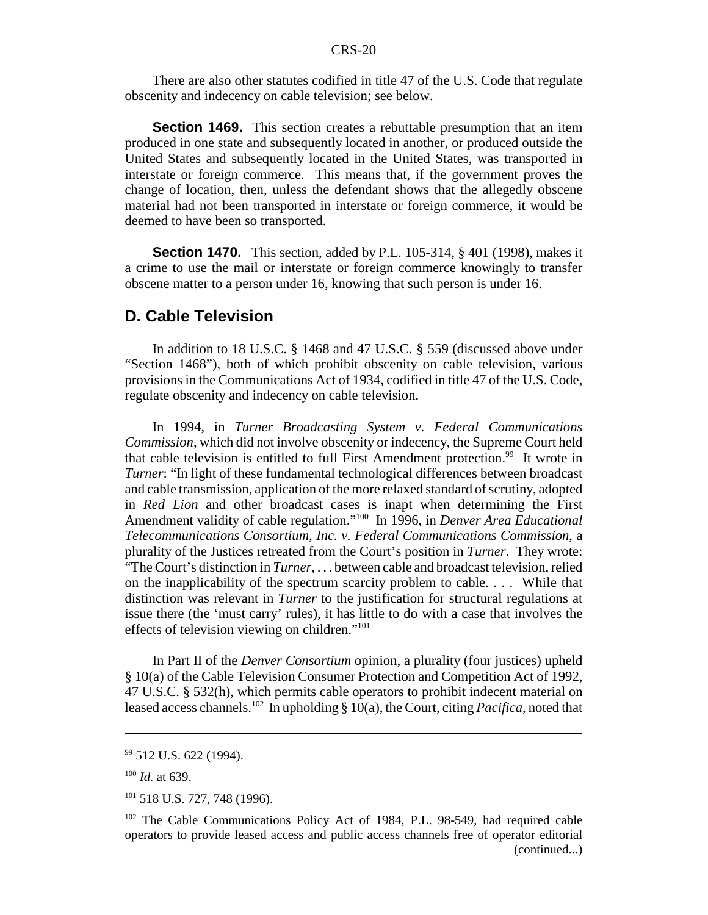There are also other statutes codified in title 47 of the U.S. Code that regulate obscenity and indecency on cable television; see below.

**Section 1469.** This section creates a rebuttable presumption that an item produced in one state and subsequently located in another, or produced outside the United States and subsequently located in the United States, was transported in interstate or foreign commerce. This means that, if the government proves the change of location, then, unless the defendant shows that the allegedly obscene material had not been transported in interstate or foreign commerce, it would be deemed to have been so transported.

**Section 1470.** This section, added by P.L. 105-314, § 401 (1998), makes it a crime to use the mail or interstate or foreign commerce knowingly to transfer obscene matter to a person under 16, knowing that such person is under 16.

## D. Cable Television

In addition to 18 U.S.C. § 1468 and 47 U.S.C. § 559 (discussed above under "Section 1468"), both of which prohibit obscenity on cable television, various provisions in the Communications Act of 1934, codified in title 47 of the U.S. Code, regulate obscenity and indecency on cable television.

In 1994, in *Turner Broadcasting System v. Federal Communications Commission*, which did not involve obscenity or indecency, the Supreme Court held that cable television is entitled to full First Amendment protection.[99] It wrote in *Turner*: "In light of these fundamental technological differences between broadcast and cable transmission, application of the more relaxed standard of scrutiny, adopted in *Red Lion* and other broadcast cases is inapt when determining the First Amendment validity of cable regulation."[100] In 1996, in *Denver Area Educational Telecommunications Consortium, Inc. v. Federal Communications Commission*, a plurality of the Justices retreated from the Court's position in *Turner*. They wrote: "The Court's distinction in *Turner*, . . . between cable and broadcast television, relied on the inapplicability of the spectrum scarcity problem to cable. . . . While that distinction was relevant in *Turner* to the justification for structural regulations at issue there (the 'must carry' rules), it has little to do with a case that involves the effects of television viewing on children."[101]

In Part II of the *Denver Consortium* opinion, a plurality (four justices) upheld § 10(a) of the Cable Television Consumer Protection and Competition Act of 1992, 47 U.S.C. § 532(h), which permits cable operators to prohibit indecent material on leased access channels.[102] In upholding § 10(a), the Court, citing *Pacifica*, noted that

---

[99] 512 U.S. 622 (1994).

[100] *Id.* at 639.

[101] 518 U.S. 727, 748 (1996).

[102] The Cable Communications Policy Act of 1984, P.L. 98-549, had required cable operators to provide leased access and public access channels free of operator editorial (continued...)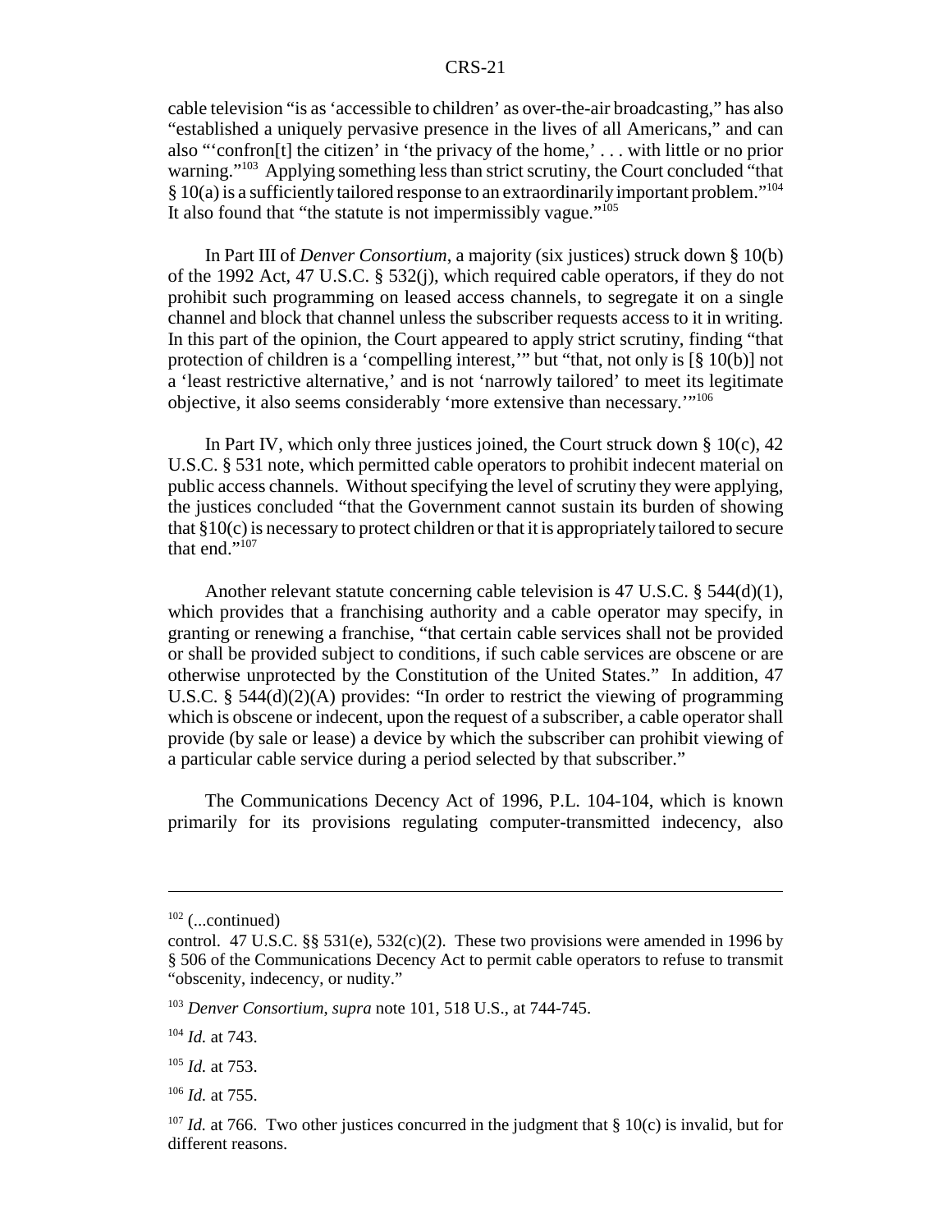cable television "is as 'accessible to children' as over-the-air broadcasting," has also "established a uniquely pervasive presence in the lives of all Americans," and can also "'confron[t] the citizen' in 'the privacy of the home,' . . . with little or no prior warning."[103] Applying something less than strict scrutiny, the Court concluded "that § 10(a) is a sufficiently tailored response to an extraordinarily important problem."[104] It also found that "the statute is not impermissibly vague."[105]

In Part III of *Denver Consortium*, a majority (six justices) struck down § 10(b) of the 1992 Act, 47 U.S.C. § 532(j), which required cable operators, if they do not prohibit such programming on leased access channels, to segregate it on a single channel and block that channel unless the subscriber requests access to it in writing. In this part of the opinion, the Court appeared to apply strict scrutiny, finding "that protection of children is a 'compelling interest,'" but "that, not only is [§ 10(b)] not a 'least restrictive alternative,' and is not 'narrowly tailored' to meet its legitimate objective, it also seems considerably 'more extensive than necessary.'"[106]

In Part IV, which only three justices joined, the Court struck down § 10(c), 42 U.S.C. § 531 note, which permitted cable operators to prohibit indecent material on public access channels. Without specifying the level of scrutiny they were applying, the justices concluded "that the Government cannot sustain its burden of showing that §10(c) is necessary to protect children or that it is appropriately tailored to secure that end."[107]

Another relevant statute concerning cable television is 47 U.S.C. § 544(d)(1), which provides that a franchising authority and a cable operator may specify, in granting or renewing a franchise, "that certain cable services shall not be provided or shall be provided subject to conditions, if such cable services are obscene or are otherwise unprotected by the Constitution of the United States." In addition, 47 U.S.C. § 544(d)(2)(A) provides: "In order to restrict the viewing of programming which is obscene or indecent, upon the request of a subscriber, a cable operator shall provide (by sale or lease) a device by which the subscriber can prohibit viewing of a particular cable service during a period selected by that subscriber."

The Communications Decency Act of 1996, P.L. 104-104, which is known primarily for its provisions regulating computer-transmitted indecency, also

---

[102] (...continued)
control. 47 U.S.C. §§ 531(e), 532(c)(2). These two provisions were amended in 1996 by § 506 of the Communications Decency Act to permit cable operators to refuse to transmit "obscenity, indecency, or nudity."

[103] *Denver Consortium*, *supra* note 101, 518 U.S., at 744-745.

[104] *Id.* at 743.

[105] *Id.* at 753.

[106] *Id.* at 755.

[107] *Id.* at 766. Two other justices concurred in the judgment that § 10(c) is invalid, but for different reasons.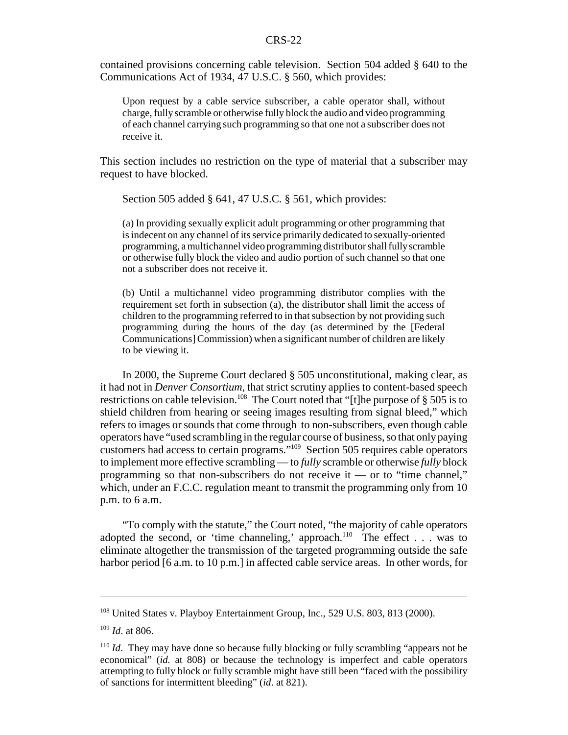contained provisions concerning cable television. Section 504 added § 640 to the Communications Act of 1934, 47 U.S.C. § 560, which provides:

> Upon request by a cable service subscriber, a cable operator shall, without charge, fully scramble or otherwise fully block the audio and video programming of each channel carrying such programming so that one not a subscriber does not receive it.

This section includes no restriction on the type of material that a subscriber may request to have blocked.

Section 505 added § 641, 47 U.S.C. § 561, which provides:

> (a) In providing sexually explicit adult programming or other programming that is indecent on any channel of its service primarily dedicated to sexually-oriented programming, a multichannel video programming distributor shall fully scramble or otherwise fully block the video and audio portion of such channel so that one not a subscriber does not receive it.
>
> (b) Until a multichannel video programming distributor complies with the requirement set forth in subsection (a), the distributor shall limit the access of children to the programming referred to in that subsection by not providing such programming during the hours of the day (as determined by the [Federal Communications] Commission) when a significant number of children are likely to be viewing it.

In 2000, the Supreme Court declared § 505 unconstitutional, making clear, as it had not in *Denver Consortium*, that strict scrutiny applies to content-based speech restrictions on cable television.[108] The Court noted that "[t]he purpose of § 505 is to shield children from hearing or seeing images resulting from signal bleed," which refers to images or sounds that come through to non-subscribers, even though cable operators have "used scrambling in the regular course of business, so that only paying customers had access to certain programs."[109] Section 505 requires cable operators to implement more effective scrambling — to *fully* scramble or otherwise *fully* block programming so that non-subscribers do not receive it — or to "time channel," which, under an F.C.C. regulation meant to transmit the programming only from 10 p.m. to 6 a.m.

"To comply with the statute," the Court noted, "the majority of cable operators adopted the second, or 'time channeling,' approach.[110] The effect . . . was to eliminate altogether the transmission of the targeted programming outside the safe harbor period [6 a.m. to 10 p.m.] in affected cable service areas. In other words, for

---

[108] United States v. Playboy Entertainment Group, Inc., 529 U.S. 803, 813 (2000).

[109] *Id*. at 806.

[110] *Id*. They may have done so because fully blocking or fully scrambling "appears not be economical" (*id.* at 808) or because the technology is imperfect and cable operators attempting to fully block or fully scramble might have still been "faced with the possibility of sanctions for intermittent bleeding" (*id*. at 821).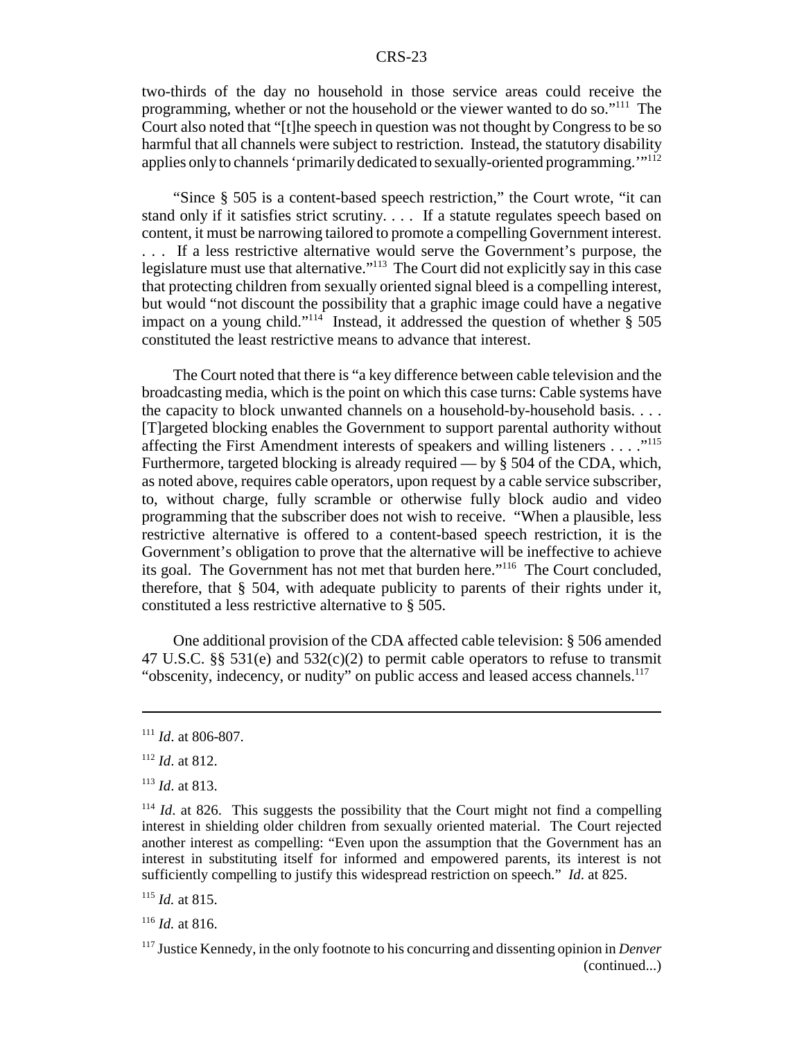two-thirds of the day no household in those service areas could receive the programming, whether or not the household or the viewer wanted to do so."[111] The Court also noted that "[t]he speech in question was not thought by Congress to be so harmful that all channels were subject to restriction. Instead, the statutory disability applies only to channels 'primarily dedicated to sexually-oriented programming.'"[112]

"Since § 505 is a content-based speech restriction," the Court wrote, "it can stand only if it satisfies strict scrutiny. . . . If a statute regulates speech based on content, it must be narrowing tailored to promote a compelling Government interest. . . . If a less restrictive alternative would serve the Government's purpose, the legislature must use that alternative."[113] The Court did not explicitly say in this case that protecting children from sexually oriented signal bleed is a compelling interest, but would "not discount the possibility that a graphic image could have a negative impact on a young child."[114] Instead, it addressed the question of whether § 505 constituted the least restrictive means to advance that interest.

The Court noted that there is "a key difference between cable television and the broadcasting media, which is the point on which this case turns: Cable systems have the capacity to block unwanted channels on a household-by-household basis. . . . [T]argeted blocking enables the Government to support parental authority without affecting the First Amendment interests of speakers and willing listeners . . . ."[115] Furthermore, targeted blocking is already required — by § 504 of the CDA, which, as noted above, requires cable operators, upon request by a cable service subscriber, to, without charge, fully scramble or otherwise fully block audio and video programming that the subscriber does not wish to receive. "When a plausible, less restrictive alternative is offered to a content-based speech restriction, it is the Government's obligation to prove that the alternative will be ineffective to achieve its goal. The Government has not met that burden here."[116] The Court concluded, therefore, that § 504, with adequate publicity to parents of their rights under it, constituted a less restrictive alternative to § 505.

One additional provision of the CDA affected cable television: § 506 amended 47 U.S.C. §§ 531(e) and 532(c)(2) to permit cable operators to refuse to transmit "obscenity, indecency, or nudity" on public access and leased access channels.[117]

---

[111] *Id*. at 806-807.

[112] *Id*. at 812.

[113] *Id*. at 813.

[114] *Id*. at 826. This suggests the possibility that the Court might not find a compelling interest in shielding older children from sexually oriented material. The Court rejected another interest as compelling: "Even upon the assumption that the Government has an interest in substituting itself for informed and empowered parents, its interest is not sufficiently compelling to justify this widespread restriction on speech." *Id*. at 825.

[115] *Id.* at 815.

[116] *Id.* at 816.

[117] Justice Kennedy, in the only footnote to his concurring and dissenting opinion in *Denver* (continued...)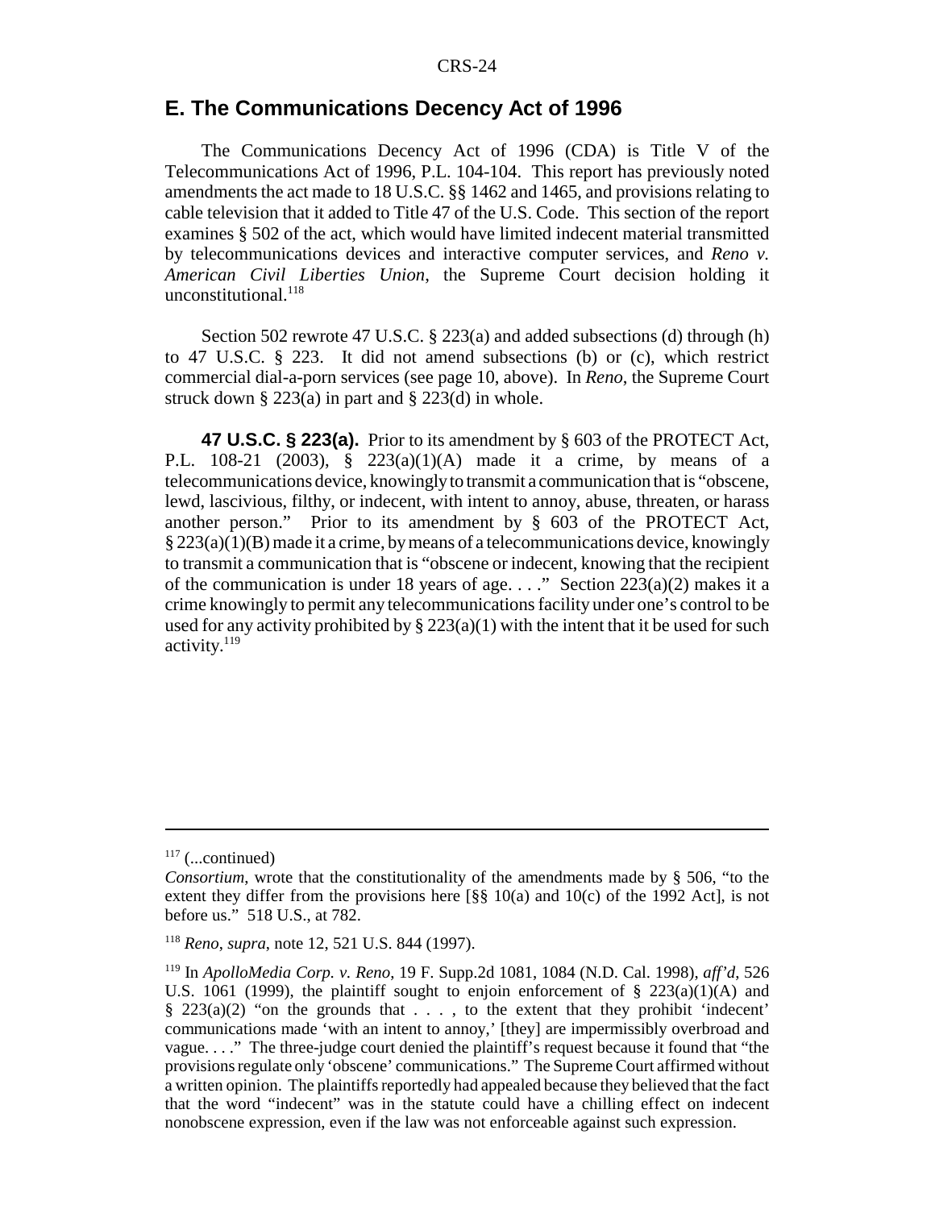## E. The Communications Decency Act of 1996

The Communications Decency Act of 1996 (CDA) is Title V of the Telecommunications Act of 1996, P.L. 104-104. This report has previously noted amendments the act made to 18 U.S.C. §§ 1462 and 1465, and provisions relating to cable television that it added to Title 47 of the U.S. Code. This section of the report examines § 502 of the act, which would have limited indecent material transmitted by telecommunications devices and interactive computer services, and *Reno v. American Civil Liberties Union*, the Supreme Court decision holding it unconstitutional.[118]

Section 502 rewrote 47 U.S.C. § 223(a) and added subsections (d) through (h) to 47 U.S.C. § 223. It did not amend subsections (b) or (c), which restrict commercial dial-a-porn services (see page 10, above). In *Reno*, the Supreme Court struck down § 223(a) in part and § 223(d) in whole.

**47 U.S.C. § 223(a).** Prior to its amendment by § 603 of the PROTECT Act, P.L. 108-21 (2003), § 223(a)(1)(A) made it a crime, by means of a telecommunications device, knowingly to transmit a communication that is "obscene, lewd, lascivious, filthy, or indecent, with intent to annoy, abuse, threaten, or harass another person." Prior to its amendment by § 603 of the PROTECT Act, § 223(a)(1)(B) made it a crime, by means of a telecommunications device, knowingly to transmit a communication that is "obscene or indecent, knowing that the recipient of the communication is under 18 years of age. . . ." Section 223(a)(2) makes it a crime knowingly to permit any telecommunications facility under one's control to be used for any activity prohibited by § 223(a)(1) with the intent that it be used for such activity.[119]

---

[117] (...continued)
*Consortium*, wrote that the constitutionality of the amendments made by § 506, "to the extent they differ from the provisions here [§§ 10(a) and 10(c) of the 1992 Act], is not before us." 518 U.S., at 782.

[118] *Reno*, *supra*, note 12, 521 U.S. 844 (1997).

[119] In *ApolloMedia Corp. v. Reno*, 19 F. Supp.2d 1081, 1084 (N.D. Cal. 1998), *aff'd*, 526 U.S. 1061 (1999), the plaintiff sought to enjoin enforcement of § 223(a)(1)(A) and § 223(a)(2) "on the grounds that . . . , to the extent that they prohibit 'indecent' communications made 'with an intent to annoy,' [they] are impermissibly overbroad and vague. . . ." The three-judge court denied the plaintiff's request because it found that "the provisions regulate only 'obscene' communications." The Supreme Court affirmed without a written opinion. The plaintiffs reportedly had appealed because they believed that the fact that the word "indecent" was in the statute could have a chilling effect on indecent nonobscene expression, even if the law was not enforceable against such expression.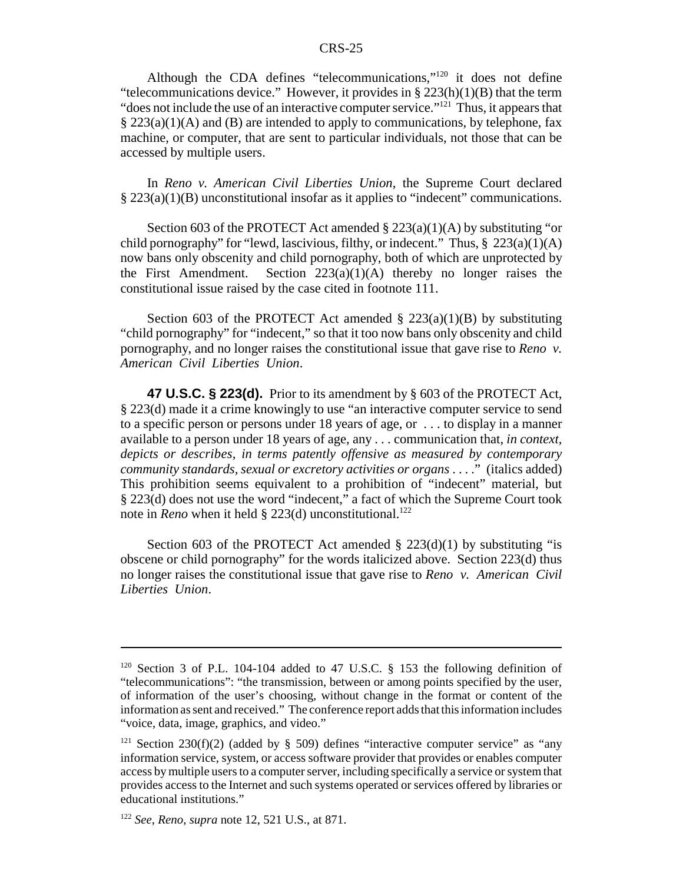Although the CDA defines "telecommunications,"[120] it does not define "telecommunications device." However, it provides in § 223(h)(1)(B) that the term "does not include the use of an interactive computer service."[121] Thus, it appears that § 223(a)(1)(A) and (B) are intended to apply to communications, by telephone, fax machine, or computer, that are sent to particular individuals, not those that can be accessed by multiple users.

In *Reno v. American Civil Liberties Union*, the Supreme Court declared § 223(a)(1)(B) unconstitutional insofar as it applies to "indecent" communications.

Section 603 of the PROTECT Act amended § 223(a)(1)(A) by substituting "or child pornography" for "lewd, lascivious, filthy, or indecent." Thus, § 223(a)(1)(A) now bans only obscenity and child pornography, both of which are unprotected by the First Amendment. Section 223(a)(1)(A) thereby no longer raises the constitutional issue raised by the case cited in footnote 111.

Section 603 of the PROTECT Act amended § 223(a)(1)(B) by substituting "child pornography" for "indecent," so that it too now bans only obscenity and child pornography, and no longer raises the constitutional issue that gave rise to *Reno v. American Civil Liberties Union*.

**47 U.S.C. § 223(d).** Prior to its amendment by § 603 of the PROTECT Act, § 223(d) made it a crime knowingly to use "an interactive computer service to send to a specific person or persons under 18 years of age, or . . . to display in a manner available to a person under 18 years of age, any . . . communication that, *in context, depicts or describes, in terms patently offensive as measured by contemporary community standards, sexual or excretory activities or organs* . . . ." (italics added) This prohibition seems equivalent to a prohibition of "indecent" material, but § 223(d) does not use the word "indecent," a fact of which the Supreme Court took note in *Reno* when it held § 223(d) unconstitutional.[122]

Section 603 of the PROTECT Act amended § 223(d)(1) by substituting "is obscene or child pornography" for the words italicized above. Section 223(d) thus no longer raises the constitutional issue that gave rise to *Reno v. American Civil Liberties Union*.

---

[120] Section 3 of P.L. 104-104 added to 47 U.S.C. § 153 the following definition of "telecommunications": "the transmission, between or among points specified by the user, of information of the user's choosing, without change in the format or content of the information as sent and received." The conference report adds that this information includes "voice, data, image, graphics, and video."

[121] Section 230(f)(2) (added by § 509) defines "interactive computer service" as "any information service, system, or access software provider that provides or enables computer access by multiple users to a computer server, including specifically a service or system that provides access to the Internet and such systems operated or services offered by libraries or educational institutions."

[122] *See*, *Reno*, *supra* note 12, 521 U.S., at 871.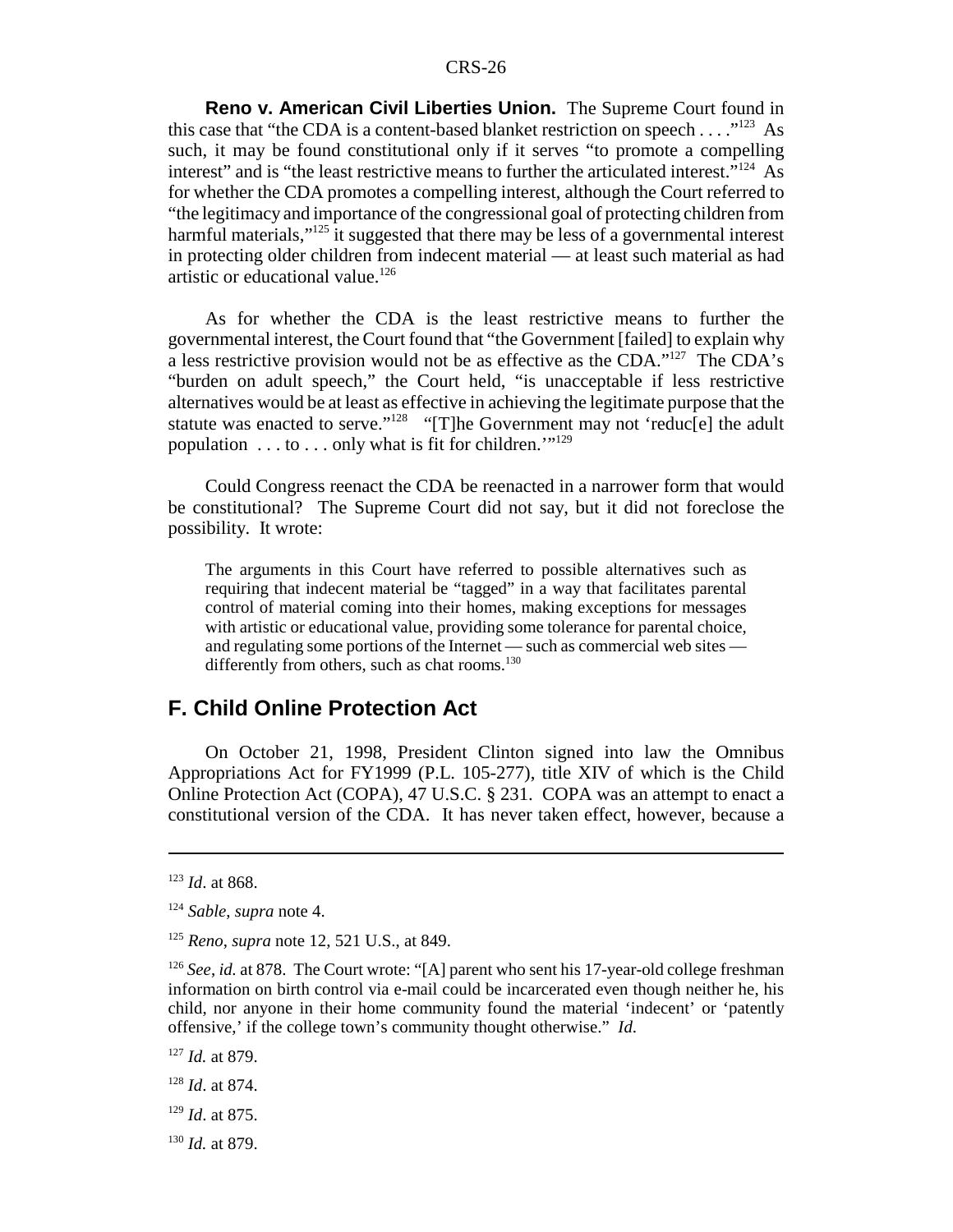**Reno v. American Civil Liberties Union.** The Supreme Court found in this case that "the CDA is a content-based blanket restriction on speech . . . ."[123] As such, it may be found constitutional only if it serves "to promote a compelling interest" and is "the least restrictive means to further the articulated interest."[124] As for whether the CDA promotes a compelling interest, although the Court referred to "the legitimacy and importance of the congressional goal of protecting children from harmful materials,"[125] it suggested that there may be less of a governmental interest in protecting older children from indecent material — at least such material as had artistic or educational value.[126]

As for whether the CDA is the least restrictive means to further the governmental interest, the Court found that "the Government [failed] to explain why a less restrictive provision would not be as effective as the CDA."[127] The CDA's "burden on adult speech," the Court held, "is unacceptable if less restrictive alternatives would be at least as effective in achieving the legitimate purpose that the statute was enacted to serve."[128] "[T]he Government may not 'reduc[e] the adult population . . . to . . . only what is fit for children.'"[129]

Could Congress reenact the CDA be reenacted in a narrower form that would be constitutional? The Supreme Court did not say, but it did not foreclose the possibility. It wrote:

> The arguments in this Court have referred to possible alternatives such as requiring that indecent material be "tagged" in a way that facilitates parental control of material coming into their homes, making exceptions for messages with artistic or educational value, providing some tolerance for parental choice, and regulating some portions of the Internet — such as commercial web sites — differently from others, such as chat rooms.[130]

## F. Child Online Protection Act

On October 21, 1998, President Clinton signed into law the Omnibus Appropriations Act for FY1999 (P.L. 105-277), title XIV of which is the Child Online Protection Act (COPA), 47 U.S.C. § 231. COPA was an attempt to enact a constitutional version of the CDA. It has never taken effect, however, because a

---

[123] *Id*. at 868.

[124] *Sable*, *supra* note 4.

[125] *Reno*, *supra* note 12, 521 U.S., at 849.

[126] *See*, *id.* at 878. The Court wrote: "[A] parent who sent his 17-year-old college freshman information on birth control via e-mail could be incarcerated even though neither he, his child, nor anyone in their home community found the material 'indecent' or 'patently offensive,' if the college town's community thought otherwise." *Id.*

[127] *Id.* at 879.

[128] *Id*. at 874.

[129] *Id*. at 875.

[130] *Id.* at 879.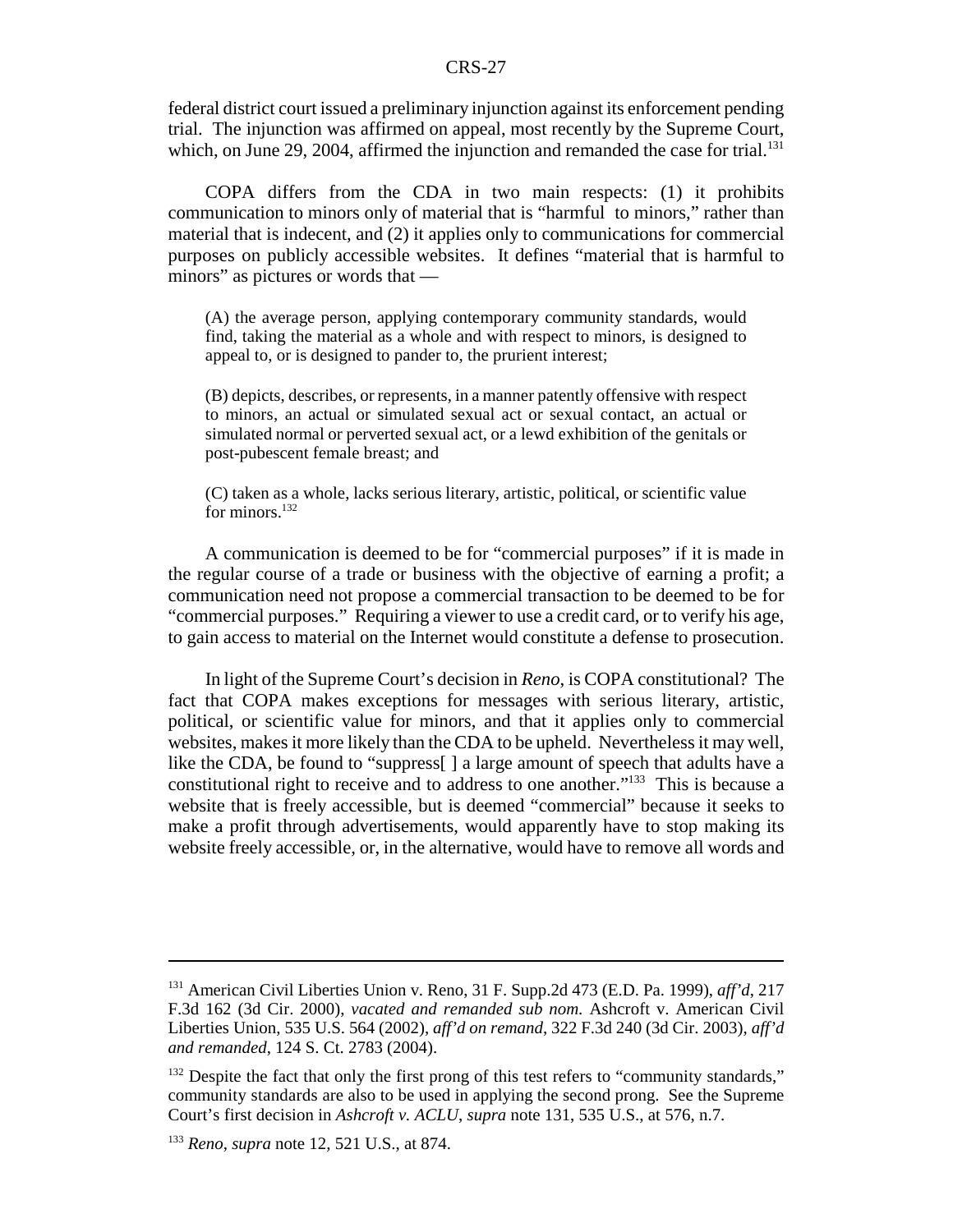federal district court issued a preliminary injunction against its enforcement pending trial. The injunction was affirmed on appeal, most recently by the Supreme Court, which, on June 29, 2004, affirmed the injunction and remanded the case for trial.[131]

COPA differs from the CDA in two main respects: (1) it prohibits communication to minors only of material that is "harmful to minors," rather than material that is indecent, and (2) it applies only to communications for commercial purposes on publicly accessible websites. It defines "material that is harmful to minors" as pictures or words that —

> (A) the average person, applying contemporary community standards, would find, taking the material as a whole and with respect to minors, is designed to appeal to, or is designed to pander to, the prurient interest;
>
> (B) depicts, describes, or represents, in a manner patently offensive with respect to minors, an actual or simulated sexual act or sexual contact, an actual or simulated normal or perverted sexual act, or a lewd exhibition of the genitals or post-pubescent female breast; and
>
> (C) taken as a whole, lacks serious literary, artistic, political, or scientific value for minors.[132]

A communication is deemed to be for "commercial purposes" if it is made in the regular course of a trade or business with the objective of earning a profit; a communication need not propose a commercial transaction to be deemed to be for "commercial purposes." Requiring a viewer to use a credit card, or to verify his age, to gain access to material on the Internet would constitute a defense to prosecution.

In light of the Supreme Court's decision in *Reno*, is COPA constitutional? The fact that COPA makes exceptions for messages with serious literary, artistic, political, or scientific value for minors, and that it applies only to commercial websites, makes it more likely than the CDA to be upheld. Nevertheless it may well, like the CDA, be found to "suppress[ ] a large amount of speech that adults have a constitutional right to receive and to address to one another."[133] This is because a website that is freely accessible, but is deemed "commercial" because it seeks to make a profit through advertisements, would apparently have to stop making its website freely accessible, or, in the alternative, would have to remove all words and

---

[131] American Civil Liberties Union v. Reno, 31 F. Supp.2d 473 (E.D. Pa. 1999), *aff'd*, 217 F.3d 162 (3d Cir. 2000), *vacated and remanded sub nom.* Ashcroft v. American Civil Liberties Union, 535 U.S. 564 (2002), *aff'd on remand*, 322 F.3d 240 (3d Cir. 2003), *aff'd and remanded*, 124 S. Ct. 2783 (2004).

[132] Despite the fact that only the first prong of this test refers to "community standards," community standards are also to be used in applying the second prong. See the Supreme Court's first decision in *Ashcroft v. ACLU*, *supra* note 131, 535 U.S., at 576, n.7.

[133] *Reno*, *supra* note 12, 521 U.S., at 874.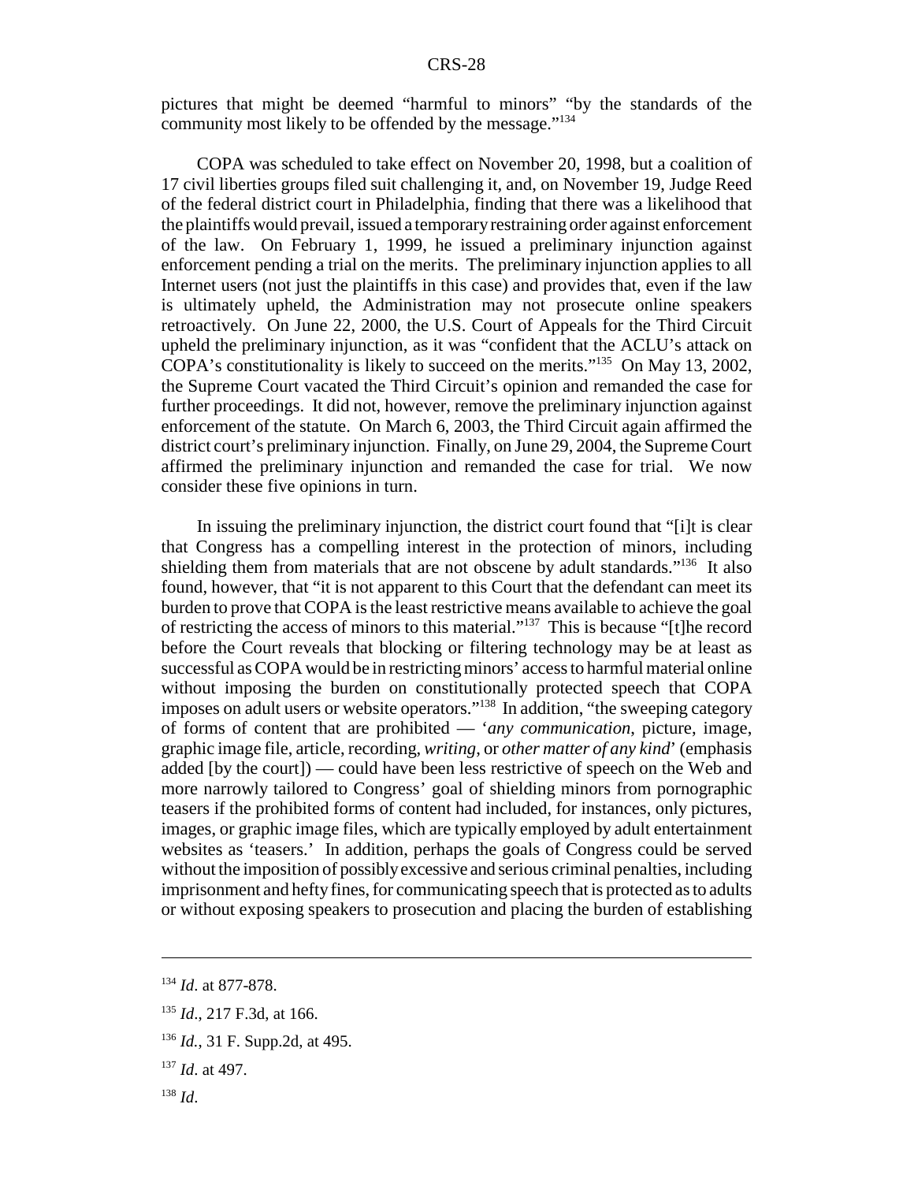pictures that might be deemed "harmful to minors" "by the standards of the community most likely to be offended by the message."[134]

COPA was scheduled to take effect on November 20, 1998, but a coalition of 17 civil liberties groups filed suit challenging it, and, on November 19, Judge Reed of the federal district court in Philadelphia, finding that there was a likelihood that the plaintiffs would prevail, issued a temporary restraining order against enforcement of the law. On February 1, 1999, he issued a preliminary injunction against enforcement pending a trial on the merits. The preliminary injunction applies to all Internet users (not just the plaintiffs in this case) and provides that, even if the law is ultimately upheld, the Administration may not prosecute online speakers retroactively. On June 22, 2000, the U.S. Court of Appeals for the Third Circuit upheld the preliminary injunction, as it was "confident that the ACLU's attack on COPA's constitutionality is likely to succeed on the merits."[135] On May 13, 2002, the Supreme Court vacated the Third Circuit's opinion and remanded the case for further proceedings. It did not, however, remove the preliminary injunction against enforcement of the statute. On March 6, 2003, the Third Circuit again affirmed the district court's preliminary injunction. Finally, on June 29, 2004, the Supreme Court affirmed the preliminary injunction and remanded the case for trial. We now consider these five opinions in turn.

In issuing the preliminary injunction, the district court found that "[i]t is clear that Congress has a compelling interest in the protection of minors, including shielding them from materials that are not obscene by adult standards."[136] It also found, however, that "it is not apparent to this Court that the defendant can meet its burden to prove that COPA is the least restrictive means available to achieve the goal of restricting the access of minors to this material."[137] This is because "[t]he record before the Court reveals that blocking or filtering technology may be at least as successful as COPA would be in restricting minors' access to harmful material online without imposing the burden on constitutionally protected speech that COPA imposes on adult users or website operators."[138] In addition, "the sweeping category of forms of content that are prohibited — '*any communication*, picture, image, graphic image file, article, recording, *writing*, or *other matter of any kind*' (emphasis added [by the court]) — could have been less restrictive of speech on the Web and more narrowly tailored to Congress' goal of shielding minors from pornographic teasers if the prohibited forms of content had included, for instances, only pictures, images, or graphic image files, which are typically employed by adult entertainment websites as 'teasers.' In addition, perhaps the goals of Congress could be served without the imposition of possibly excessive and serious criminal penalties, including imprisonment and hefty fines, for communicating speech that is protected as to adults or without exposing speakers to prosecution and placing the burden of establishing

---

[134] *Id*. at 877-878.

[135] *Id*., 217 F.3d, at 166.

[136] *Id.*, 31 F. Supp.2d, at 495.

[137] *Id*. at 497.

[138] *Id*.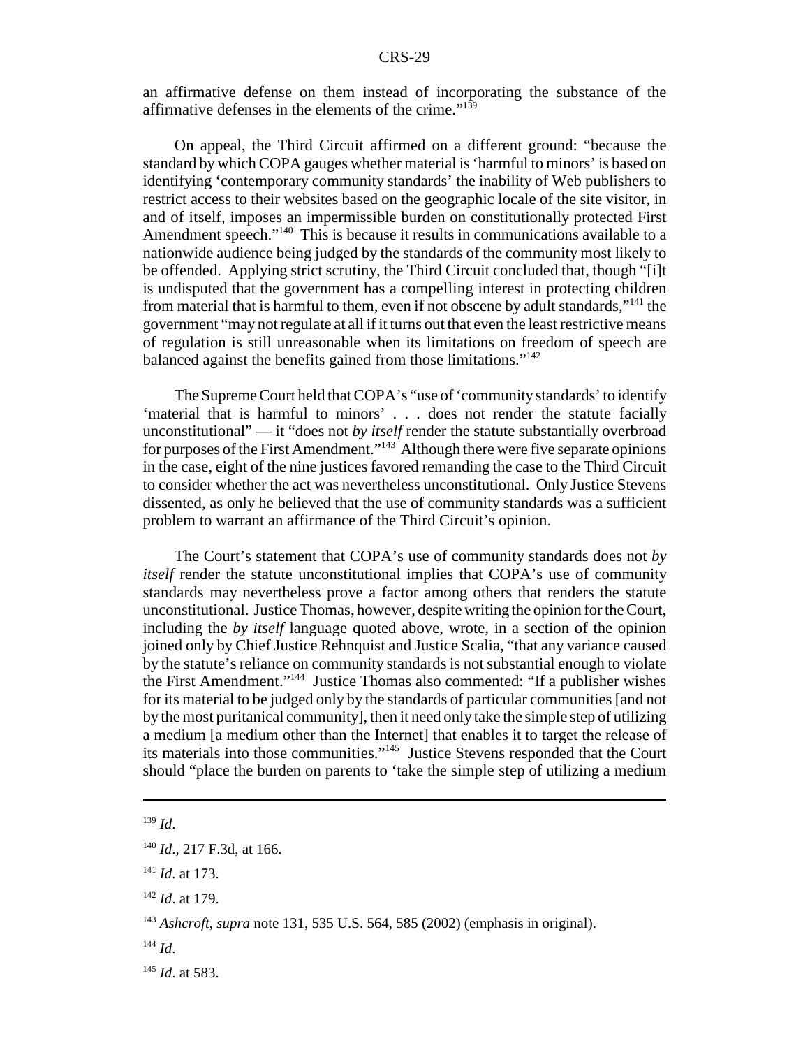an affirmative defense on them instead of incorporating the substance of the affirmative defenses in the elements of the crime."[139]

On appeal, the Third Circuit affirmed on a different ground: "because the standard by which COPA gauges whether material is 'harmful to minors' is based on identifying 'contemporary community standards' the inability of Web publishers to restrict access to their websites based on the geographic locale of the site visitor, in and of itself, imposes an impermissible burden on constitutionally protected First Amendment speech."[140] This is because it results in communications available to a nationwide audience being judged by the standards of the community most likely to be offended. Applying strict scrutiny, the Third Circuit concluded that, though "[i]t is undisputed that the government has a compelling interest in protecting children from material that is harmful to them, even if not obscene by adult standards,"[141] the government "may not regulate at all if it turns out that even the least restrictive means of regulation is still unreasonable when its limitations on freedom of speech are balanced against the benefits gained from those limitations."[142]

The Supreme Court held that COPA's "use of 'community standards' to identify 'material that is harmful to minors' . . . does not render the statute facially unconstitutional" — it "does not *by itself* render the statute substantially overbroad for purposes of the First Amendment."[143] Although there were five separate opinions in the case, eight of the nine justices favored remanding the case to the Third Circuit to consider whether the act was nevertheless unconstitutional. Only Justice Stevens dissented, as only he believed that the use of community standards was a sufficient problem to warrant an affirmance of the Third Circuit's opinion.

The Court's statement that COPA's use of community standards does not *by itself* render the statute unconstitutional implies that COPA's use of community standards may nevertheless prove a factor among others that renders the statute unconstitutional. Justice Thomas, however, despite writing the opinion for the Court, including the *by itself* language quoted above, wrote, in a section of the opinion joined only by Chief Justice Rehnquist and Justice Scalia, "that any variance caused by the statute's reliance on community standards is not substantial enough to violate the First Amendment."[144] Justice Thomas also commented: "If a publisher wishes for its material to be judged only by the standards of particular communities [and not by the most puritanical community], then it need only take the simple step of utilizing a medium [a medium other than the Internet] that enables it to target the release of its materials into those communities."[145] Justice Stevens responded that the Court should "place the burden on parents to 'take the simple step of utilizing a medium

---

[139] *Id*.

[140] *Id*., 217 F.3d, at 166.

[141] *Id*. at 173.

[142] *Id*. at 179.

[143] *Ashcroft*, *supra* note 131, 535 U.S. 564, 585 (2002) (emphasis in original).

[144] *Id*.

[145] *Id*. at 583.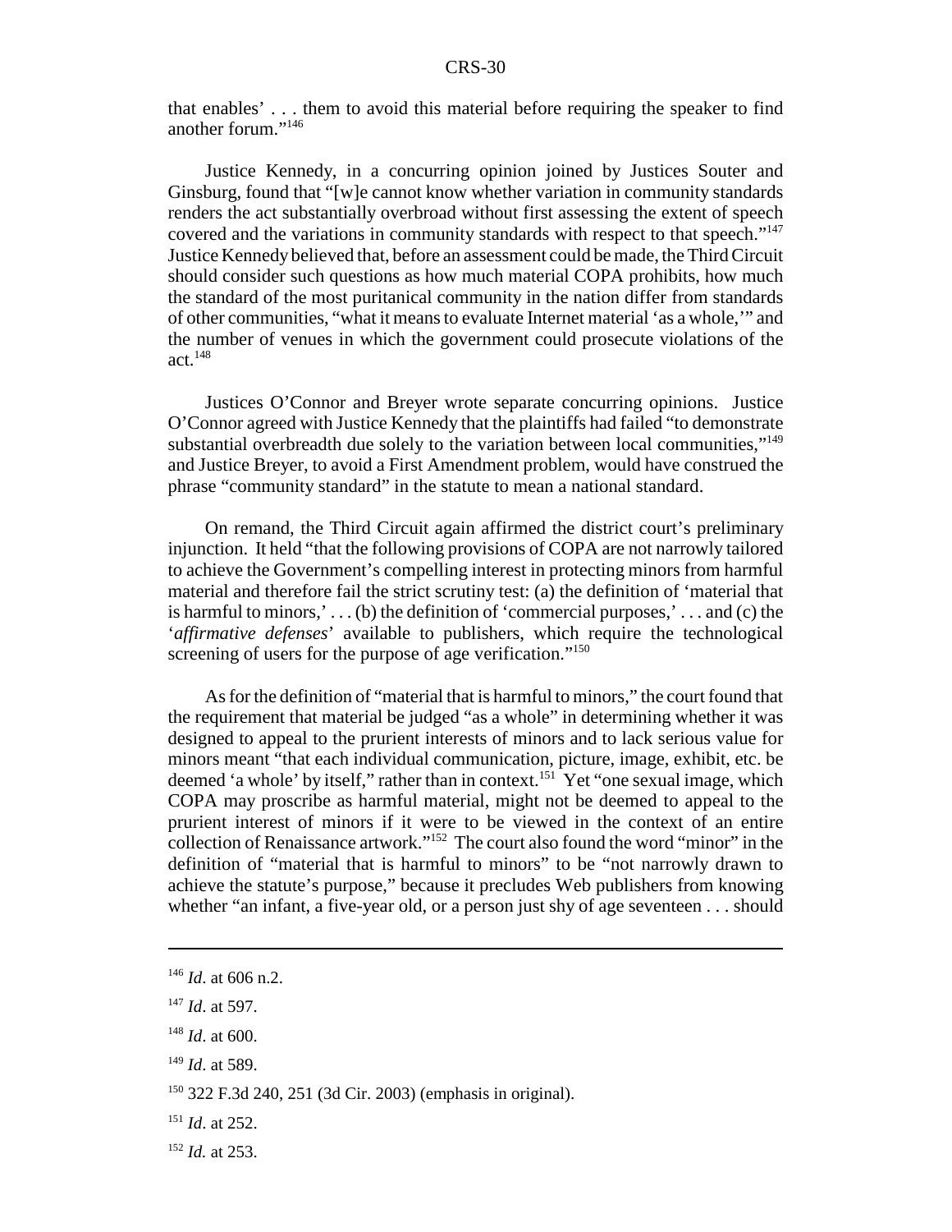that enables' . . . them to avoid this material before requiring the speaker to find another forum."[146]

Justice Kennedy, in a concurring opinion joined by Justices Souter and Ginsburg, found that "[w]e cannot know whether variation in community standards renders the act substantially overbroad without first assessing the extent of speech covered and the variations in community standards with respect to that speech."[147] Justice Kennedy believed that, before an assessment could be made, the Third Circuit should consider such questions as how much material COPA prohibits, how much the standard of the most puritanical community in the nation differ from standards of other communities, "what it means to evaluate Internet material 'as a whole,'" and the number of venues in which the government could prosecute violations of the act.[148]

Justices O'Connor and Breyer wrote separate concurring opinions. Justice O'Connor agreed with Justice Kennedy that the plaintiffs had failed "to demonstrate substantial overbreadth due solely to the variation between local communities,"[149] and Justice Breyer, to avoid a First Amendment problem, would have construed the phrase "community standard" in the statute to mean a national standard.

On remand, the Third Circuit again affirmed the district court's preliminary injunction. It held "that the following provisions of COPA are not narrowly tailored to achieve the Government's compelling interest in protecting minors from harmful material and therefore fail the strict scrutiny test: (a) the definition of 'material that is harmful to minors,' . . . (b) the definition of 'commercial purposes,' . . . and (c) the '*affirmative defenses*' available to publishers, which require the technological screening of users for the purpose of age verification."[150]

As for the definition of "material that is harmful to minors," the court found that the requirement that material be judged "as a whole" in determining whether it was designed to appeal to the prurient interests of minors and to lack serious value for minors meant "that each individual communication, picture, image, exhibit, etc. be deemed 'a whole' by itself," rather than in context.[151] Yet "one sexual image, which COPA may proscribe as harmful material, might not be deemed to appeal to the prurient interest of minors if it were to be viewed in the context of an entire collection of Renaissance artwork."[152] The court also found the word "minor" in the definition of "material that is harmful to minors" to be "not narrowly drawn to achieve the statute's purpose," because it precludes Web publishers from knowing whether "an infant, a five-year old, or a person just shy of age seventeen . . . should

---

[146] *Id*. at 606 n.2.

[147] *Id*. at 597.

[148] *Id*. at 600.

[149] *Id*. at 589.

[150] 322 F.3d 240, 251 (3d Cir. 2003) (emphasis in original).

[151] *Id*. at 252.

[152] *Id.* at 253.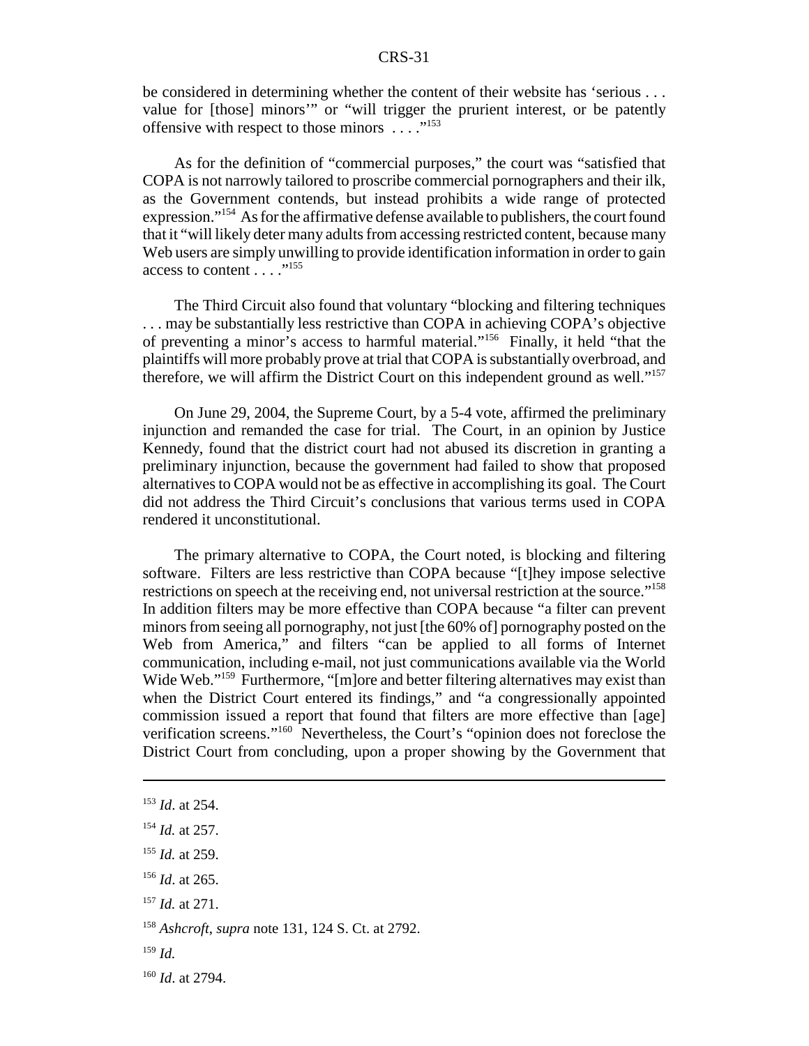be considered in determining whether the content of their website has 'serious . . . value for [those] minors'" or "will trigger the prurient interest, or be patently offensive with respect to those minors . . . ."[153]

As for the definition of "commercial purposes," the court was "satisfied that COPA is not narrowly tailored to proscribe commercial pornographers and their ilk, as the Government contends, but instead prohibits a wide range of protected expression."[154] As for the affirmative defense available to publishers, the court found that it "will likely deter many adults from accessing restricted content, because many Web users are simply unwilling to provide identification information in order to gain access to content . . . ."[155]

The Third Circuit also found that voluntary "blocking and filtering techniques . . . may be substantially less restrictive than COPA in achieving COPA's objective of preventing a minor's access to harmful material."[156] Finally, it held "that the plaintiffs will more probably prove at trial that COPA is substantially overbroad, and therefore, we will affirm the District Court on this independent ground as well."[157]

On June 29, 2004, the Supreme Court, by a 5-4 vote, affirmed the preliminary injunction and remanded the case for trial. The Court, in an opinion by Justice Kennedy, found that the district court had not abused its discretion in granting a preliminary injunction, because the government had failed to show that proposed alternatives to COPA would not be as effective in accomplishing its goal. The Court did not address the Third Circuit's conclusions that various terms used in COPA rendered it unconstitutional.

The primary alternative to COPA, the Court noted, is blocking and filtering software. Filters are less restrictive than COPA because "[t]hey impose selective restrictions on speech at the receiving end, not universal restriction at the source."[158] In addition filters may be more effective than COPA because "a filter can prevent minors from seeing all pornography, not just [the 60% of] pornography posted on the Web from America," and filters "can be applied to all forms of Internet communication, including e-mail, not just communications available via the World Wide Web."[159] Furthermore, "[m]ore and better filtering alternatives may exist than when the District Court entered its findings," and "a congressionally appointed commission issued a report that found that filters are more effective than [age] verification screens."[160] Nevertheless, the Court's "opinion does not foreclose the District Court from concluding, upon a proper showing by the Government that

---

[153] *Id*. at 254.

[154] *Id.* at 257.

[155] *Id.* at 259.

[156] *Id*. at 265.

[157] *Id.* at 271.

[158] *Ashcroft*, *supra* note 131, 124 S. Ct. at 2792.

[159] *Id.*

[160] *Id*. at 2794.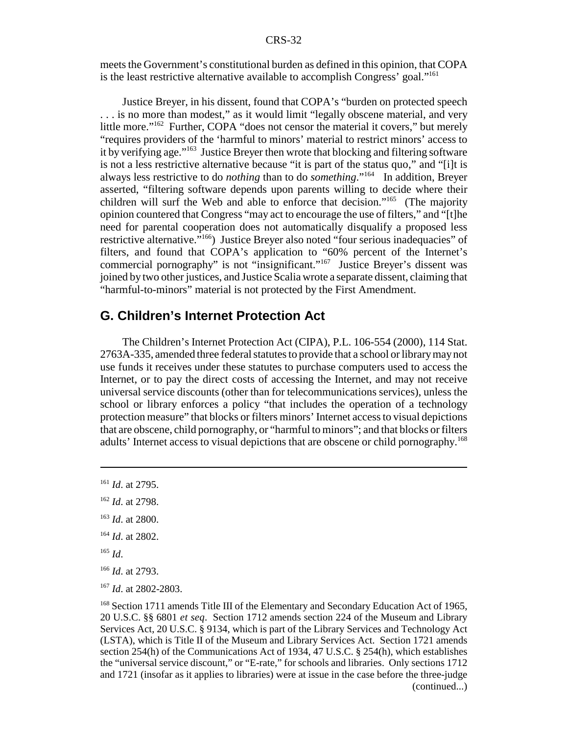meets the Government's constitutional burden as defined in this opinion, that COPA is the least restrictive alternative available to accomplish Congress' goal."[161]

Justice Breyer, in his dissent, found that COPA's "burden on protected speech . . . is no more than modest," as it would limit "legally obscene material, and very little more."[162] Further, COPA "does not censor the material it covers," but merely "requires providers of the 'harmful to minors' material to restrict minors' access to it by verifying age."[163] Justice Breyer then wrote that blocking and filtering software is not a less restrictive alternative because "it is part of the status quo," and "[i]t is always less restrictive to do *nothing* than to do *something*."[164] In addition, Breyer asserted, "filtering software depends upon parents willing to decide where their children will surf the Web and able to enforce that decision."[165] (The majority opinion countered that Congress "may act to encourage the use of filters," and "[t]he need for parental cooperation does not automatically disqualify a proposed less restrictive alternative."[166]) Justice Breyer also noted "four serious inadequacies" of filters, and found that COPA's application to "60% percent of the Internet's commercial pornography" is not "insignificant."[167] Justice Breyer's dissent was joined by two other justices, and Justice Scalia wrote a separate dissent, claiming that "harmful-to-minors" material is not protected by the First Amendment.

## G. Children's Internet Protection Act

The Children's Internet Protection Act (CIPA), P.L. 106-554 (2000), 114 Stat. 2763A-335, amended three federal statutes to provide that a school or library may not use funds it receives under these statutes to purchase computers used to access the Internet, or to pay the direct costs of accessing the Internet, and may not receive universal service discounts (other than for telecommunications services), unless the school or library enforces a policy "that includes the operation of a technology protection measure" that blocks or filters minors' Internet access to visual depictions that are obscene, child pornography, or "harmful to minors"; and that blocks or filters adults' Internet access to visual depictions that are obscene or child pornography.[168]

---

[161] *Id*. at 2795.

[162] *Id*. at 2798.

[163] *Id*. at 2800.

[164] *Id*. at 2802.

[165] *Id*.

[166] *Id*. at 2793.

[167] *Id*. at 2802-2803.

[168] Section 1711 amends Title III of the Elementary and Secondary Education Act of 1965, 20 U.S.C. §§ 6801 *et seq*. Section 1712 amends section 224 of the Museum and Library Services Act, 20 U.S.C. § 9134, which is part of the Library Services and Technology Act (LSTA), which is Title II of the Museum and Library Services Act. Section 1721 amends section 254(h) of the Communications Act of 1934, 47 U.S.C. § 254(h), which establishes the "universal service discount," or "E-rate," for schools and libraries. Only sections 1712 and 1721 (insofar as it applies to libraries) were at issue in the case before the three-judge (continued...)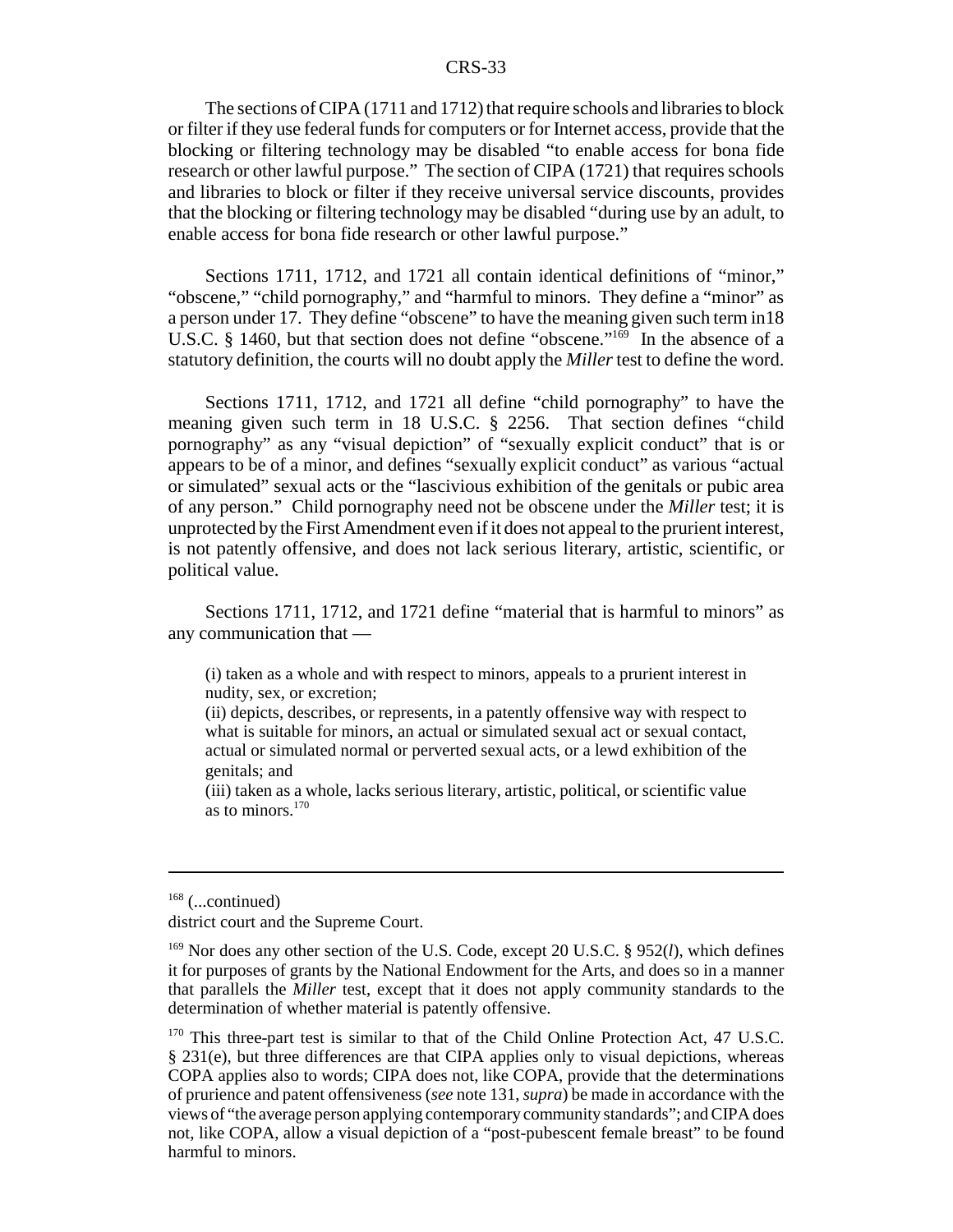The sections of CIPA (1711 and 1712) that require schools and libraries to block or filter if they use federal funds for computers or for Internet access, provide that the blocking or filtering technology may be disabled "to enable access for bona fide research or other lawful purpose." The section of CIPA (1721) that requires schools and libraries to block or filter if they receive universal service discounts, provides that the blocking or filtering technology may be disabled "during use by an adult, to enable access for bona fide research or other lawful purpose."

Sections 1711, 1712, and 1721 all contain identical definitions of "minor," "obscene," "child pornography," and "harmful to minors. They define a "minor" as a person under 17. They define "obscene" to have the meaning given such term in18 U.S.C. § 1460, but that section does not define "obscene."[169] In the absence of a statutory definition, the courts will no doubt apply the *Miller* test to define the word.

Sections 1711, 1712, and 1721 all define "child pornography" to have the meaning given such term in 18 U.S.C. § 2256. That section defines "child pornography" as any "visual depiction" of "sexually explicit conduct" that is or appears to be of a minor, and defines "sexually explicit conduct" as various "actual or simulated" sexual acts or the "lascivious exhibition of the genitals or pubic area of any person." Child pornography need not be obscene under the *Miller* test; it is unprotected by the First Amendment even if it does not appeal to the prurient interest, is not patently offensive, and does not lack serious literary, artistic, scientific, or political value.

Sections 1711, 1712, and 1721 define "material that is harmful to minors" as any communication that —

> (i) taken as a whole and with respect to minors, appeals to a prurient interest in nudity, sex, or excretion;
> (ii) depicts, describes, or represents, in a patently offensive way with respect to what is suitable for minors, an actual or simulated sexual act or sexual contact, actual or simulated normal or perverted sexual acts, or a lewd exhibition of the genitals; and
> (iii) taken as a whole, lacks serious literary, artistic, political, or scientific value as to minors.[170]

---

[168] (...continued)
district court and the Supreme Court.

[169] Nor does any other section of the U.S. Code, except 20 U.S.C. § 952(*l*), which defines it for purposes of grants by the National Endowment for the Arts, and does so in a manner that parallels the *Miller* test, except that it does not apply community standards to the determination of whether material is patently offensive.

[170] This three-part test is similar to that of the Child Online Protection Act, 47 U.S.C. § 231(e), but three differences are that CIPA applies only to visual depictions, whereas COPA applies also to words; CIPA does not, like COPA, provide that the determinations of prurience and patent offensiveness (*see* note 131, *supra*) be made in accordance with the views of "the average person applying contemporary community standards"; and CIPA does not, like COPA, allow a visual depiction of a "post-pubescent female breast" to be found harmful to minors.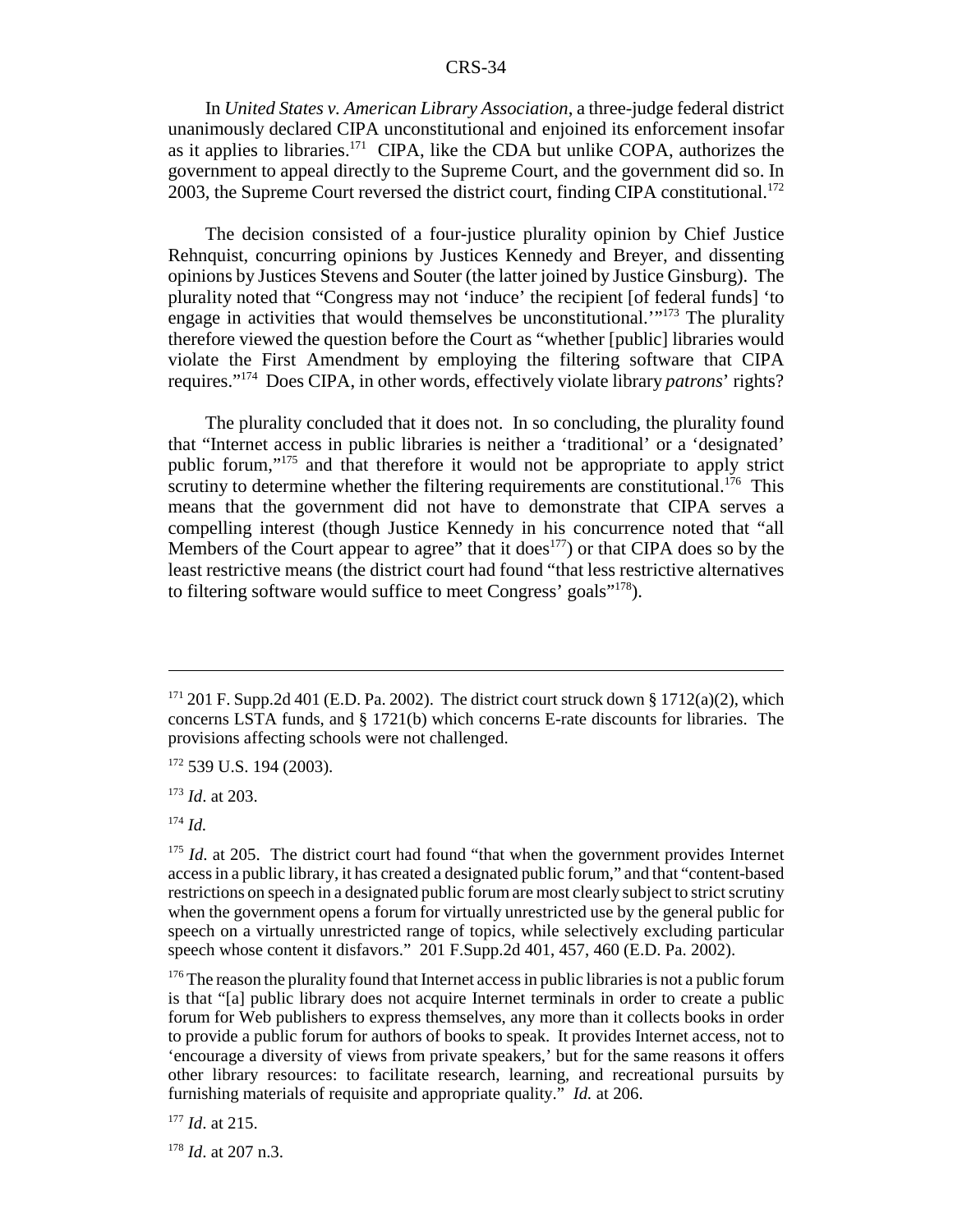In *United States v. American Library Association*, a three-judge federal district unanimously declared CIPA unconstitutional and enjoined its enforcement insofar as it applies to libraries.[171] CIPA, like the CDA but unlike COPA, authorizes the government to appeal directly to the Supreme Court, and the government did so. In 2003, the Supreme Court reversed the district court, finding CIPA constitutional.[172]

The decision consisted of a four-justice plurality opinion by Chief Justice Rehnquist, concurring opinions by Justices Kennedy and Breyer, and dissenting opinions by Justices Stevens and Souter (the latter joined by Justice Ginsburg). The plurality noted that "Congress may not 'induce' the recipient [of federal funds] 'to engage in activities that would themselves be unconstitutional.'"[173] The plurality therefore viewed the question before the Court as "whether [public] libraries would violate the First Amendment by employing the filtering software that CIPA requires."[174] Does CIPA, in other words, effectively violate library *patrons*' rights?

The plurality concluded that it does not. In so concluding, the plurality found that "Internet access in public libraries is neither a 'traditional' or a 'designated' public forum,"[175] and that therefore it would not be appropriate to apply strict scrutiny to determine whether the filtering requirements are constitutional.[176] This means that the government did not have to demonstrate that CIPA serves a compelling interest (though Justice Kennedy in his concurrence noted that "all Members of the Court appear to agree" that it does[177]) or that CIPA does so by the least restrictive means (the district court had found "that less restrictive alternatives to filtering software would suffice to meet Congress' goals"[178]).

---

[171] 201 F. Supp.2d 401 (E.D. Pa. 2002). The district court struck down § 1712(a)(2), which concerns LSTA funds, and § 1721(b) which concerns E-rate discounts for libraries. The provisions affecting schools were not challenged.

[172] 539 U.S. 194 (2003).

[173] *Id*. at 203.

[174] *Id.*

[175] *Id*. at 205. The district court had found "that when the government provides Internet access in a public library, it has created a designated public forum," and that "content-based restrictions on speech in a designated public forum are most clearly subject to strict scrutiny when the government opens a forum for virtually unrestricted use by the general public for speech on a virtually unrestricted range of topics, while selectively excluding particular speech whose content it disfavors." 201 F.Supp.2d 401, 457, 460 (E.D. Pa. 2002).

[176] The reason the plurality found that Internet access in public libraries is not a public forum is that "[a] public library does not acquire Internet terminals in order to create a public forum for Web publishers to express themselves, any more than it collects books in order to provide a public forum for authors of books to speak. It provides Internet access, not to 'encourage a diversity of views from private speakers,' but for the same reasons it offers other library resources: to facilitate research, learning, and recreational pursuits by furnishing materials of requisite and appropriate quality." *Id.* at 206.

[177] *Id*. at 215.

[178] *Id*. at 207 n.3.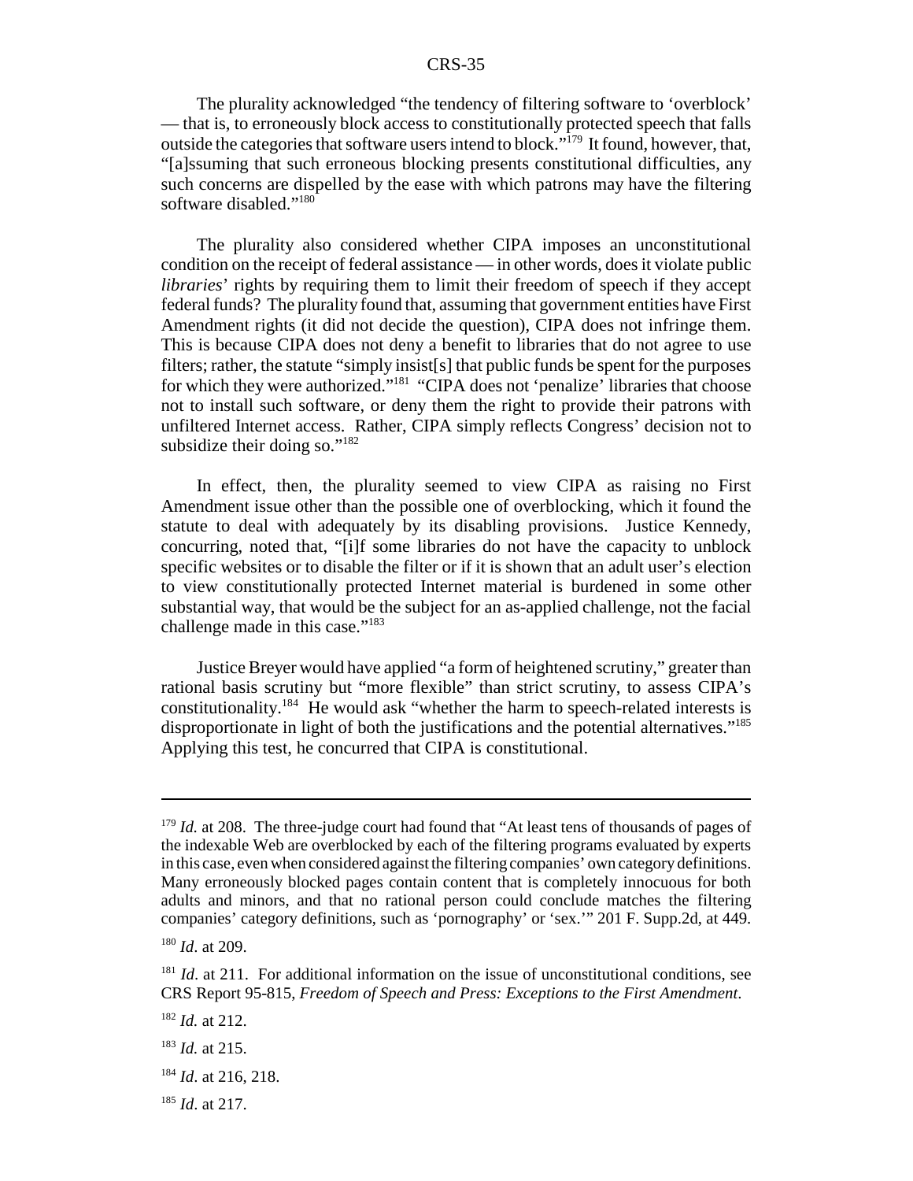The plurality acknowledged "the tendency of filtering software to 'overblock' — that is, to erroneously block access to constitutionally protected speech that falls outside the categories that software users intend to block."[179] It found, however, that, "[a]ssuming that such erroneous blocking presents constitutional difficulties, any such concerns are dispelled by the ease with which patrons may have the filtering software disabled."[180]

The plurality also considered whether CIPA imposes an unconstitutional condition on the receipt of federal assistance — in other words, does it violate public *libraries*' rights by requiring them to limit their freedom of speech if they accept federal funds? The plurality found that, assuming that government entities have First Amendment rights (it did not decide the question), CIPA does not infringe them. This is because CIPA does not deny a benefit to libraries that do not agree to use filters; rather, the statute "simply insist[s] that public funds be spent for the purposes for which they were authorized."[181] "CIPA does not 'penalize' libraries that choose not to install such software, or deny them the right to provide their patrons with unfiltered Internet access. Rather, CIPA simply reflects Congress' decision not to subsidize their doing so."[182]

In effect, then, the plurality seemed to view CIPA as raising no First Amendment issue other than the possible one of overblocking, which it found the statute to deal with adequately by its disabling provisions. Justice Kennedy, concurring, noted that, "[i]f some libraries do not have the capacity to unblock specific websites or to disable the filter or if it is shown that an adult user's election to view constitutionally protected Internet material is burdened in some other substantial way, that would be the subject for an as-applied challenge, not the facial challenge made in this case."[183]

Justice Breyer would have applied "a form of heightened scrutiny," greater than rational basis scrutiny but "more flexible" than strict scrutiny, to assess CIPA's constitutionality.[184] He would ask "whether the harm to speech-related interests is disproportionate in light of both the justifications and the potential alternatives."[185] Applying this test, he concurred that CIPA is constitutional.

---

[179] *Id.* at 208. The three-judge court had found that "At least tens of thousands of pages of the indexable Web are overblocked by each of the filtering programs evaluated by experts in this case, even when considered against the filtering companies' own category definitions. Many erroneously blocked pages contain content that is completely innocuous for both adults and minors, and that no rational person could conclude matches the filtering companies' category definitions, such as 'pornography' or 'sex.'" 201 F. Supp.2d, at 449.

[180] *Id*. at 209.

[181] *Id*. at 211. For additional information on the issue of unconstitutional conditions, see CRS Report 95-815, *Freedom of Speech and Press: Exceptions to the First Amendment*.

[182] *Id.* at 212.

[183] *Id.* at 215.

[184] *Id*. at 216, 218.

[185] *Id*. at 217.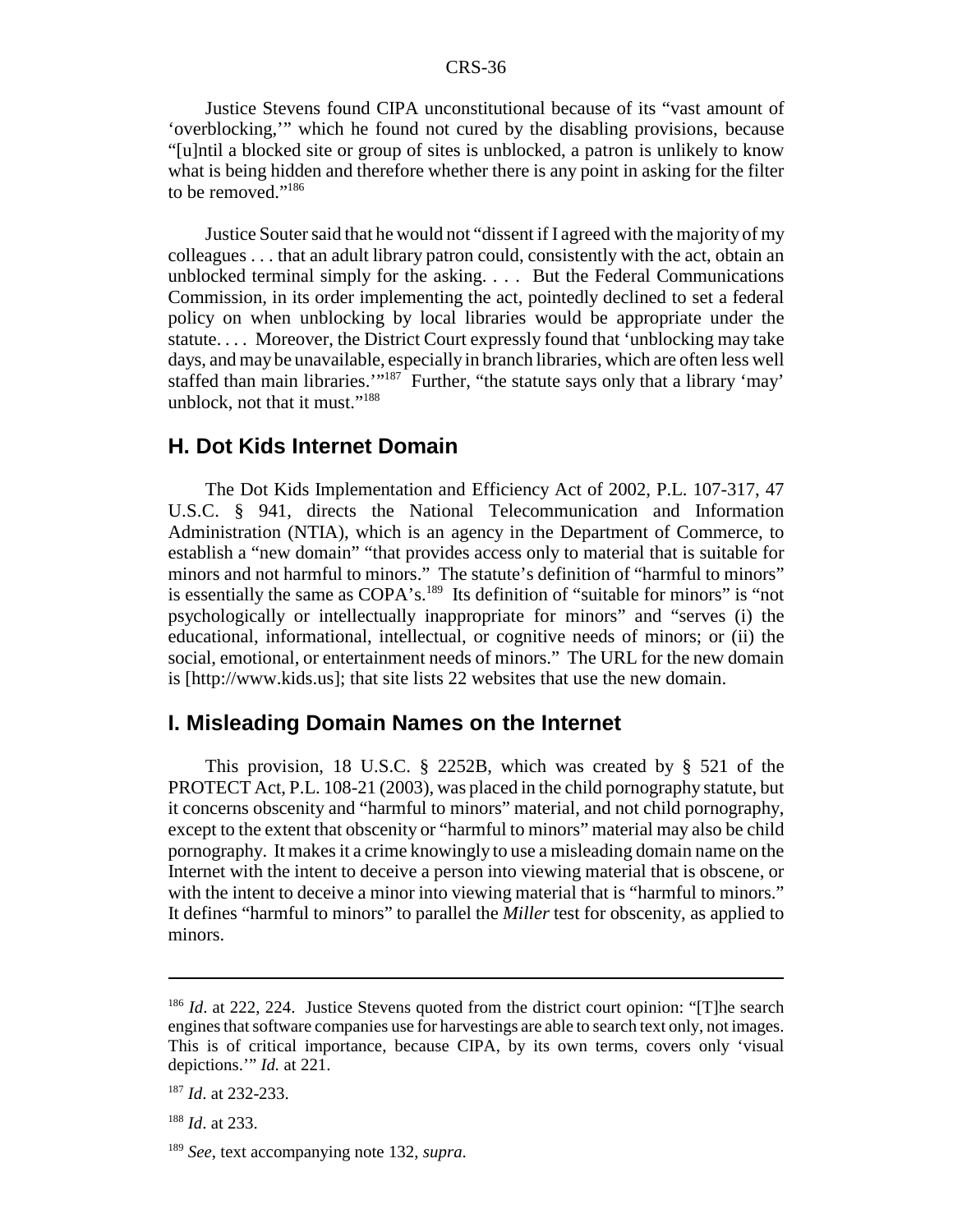Justice Stevens found CIPA unconstitutional because of its "vast amount of 'overblocking,'" which he found not cured by the disabling provisions, because "[u]ntil a blocked site or group of sites is unblocked, a patron is unlikely to know what is being hidden and therefore whether there is any point in asking for the filter to be removed."[186]

Justice Souter said that he would not "dissent if I agreed with the majority of my colleagues . . . that an adult library patron could, consistently with the act, obtain an unblocked terminal simply for the asking. . . . But the Federal Communications Commission, in its order implementing the act, pointedly declined to set a federal policy on when unblocking by local libraries would be appropriate under the statute. . . . Moreover, the District Court expressly found that 'unblocking may take days, and may be unavailable, especially in branch libraries, which are often less well staffed than main libraries.'"[187] Further, "the statute says only that a library 'may' unblock, not that it must."[188]

## H. Dot Kids Internet Domain

The Dot Kids Implementation and Efficiency Act of 2002, P.L. 107-317, 47 U.S.C. § 941, directs the National Telecommunication and Information Administration (NTIA), which is an agency in the Department of Commerce, to establish a "new domain" "that provides access only to material that is suitable for minors and not harmful to minors." The statute's definition of "harmful to minors" is essentially the same as COPA's.[189] Its definition of "suitable for minors" is "not psychologically or intellectually inappropriate for minors" and "serves (i) the educational, informational, intellectual, or cognitive needs of minors; or (ii) the social, emotional, or entertainment needs of minors." The URL for the new domain is [http://www.kids.us]; that site lists 22 websites that use the new domain.

## I. Misleading Domain Names on the Internet

This provision, 18 U.S.C. § 2252B, which was created by § 521 of the PROTECT Act, P.L. 108-21 (2003), was placed in the child pornography statute, but it concerns obscenity and "harmful to minors" material, and not child pornography, except to the extent that obscenity or "harmful to minors" material may also be child pornography. It makes it a crime knowingly to use a misleading domain name on the Internet with the intent to deceive a person into viewing material that is obscene, or with the intent to deceive a minor into viewing material that is "harmful to minors." It defines "harmful to minors" to parallel the *Miller* test for obscenity, as applied to minors.

---

[186] *Id*. at 222, 224. Justice Stevens quoted from the district court opinion: "[T]he search engines that software companies use for harvestings are able to search text only, not images. This is of critical importance, because CIPA, by its own terms, covers only 'visual depictions.'" *Id.* at 221.

[187] *Id*. at 232-233.

[188] *Id*. at 233.

[189] *See*, text accompanying note 132, *supra*.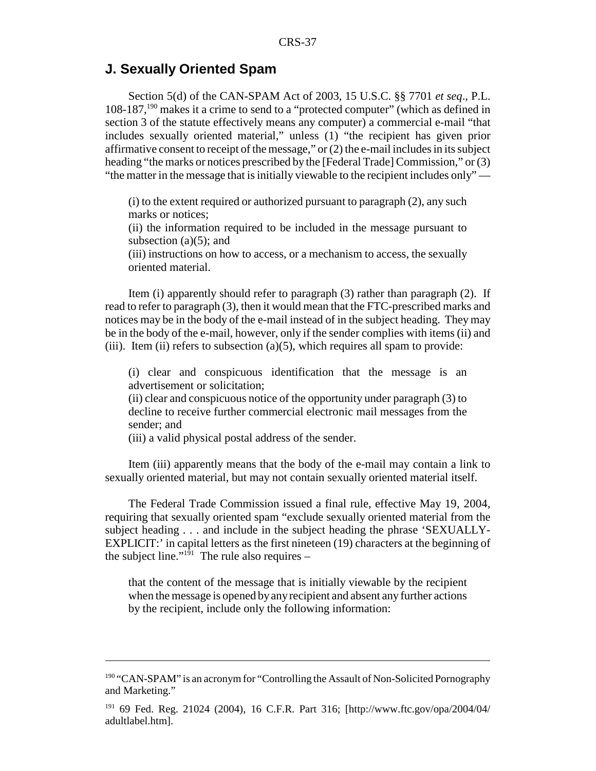## J. Sexually Oriented Spam

Section 5(d) of the CAN-SPAM Act of 2003, 15 U.S.C. §§ 7701 *et seq*., P.L. 108-187,[190] makes it a crime to send to a "protected computer" (which as defined in section 3 of the statute effectively means any computer) a commercial e-mail "that includes sexually oriented material," unless (1) "the recipient has given prior affirmative consent to receipt of the message," or (2) the e-mail includes in its subject heading "the marks or notices prescribed by the [Federal Trade] Commission," or (3) "the matter in the message that is initially viewable to the recipient includes only" —

> (i) to the extent required or authorized pursuant to paragraph (2), any such marks or notices;
> (ii) the information required to be included in the message pursuant to subsection (a)(5); and
> (iii) instructions on how to access, or a mechanism to access, the sexually oriented material.

Item (i) apparently should refer to paragraph (3) rather than paragraph (2). If read to refer to paragraph (3), then it would mean that the FTC-prescribed marks and notices may be in the body of the e-mail instead of in the subject heading. They may be in the body of the e-mail, however, only if the sender complies with items (ii) and (iii). Item (ii) refers to subsection (a)(5), which requires all spam to provide:

> (i) clear and conspicuous identification that the message is an advertisement or solicitation;
> (ii) clear and conspicuous notice of the opportunity under paragraph (3) to decline to receive further commercial electronic mail messages from the sender; and
> (iii) a valid physical postal address of the sender.

Item (iii) apparently means that the body of the e-mail may contain a link to sexually oriented material, but may not contain sexually oriented material itself.

The Federal Trade Commission issued a final rule, effective May 19, 2004, requiring that sexually oriented spam "exclude sexually oriented material from the subject heading . . . and include in the subject heading the phrase 'SEXUALLY-EXPLICIT:' in capital letters as the first nineteen (19) characters at the beginning of the subject line."[191] The rule also requires –

> that the content of the message that is initially viewable by the recipient when the message is opened by any recipient and absent any further actions by the recipient, include only the following information:

---

[190] "CAN-SPAM" is an acronym for "Controlling the Assault of Non-Solicited Pornography and Marketing."

[191] 69 Fed. Reg. 21024 (2004), 16 C.F.R. Part 316; [http://www.ftc.gov/opa/2004/04/adultlabel.htm].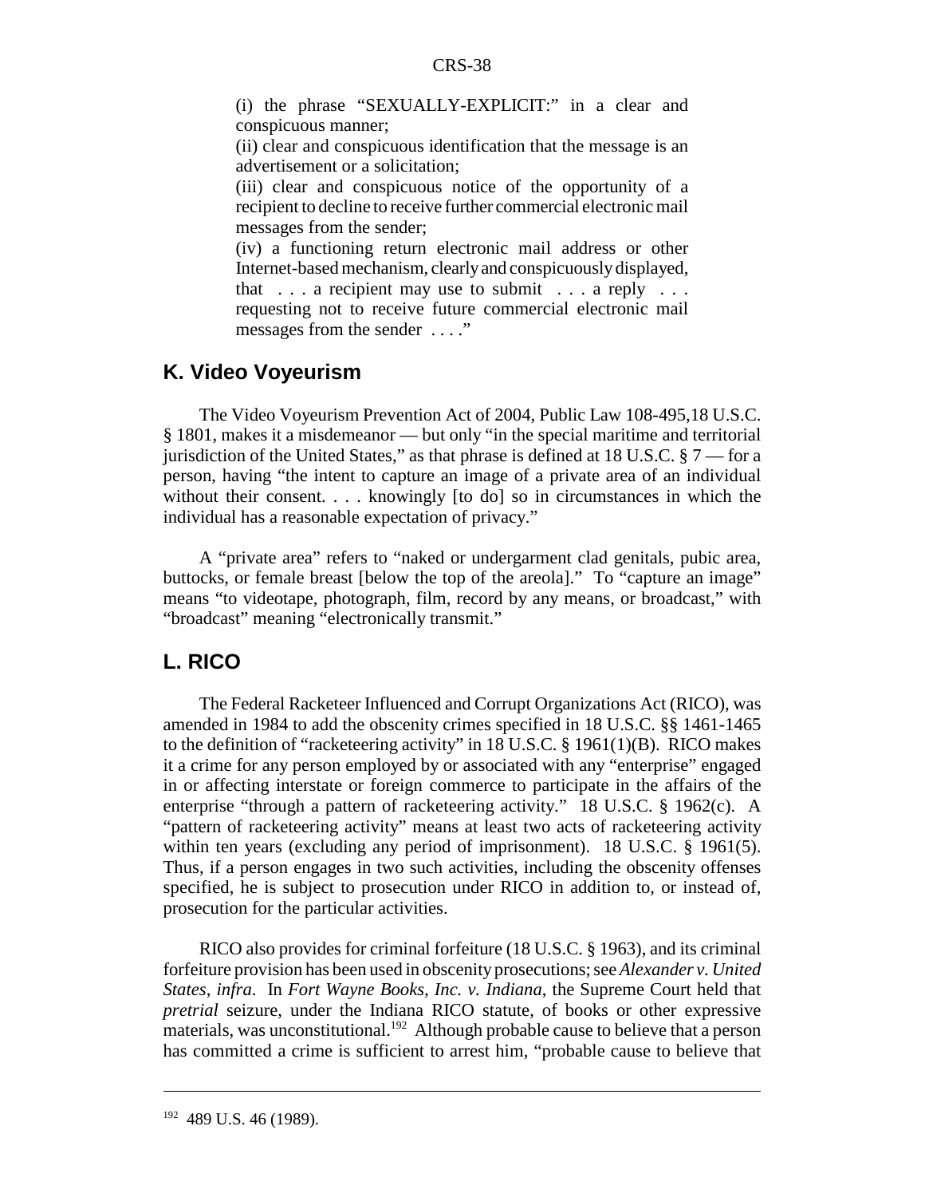(i) the phrase "SEXUALLY-EXPLICIT:" in a clear and conspicuous manner;

(ii) clear and conspicuous identification that the message is an advertisement or a solicitation;

(iii) clear and conspicuous notice of the opportunity of a recipient to decline to receive further commercial electronic mail messages from the sender;

(iv) a functioning return electronic mail address or other Internet-based mechanism, clearly and conspicuously displayed, that . . . a recipient may use to submit . . . a reply . . . requesting not to receive future commercial electronic mail messages from the sender . . . ."

## K. Video Voyeurism

The Video Voyeurism Prevention Act of 2004, Public Law 108-495,18 U.S.C. § 1801, makes it a misdemeanor — but only "in the special maritime and territorial jurisdiction of the United States," as that phrase is defined at 18 U.S.C. § 7 — for a person, having "the intent to capture an image of a private area of an individual without their consent. . . . knowingly [to do] so in circumstances in which the individual has a reasonable expectation of privacy."

A "private area" refers to "naked or undergarment clad genitals, pubic area, buttocks, or female breast [below the top of the areola]." To "capture an image" means "to videotape, photograph, film, record by any means, or broadcast," with "broadcast" meaning "electronically transmit."

## L. RICO

The Federal Racketeer Influenced and Corrupt Organizations Act (RICO), was amended in 1984 to add the obscenity crimes specified in 18 U.S.C. §§ 1461-1465 to the definition of "racketeering activity" in 18 U.S.C. § 1961(1)(B). RICO makes it a crime for any person employed by or associated with any "enterprise" engaged in or affecting interstate or foreign commerce to participate in the affairs of the enterprise "through a pattern of racketeering activity." 18 U.S.C. § 1962(c). A "pattern of racketeering activity" means at least two acts of racketeering activity within ten years (excluding any period of imprisonment). 18 U.S.C. § 1961(5). Thus, if a person engages in two such activities, including the obscenity offenses specified, he is subject to prosecution under RICO in addition to, or instead of, prosecution for the particular activities.

RICO also provides for criminal forfeiture (18 U.S.C. § 1963), and its criminal forfeiture provision has been used in obscenity prosecutions; see *Alexander v. United States*, *infra*. In *Fort Wayne Books, Inc. v. Indiana*, the Supreme Court held that *pretrial* seizure, under the Indiana RICO statute, of books or other expressive materials, was unconstitutional.[192] Although probable cause to believe that a person has committed a crime is sufficient to arrest him, "probable cause to believe that

[192] 489 U.S. 46 (1989).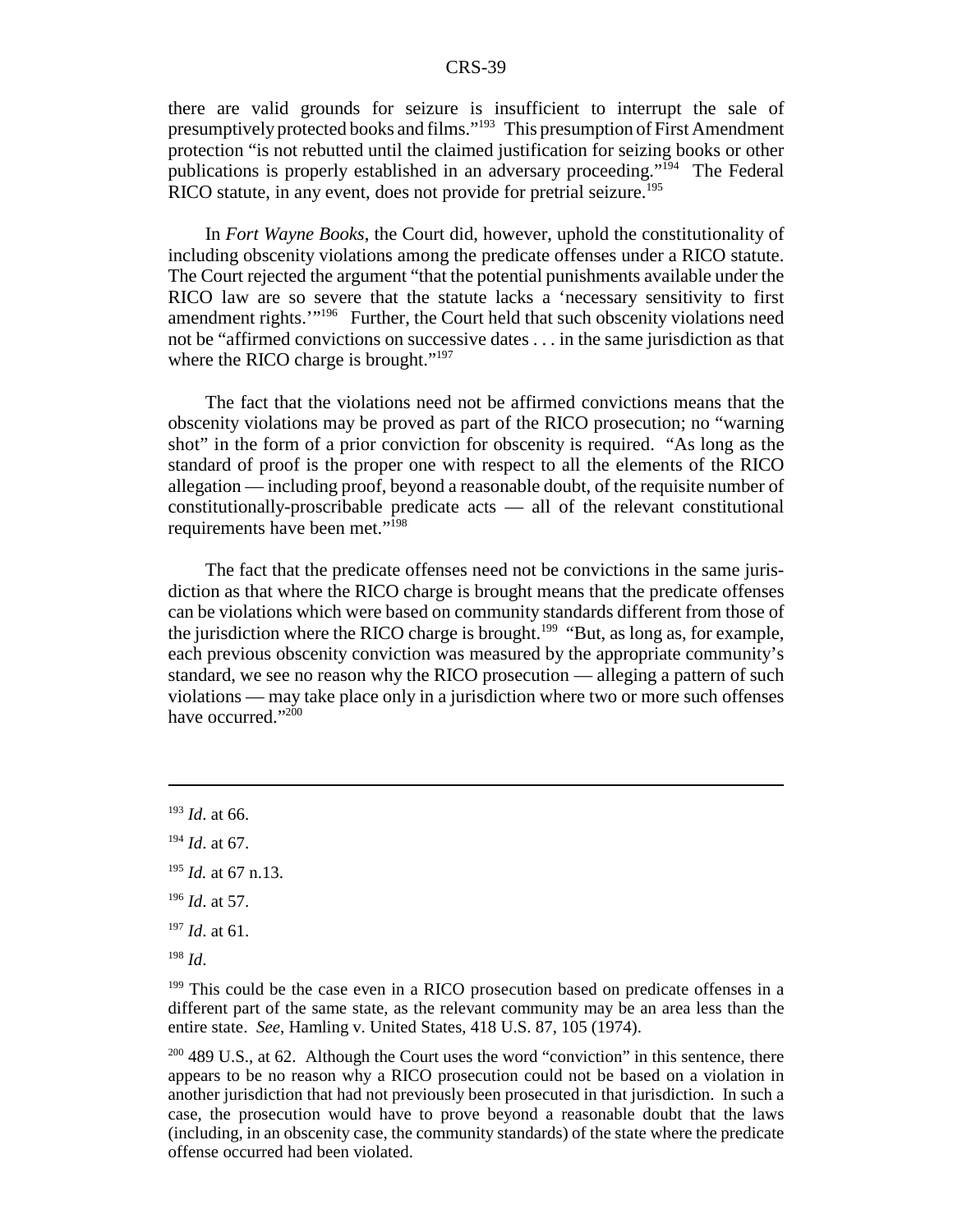there are valid grounds for seizure is insufficient to interrupt the sale of presumptively protected books and films."[193] This presumption of First Amendment protection "is not rebutted until the claimed justification for seizing books or other publications is properly established in an adversary proceeding."[194] The Federal RICO statute, in any event, does not provide for pretrial seizure.[195]

In *Fort Wayne Books*, the Court did, however, uphold the constitutionality of including obscenity violations among the predicate offenses under a RICO statute. The Court rejected the argument "that the potential punishments available under the RICO law are so severe that the statute lacks a 'necessary sensitivity to first amendment rights.'"[196] Further, the Court held that such obscenity violations need not be "affirmed convictions on successive dates . . . in the same jurisdiction as that where the RICO charge is brought."[197]

The fact that the violations need not be affirmed convictions means that the obscenity violations may be proved as part of the RICO prosecution; no "warning shot" in the form of a prior conviction for obscenity is required. "As long as the standard of proof is the proper one with respect to all the elements of the RICO allegation — including proof, beyond a reasonable doubt, of the requisite number of constitutionally-proscribable predicate acts — all of the relevant constitutional requirements have been met."[198]

The fact that the predicate offenses need not be convictions in the same jurisdiction as that where the RICO charge is brought means that the predicate offenses can be violations which were based on community standards different from those of the jurisdiction where the RICO charge is brought.[199] "But, as long as, for example, each previous obscenity conviction was measured by the appropriate community's standard, we see no reason why the RICO prosecution — alleging a pattern of such violations — may take place only in a jurisdiction where two or more such offenses have occurred."[200]

---

[193] *Id*. at 66.

[194] *Id*. at 67.

[195] *Id.* at 67 n.13.

[196] *Id*. at 57.

[197] *Id*. at 61.

[198] *Id*.

[199] This could be the case even in a RICO prosecution based on predicate offenses in a different part of the same state, as the relevant community may be an area less than the entire state. *See*, Hamling v. United States, 418 U.S. 87, 105 (1974).

[200] 489 U.S., at 62. Although the Court uses the word "conviction" in this sentence, there appears to be no reason why a RICO prosecution could not be based on a violation in another jurisdiction that had not previously been prosecuted in that jurisdiction. In such a case, the prosecution would have to prove beyond a reasonable doubt that the laws (including, in an obscenity case, the community standards) of the state where the predicate offense occurred had been violated.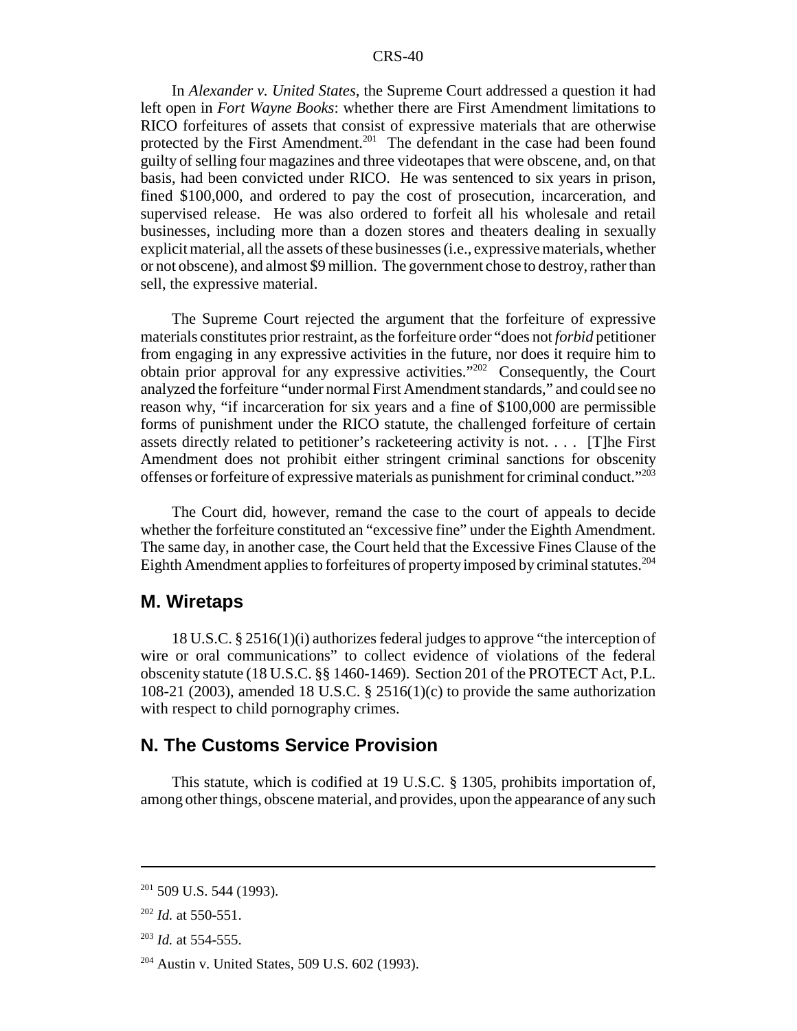In *Alexander v. United States*, the Supreme Court addressed a question it had left open in *Fort Wayne Books*: whether there are First Amendment limitations to RICO forfeitures of assets that consist of expressive materials that are otherwise protected by the First Amendment.[201] The defendant in the case had been found guilty of selling four magazines and three videotapes that were obscene, and, on that basis, had been convicted under RICO. He was sentenced to six years in prison, fined $100,000, and ordered to pay the cost of prosecution, incarceration, and supervised release. He was also ordered to forfeit all his wholesale and retail businesses, including more than a dozen stores and theaters dealing in sexually explicit material, all the assets of these businesses (i.e., expressive materials, whether or not obscene), and almost $9 million. The government chose to destroy, rather than sell, the expressive material.

The Supreme Court rejected the argument that the forfeiture of expressive materials constitutes prior restraint, as the forfeiture order "does not *forbid* petitioner from engaging in any expressive activities in the future, nor does it require him to obtain prior approval for any expressive activities."[202] Consequently, the Court analyzed the forfeiture "under normal First Amendment standards," and could see no reason why, "if incarceration for six years and a fine of $100,000 are permissible forms of punishment under the RICO statute, the challenged forfeiture of certain assets directly related to petitioner's racketeering activity is not. . . . [T]he First Amendment does not prohibit either stringent criminal sanctions for obscenity offenses or forfeiture of expressive materials as punishment for criminal conduct."[203]

The Court did, however, remand the case to the court of appeals to decide whether the forfeiture constituted an "excessive fine" under the Eighth Amendment. The same day, in another case, the Court held that the Excessive Fines Clause of the Eighth Amendment applies to forfeitures of property imposed by criminal statutes.[204]

## M. Wiretaps

18 U.S.C. § 2516(1)(i) authorizes federal judges to approve "the interception of wire or oral communications" to collect evidence of violations of the federal obscenity statute (18 U.S.C. §§ 1460-1469). Section 201 of the PROTECT Act, P.L. 108-21 (2003), amended 18 U.S.C. § 2516(1)(c) to provide the same authorization with respect to child pornography crimes.

## N. The Customs Service Provision

This statute, which is codified at 19 U.S.C. § 1305, prohibits importation of, among other things, obscene material, and provides, upon the appearance of any such

---

[201] 509 U.S. 544 (1993).

[202] *Id.* at 550-551.

[203] *Id.* at 554-555.

[204] Austin v. United States, 509 U.S. 602 (1993).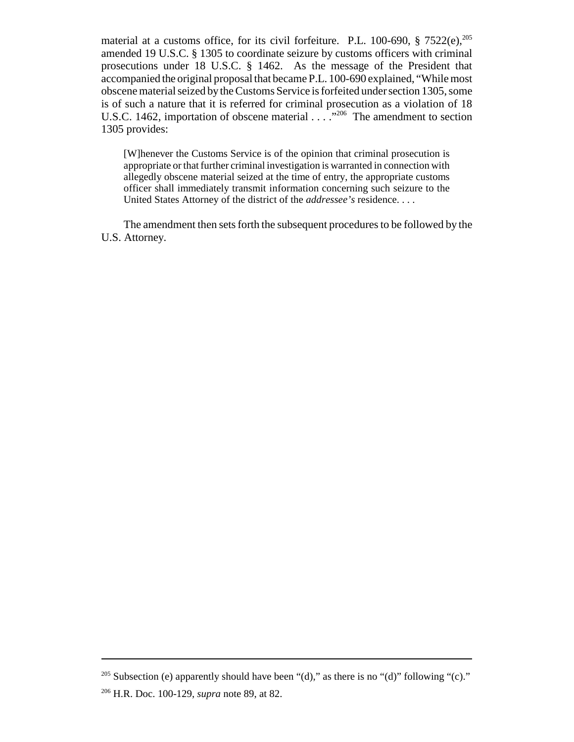material at a customs office, for its civil forfeiture. P.L. 100-690, § 7522(e),[205] amended 19 U.S.C. § 1305 to coordinate seizure by customs officers with criminal prosecutions under 18 U.S.C. § 1462. As the message of the President that accompanied the original proposal that became P.L. 100-690 explained, "While most obscene material seized by the Customs Service is forfeited under section 1305, some is of such a nature that it is referred for criminal prosecution as a violation of 18 U.S.C. 1462, importation of obscene material . . . ."[206] The amendment to section 1305 provides:

> [W]henever the Customs Service is of the opinion that criminal prosecution is appropriate or that further criminal investigation is warranted in connection with allegedly obscene material seized at the time of entry, the appropriate customs officer shall immediately transmit information concerning such seizure to the United States Attorney of the district of the *addressee's* residence. . . .

The amendment then sets forth the subsequent procedures to be followed by the U.S. Attorney.

---

[205] Subsection (e) apparently should have been "(d)," as there is no "(d)" following "(c)."

[206] H.R. Doc. 100-129, *supra* note 89, at 82.